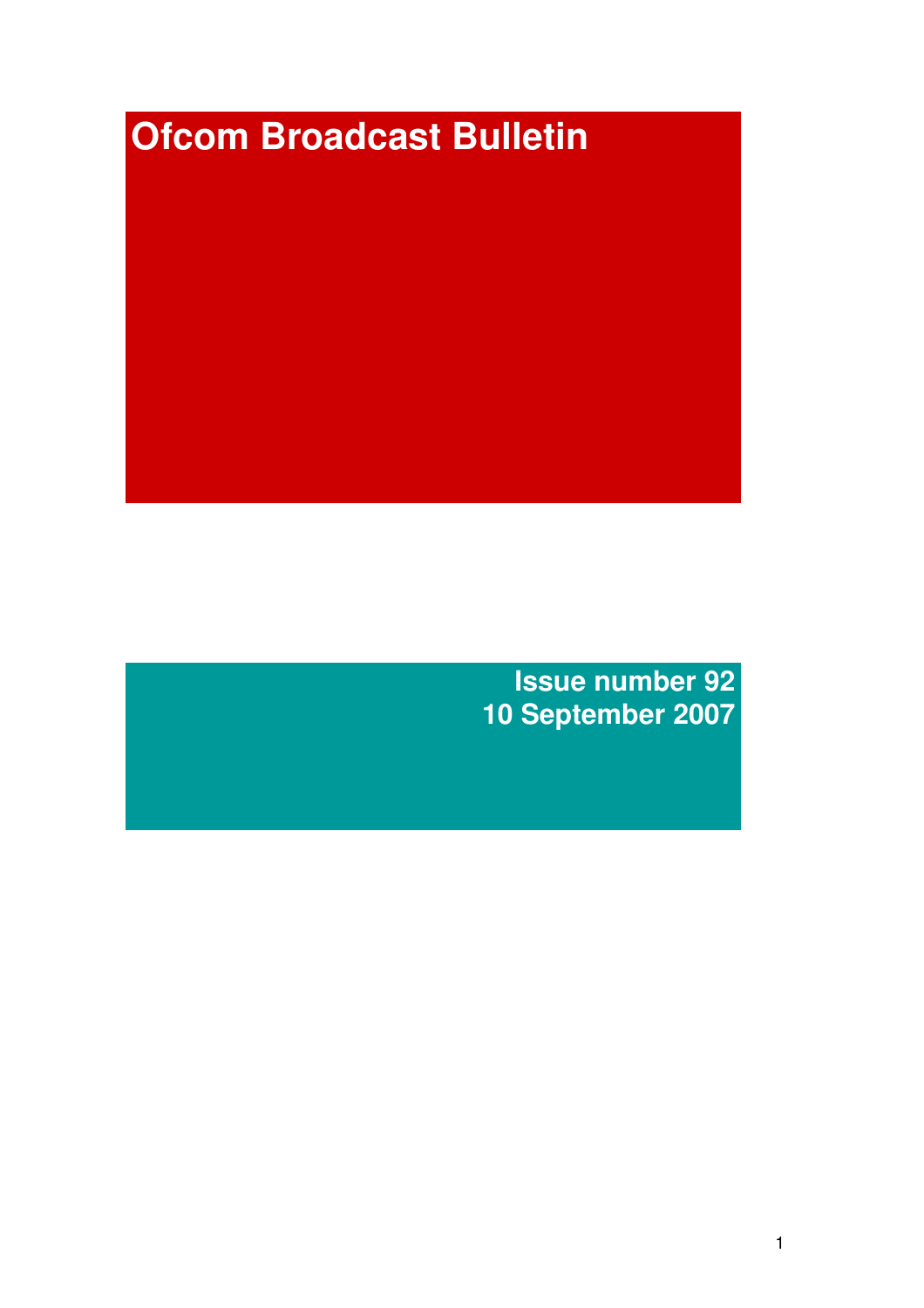# Ofcom Broadcast Bulletin

**Issue number 92**
**10 September 2007**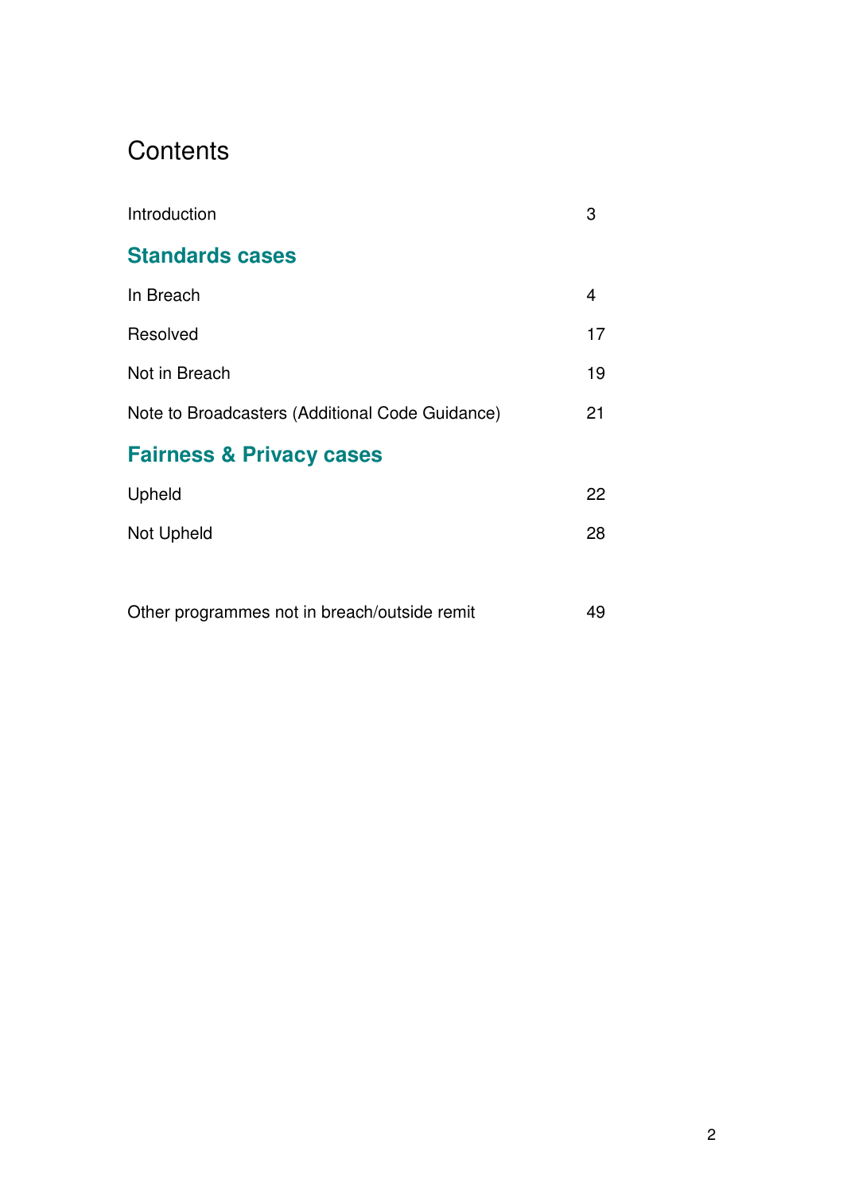# Contents

| | |
|---|---|
| Introduction | 3 |
| **Standards cases** | |
| In Breach | 4 |
| Resolved | 17 |
| Not in Breach | 19 |
| Note to Broadcasters (Additional Code Guidance) | 21 |
| **Fairness & Privacy cases** | |
| Upheld | 22 |
| Not Upheld | 28 |
| | |
| Other programmes not in breach/outside remit | 49 |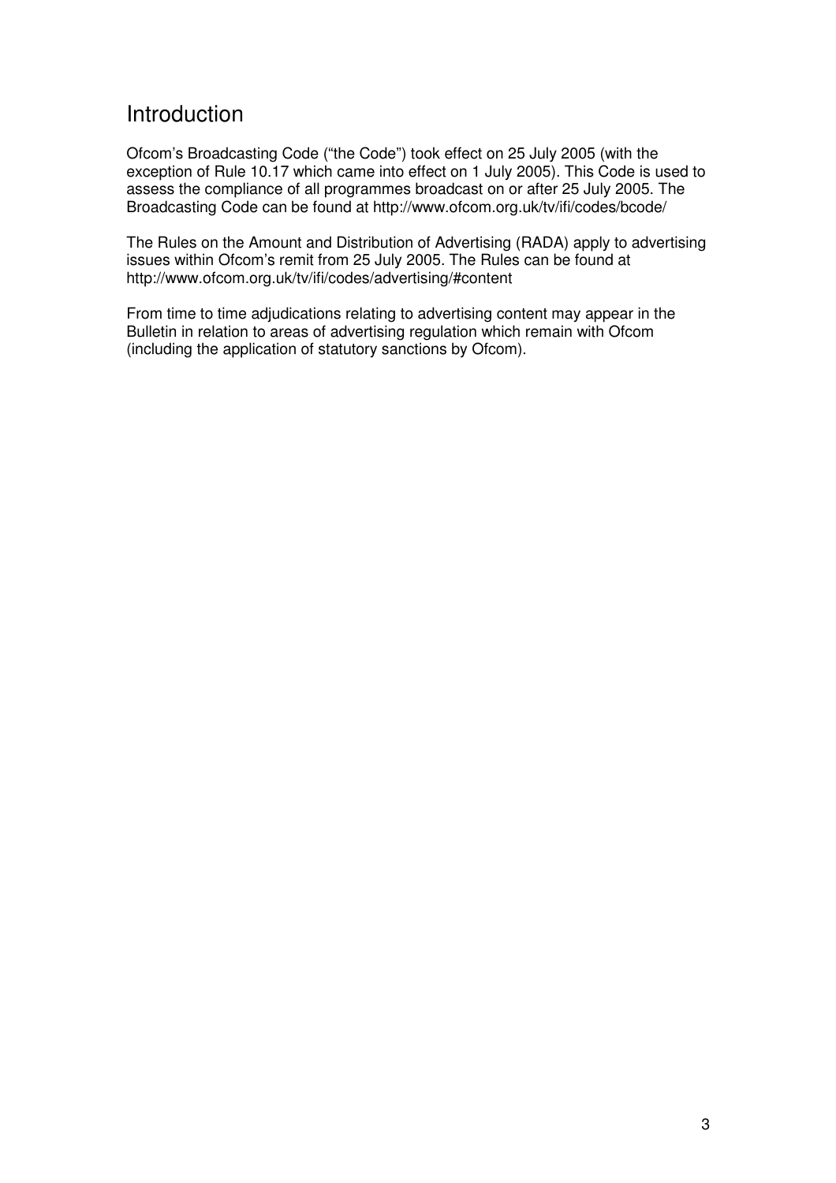# Introduction

Ofcom's Broadcasting Code ("the Code") took effect on 25 July 2005 (with the exception of Rule 10.17 which came into effect on 1 July 2005). This Code is used to assess the compliance of all programmes broadcast on or after 25 July 2005. The Broadcasting Code can be found at http://www.ofcom.org.uk/tv/ifi/codes/bcode/

The Rules on the Amount and Distribution of Advertising (RADA) apply to advertising issues within Ofcom's remit from 25 July 2005. The Rules can be found at http://www.ofcom.org.uk/tv/ifi/codes/advertising/#content

From time to time adjudications relating to advertising content may appear in the Bulletin in relation to areas of advertising regulation which remain with Ofcom (including the application of statutory sanctions by Ofcom).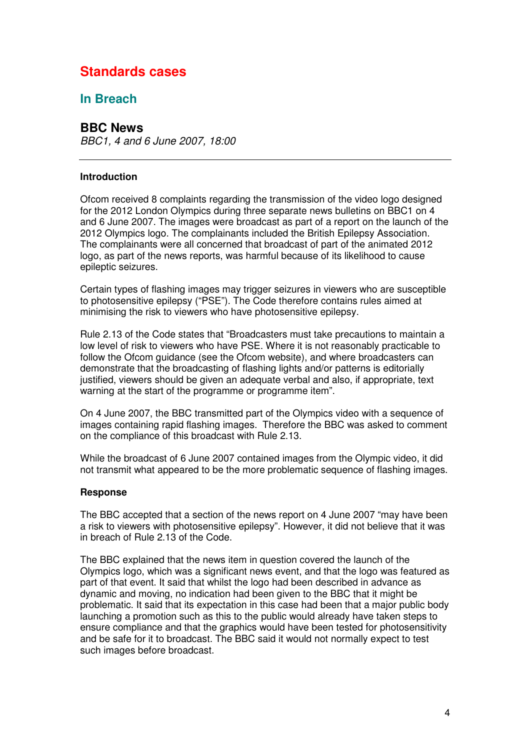# Standards cases

## In Breach

### BBC News

*BBC1, 4 and 6 June 2007, 18:00*

---

**Introduction**

Ofcom received 8 complaints regarding the transmission of the video logo designed for the 2012 London Olympics during three separate news bulletins on BBC1 on 4 and 6 June 2007. The images were broadcast as part of a report on the launch of the 2012 Olympics logo. The complainants included the British Epilepsy Association. The complainants were all concerned that broadcast of part of the animated 2012 logo, as part of the news reports, was harmful because of its likelihood to cause epileptic seizures.

Certain types of flashing images may trigger seizures in viewers who are susceptible to photosensitive epilepsy ("PSE"). The Code therefore contains rules aimed at minimising the risk to viewers who have photosensitive epilepsy.

Rule 2.13 of the Code states that "Broadcasters must take precautions to maintain a low level of risk to viewers who have PSE. Where it is not reasonably practicable to follow the Ofcom guidance (see the Ofcom website), and where broadcasters can demonstrate that the broadcasting of flashing lights and/or patterns is editorially justified, viewers should be given an adequate verbal and also, if appropriate, text warning at the start of the programme or programme item".

On 4 June 2007, the BBC transmitted part of the Olympics video with a sequence of images containing rapid flashing images. Therefore the BBC was asked to comment on the compliance of this broadcast with Rule 2.13.

While the broadcast of 6 June 2007 contained images from the Olympic video, it did not transmit what appeared to be the more problematic sequence of flashing images.

**Response**

The BBC accepted that a section of the news report on 4 June 2007 "may have been a risk to viewers with photosensitive epilepsy". However, it did not believe that it was in breach of Rule 2.13 of the Code.

The BBC explained that the news item in question covered the launch of the Olympics logo, which was a significant news event, and that the logo was featured as part of that event. It said that whilst the logo had been described in advance as dynamic and moving, no indication had been given to the BBC that it might be problematic. It said that its expectation in this case had been that a major public body launching a promotion such as this to the public would already have taken steps to ensure compliance and that the graphics would have been tested for photosensitivity and be safe for it to broadcast. The BBC said it would not normally expect to test such images before broadcast.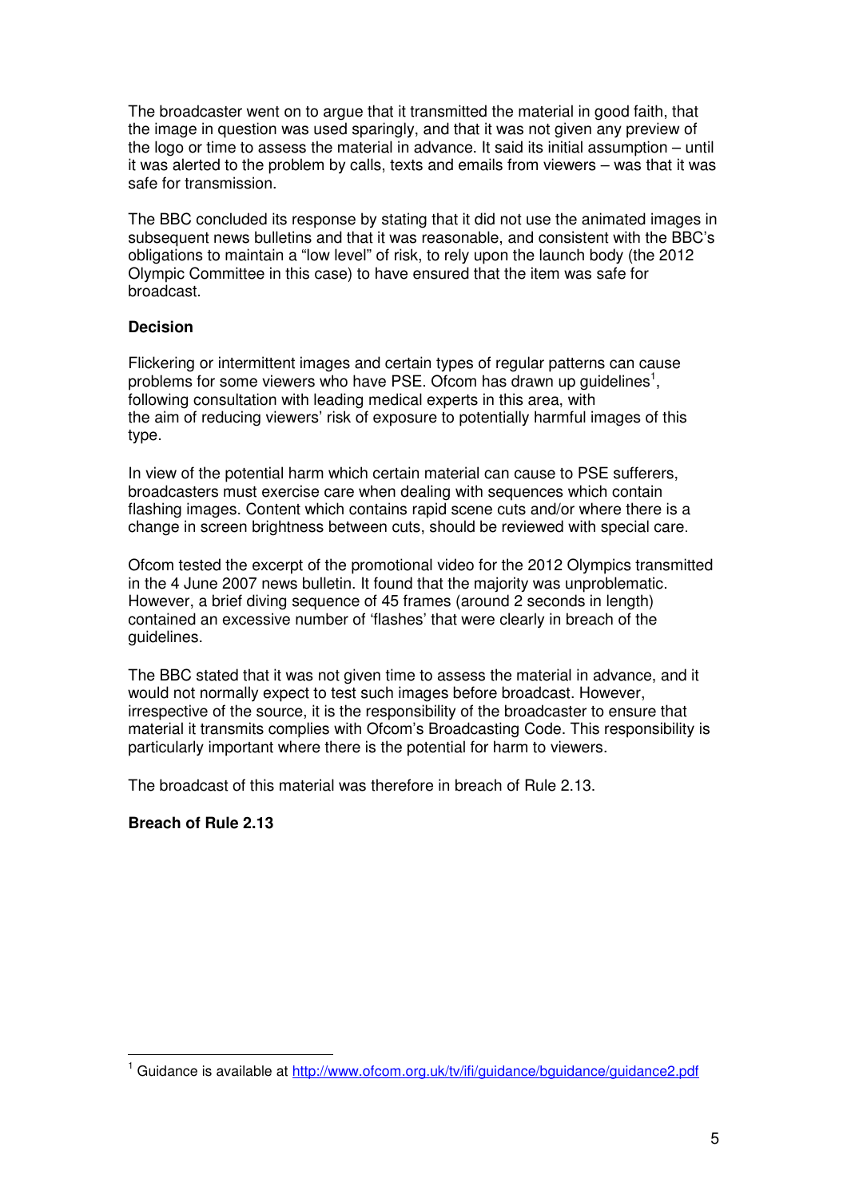The broadcaster went on to argue that it transmitted the material in good faith, that the image in question was used sparingly, and that it was not given any preview of the logo or time to assess the material in advance. It said its initial assumption – until it was alerted to the problem by calls, texts and emails from viewers – was that it was safe for transmission.

The BBC concluded its response by stating that it did not use the animated images in subsequent news bulletins and that it was reasonable, and consistent with the BBC's obligations to maintain a "low level" of risk, to rely upon the launch body (the 2012 Olympic Committee in this case) to have ensured that the item was safe for broadcast.

**Decision**

Flickering or intermittent images and certain types of regular patterns can cause problems for some viewers who have PSE. Ofcom has drawn up guidelines[1], following consultation with leading medical experts in this area, with the aim of reducing viewers' risk of exposure to potentially harmful images of this type.

In view of the potential harm which certain material can cause to PSE sufferers, broadcasters must exercise care when dealing with sequences which contain flashing images. Content which contains rapid scene cuts and/or where there is a change in screen brightness between cuts, should be reviewed with special care.

Ofcom tested the excerpt of the promotional video for the 2012 Olympics transmitted in the 4 June 2007 news bulletin. It found that the majority was unproblematic. However, a brief diving sequence of 45 frames (around 2 seconds in length) contained an excessive number of 'flashes' that were clearly in breach of the guidelines.

The BBC stated that it was not given time to assess the material in advance, and it would not normally expect to test such images before broadcast. However, irrespective of the source, it is the responsibility of the broadcaster to ensure that material it transmits complies with Ofcom's Broadcasting Code. This responsibility is particularly important where there is the potential for harm to viewers.

The broadcast of this material was therefore in breach of Rule 2.13.

**Breach of Rule 2.13**

---

[1] Guidance is available at http://www.ofcom.org.uk/tv/ifi/guidance/bguidance/guidance2.pdf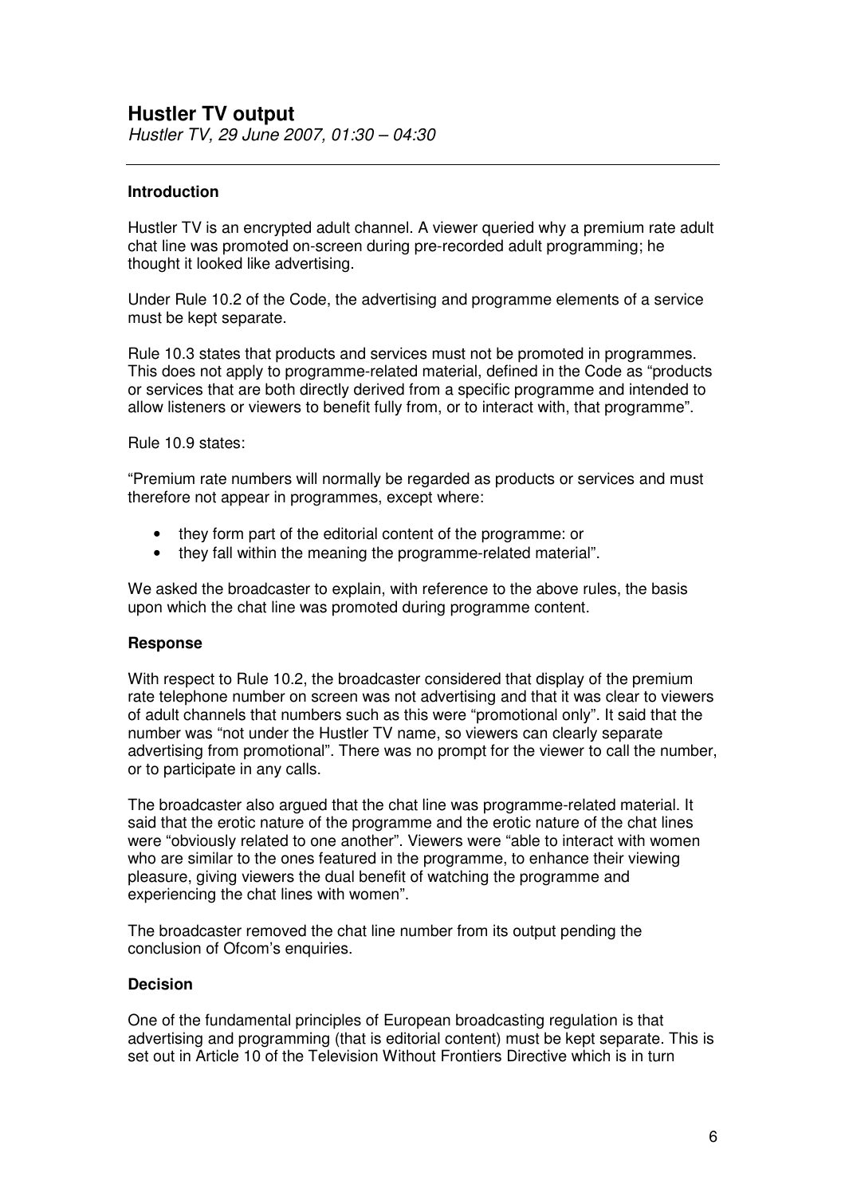## Hustler TV output

*Hustler TV, 29 June 2007, 01:30 – 04:30*

---

**Introduction**

Hustler TV is an encrypted adult channel. A viewer queried why a premium rate adult chat line was promoted on-screen during pre-recorded adult programming; he thought it looked like advertising.

Under Rule 10.2 of the Code, the advertising and programme elements of a service must be kept separate.

Rule 10.3 states that products and services must not be promoted in programmes. This does not apply to programme-related material, defined in the Code as "products or services that are both directly derived from a specific programme and intended to allow listeners or viewers to benefit fully from, or to interact with, that programme".

Rule 10.9 states:

"Premium rate numbers will normally be regarded as products or services and must therefore not appear in programmes, except where:

- they form part of the editorial content of the programme: or
- they fall within the meaning the programme-related material".

We asked the broadcaster to explain, with reference to the above rules, the basis upon which the chat line was promoted during programme content.

**Response**

With respect to Rule 10.2, the broadcaster considered that display of the premium rate telephone number on screen was not advertising and that it was clear to viewers of adult channels that numbers such as this were "promotional only". It said that the number was "not under the Hustler TV name, so viewers can clearly separate advertising from promotional". There was no prompt for the viewer to call the number, or to participate in any calls.

The broadcaster also argued that the chat line was programme-related material. It said that the erotic nature of the programme and the erotic nature of the chat lines were "obviously related to one another". Viewers were "able to interact with women who are similar to the ones featured in the programme, to enhance their viewing pleasure, giving viewers the dual benefit of watching the programme and experiencing the chat lines with women".

The broadcaster removed the chat line number from its output pending the conclusion of Ofcom's enquiries.

**Decision**

One of the fundamental principles of European broadcasting regulation is that advertising and programming (that is editorial content) must be kept separate. This is set out in Article 10 of the Television Without Frontiers Directive which is in turn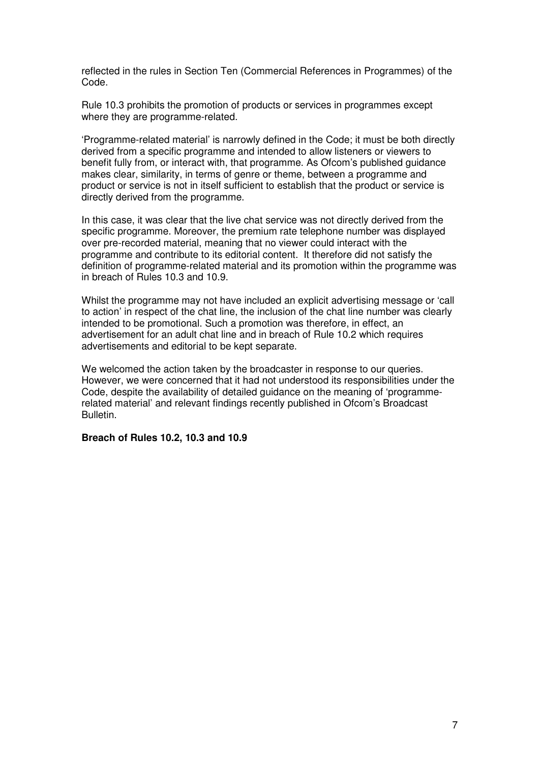reflected in the rules in Section Ten (Commercial References in Programmes) of the Code.

Rule 10.3 prohibits the promotion of products or services in programmes except where they are programme-related.

'Programme-related material' is narrowly defined in the Code; it must be both directly derived from a specific programme and intended to allow listeners or viewers to benefit fully from, or interact with, that programme. As Ofcom's published guidance makes clear, similarity, in terms of genre or theme, between a programme and product or service is not in itself sufficient to establish that the product or service is directly derived from the programme.

In this case, it was clear that the live chat service was not directly derived from the specific programme. Moreover, the premium rate telephone number was displayed over pre-recorded material, meaning that no viewer could interact with the programme and contribute to its editorial content. It therefore did not satisfy the definition of programme-related material and its promotion within the programme was in breach of Rules 10.3 and 10.9.

Whilst the programme may not have included an explicit advertising message or 'call to action' in respect of the chat line, the inclusion of the chat line number was clearly intended to be promotional. Such a promotion was therefore, in effect, an advertisement for an adult chat line and in breach of Rule 10.2 which requires advertisements and editorial to be kept separate.

We welcomed the action taken by the broadcaster in response to our queries. However, we were concerned that it had not understood its responsibilities under the Code, despite the availability of detailed guidance on the meaning of 'programme-related material' and relevant findings recently published in Ofcom's Broadcast Bulletin.

**Breach of Rules 10.2, 10.3 and 10.9**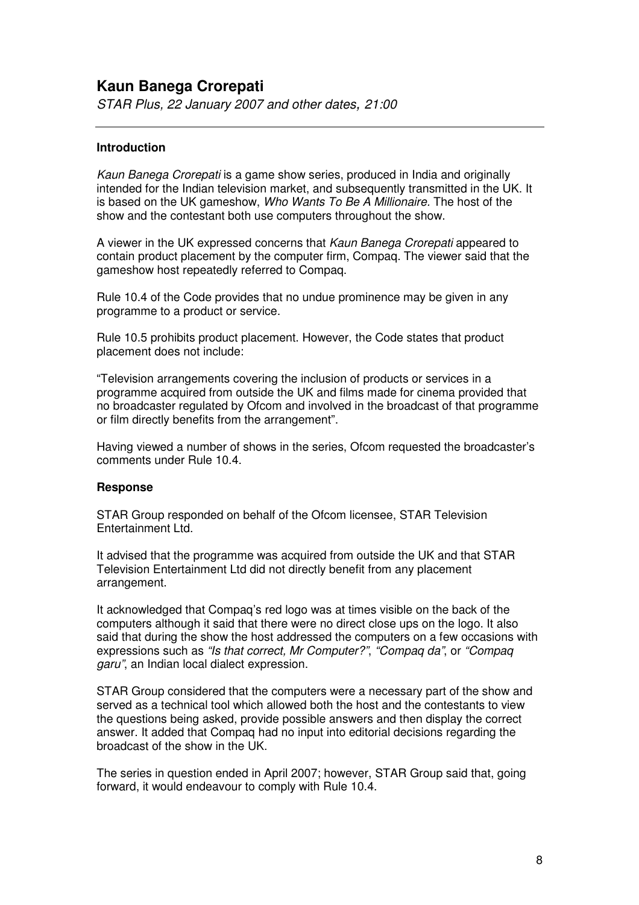## Kaun Banega Crorepati

*STAR Plus, 22 January 2007 and other dates, 21:00*

---

### Introduction

*Kaun Banega Crorepati* is a game show series, produced in India and originally intended for the Indian television market, and subsequently transmitted in the UK. It is based on the UK gameshow, *Who Wants To Be A Millionaire*. The host of the show and the contestant both use computers throughout the show.

A viewer in the UK expressed concerns that *Kaun Banega Crorepati* appeared to contain product placement by the computer firm, Compaq. The viewer said that the gameshow host repeatedly referred to Compaq.

Rule 10.4 of the Code provides that no undue prominence may be given in any programme to a product or service.

Rule 10.5 prohibits product placement. However, the Code states that product placement does not include:

"Television arrangements covering the inclusion of products or services in a programme acquired from outside the UK and films made for cinema provided that no broadcaster regulated by Ofcom and involved in the broadcast of that programme or film directly benefits from the arrangement".

Having viewed a number of shows in the series, Ofcom requested the broadcaster's comments under Rule 10.4.

### Response

STAR Group responded on behalf of the Ofcom licensee, STAR Television Entertainment Ltd.

It advised that the programme was acquired from outside the UK and that STAR Television Entertainment Ltd did not directly benefit from any placement arrangement.

It acknowledged that Compaq's red logo was at times visible on the back of the computers although it said that there were no direct close ups on the logo. It also said that during the show the host addressed the computers on a few occasions with expressions such as *"Is that correct, Mr Computer?"*, *"Compaq da"*, or *"Compaq garu"*, an Indian local dialect expression.

STAR Group considered that the computers were a necessary part of the show and served as a technical tool which allowed both the host and the contestants to view the questions being asked, provide possible answers and then display the correct answer. It added that Compaq had no input into editorial decisions regarding the broadcast of the show in the UK.

The series in question ended in April 2007; however, STAR Group said that, going forward, it would endeavour to comply with Rule 10.4.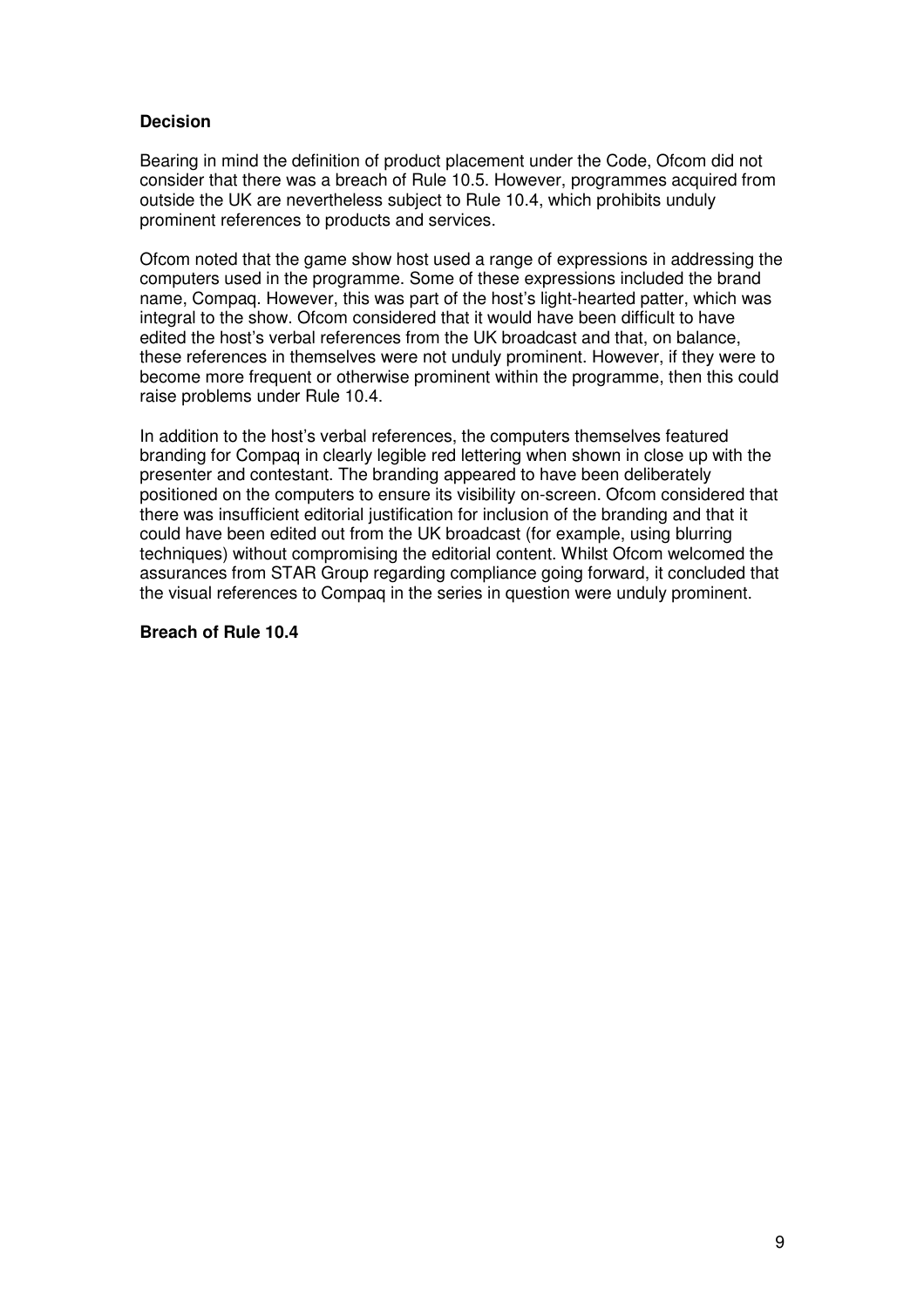**Decision**

Bearing in mind the definition of product placement under the Code, Ofcom did not consider that there was a breach of Rule 10.5. However, programmes acquired from outside the UK are nevertheless subject to Rule 10.4, which prohibits unduly prominent references to products and services.

Ofcom noted that the game show host used a range of expressions in addressing the computers used in the programme. Some of these expressions included the brand name, Compaq. However, this was part of the host's light-hearted patter, which was integral to the show. Ofcom considered that it would have been difficult to have edited the host's verbal references from the UK broadcast and that, on balance, these references in themselves were not unduly prominent. However, if they were to become more frequent or otherwise prominent within the programme, then this could raise problems under Rule 10.4.

In addition to the host's verbal references, the computers themselves featured branding for Compaq in clearly legible red lettering when shown in close up with the presenter and contestant. The branding appeared to have been deliberately positioned on the computers to ensure its visibility on-screen. Ofcom considered that there was insufficient editorial justification for inclusion of the branding and that it could have been edited out from the UK broadcast (for example, using blurring techniques) without compromising the editorial content. Whilst Ofcom welcomed the assurances from STAR Group regarding compliance going forward, it concluded that the visual references to Compaq in the series in question were unduly prominent.

**Breach of Rule 10.4**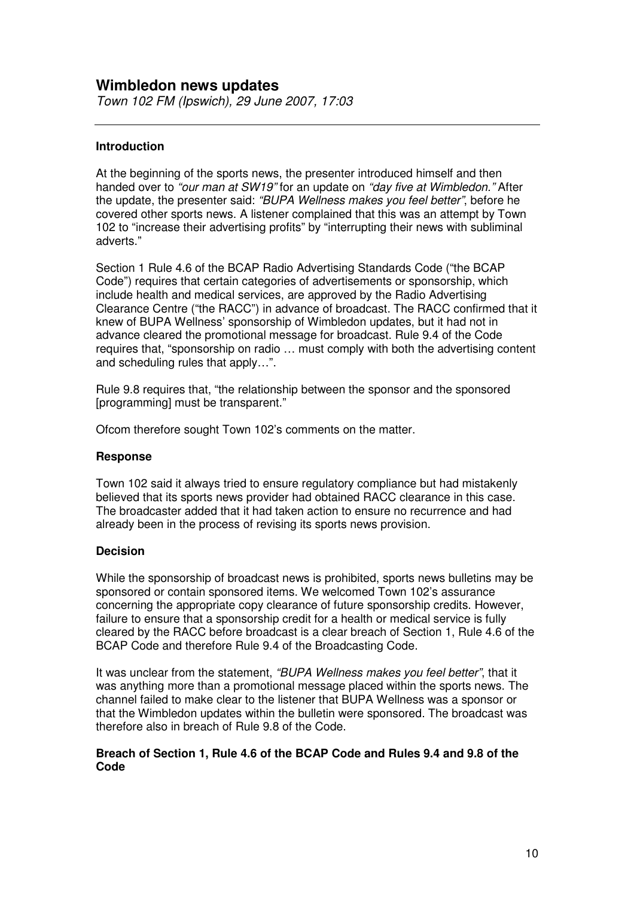## Wimbledon news updates

*Town 102 FM (Ipswich), 29 June 2007, 17:03*

---

### Introduction

At the beginning of the sports news, the presenter introduced himself and then handed over to *"our man at SW19"* for an update on *"day five at Wimbledon."* After the update, the presenter said: *"BUPA Wellness makes you feel better"*, before he covered other sports news. A listener complained that this was an attempt by Town 102 to "increase their advertising profits" by "interrupting their news with subliminal adverts."

Section 1 Rule 4.6 of the BCAP Radio Advertising Standards Code ("the BCAP Code") requires that certain categories of advertisements or sponsorship, which include health and medical services, are approved by the Radio Advertising Clearance Centre ("the RACC") in advance of broadcast. The RACC confirmed that it knew of BUPA Wellness' sponsorship of Wimbledon updates, but it had not in advance cleared the promotional message for broadcast. Rule 9.4 of the Code requires that, "sponsorship on radio … must comply with both the advertising content and scheduling rules that apply…".

Rule 9.8 requires that, "the relationship between the sponsor and the sponsored [programming] must be transparent."

Ofcom therefore sought Town 102's comments on the matter.

### Response

Town 102 said it always tried to ensure regulatory compliance but had mistakenly believed that its sports news provider had obtained RACC clearance in this case. The broadcaster added that it had taken action to ensure no recurrence and had already been in the process of revising its sports news provision.

### Decision

While the sponsorship of broadcast news is prohibited, sports news bulletins may be sponsored or contain sponsored items. We welcomed Town 102's assurance concerning the appropriate copy clearance of future sponsorship credits. However, failure to ensure that a sponsorship credit for a health or medical service is fully cleared by the RACC before broadcast is a clear breach of Section 1, Rule 4.6 of the BCAP Code and therefore Rule 9.4 of the Broadcasting Code.

It was unclear from the statement, *"BUPA Wellness makes you feel better"*, that it was anything more than a promotional message placed within the sports news. The channel failed to make clear to the listener that BUPA Wellness was a sponsor or that the Wimbledon updates within the bulletin were sponsored. The broadcast was therefore also in breach of Rule 9.8 of the Code.

**Breach of Section 1, Rule 4.6 of the BCAP Code and Rules 9.4 and 9.8 of the Code**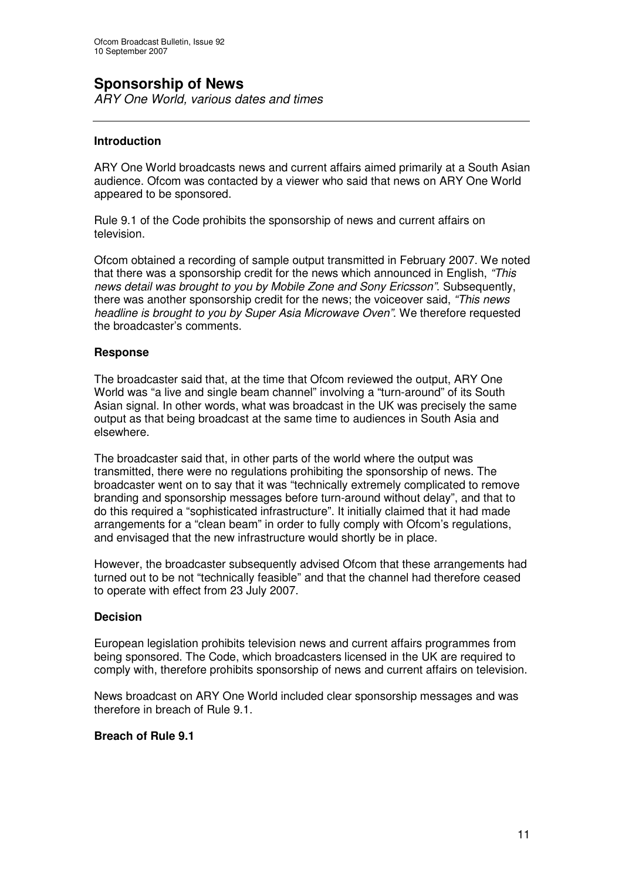# Sponsorship of News

*ARY One World, various dates and times*

---

### Introduction

ARY One World broadcasts news and current affairs aimed primarily at a South Asian audience. Ofcom was contacted by a viewer who said that news on ARY One World appeared to be sponsored.

Rule 9.1 of the Code prohibits the sponsorship of news and current affairs on television.

Ofcom obtained a recording of sample output transmitted in February 2007. We noted that there was a sponsorship credit for the news which announced in English, *"This news detail was brought to you by Mobile Zone and Sony Ericsson"*. Subsequently, there was another sponsorship credit for the news; the voiceover said, *"This news headline is brought to you by Super Asia Microwave Oven"*. We therefore requested the broadcaster's comments.

### Response

The broadcaster said that, at the time that Ofcom reviewed the output, ARY One World was "a live and single beam channel" involving a "turn-around" of its South Asian signal. In other words, what was broadcast in the UK was precisely the same output as that being broadcast at the same time to audiences in South Asia and elsewhere.

The broadcaster said that, in other parts of the world where the output was transmitted, there were no regulations prohibiting the sponsorship of news. The broadcaster went on to say that it was "technically extremely complicated to remove branding and sponsorship messages before turn-around without delay", and that to do this required a "sophisticated infrastructure". It initially claimed that it had made arrangements for a "clean beam" in order to fully comply with Ofcom's regulations, and envisaged that the new infrastructure would shortly be in place.

However, the broadcaster subsequently advised Ofcom that these arrangements had turned out to be not "technically feasible" and that the channel had therefore ceased to operate with effect from 23 July 2007.

### Decision

European legislation prohibits television news and current affairs programmes from being sponsored. The Code, which broadcasters licensed in the UK are required to comply with, therefore prohibits sponsorship of news and current affairs on television.

News broadcast on ARY One World included clear sponsorship messages and was therefore in breach of Rule 9.1.

**Breach of Rule 9.1**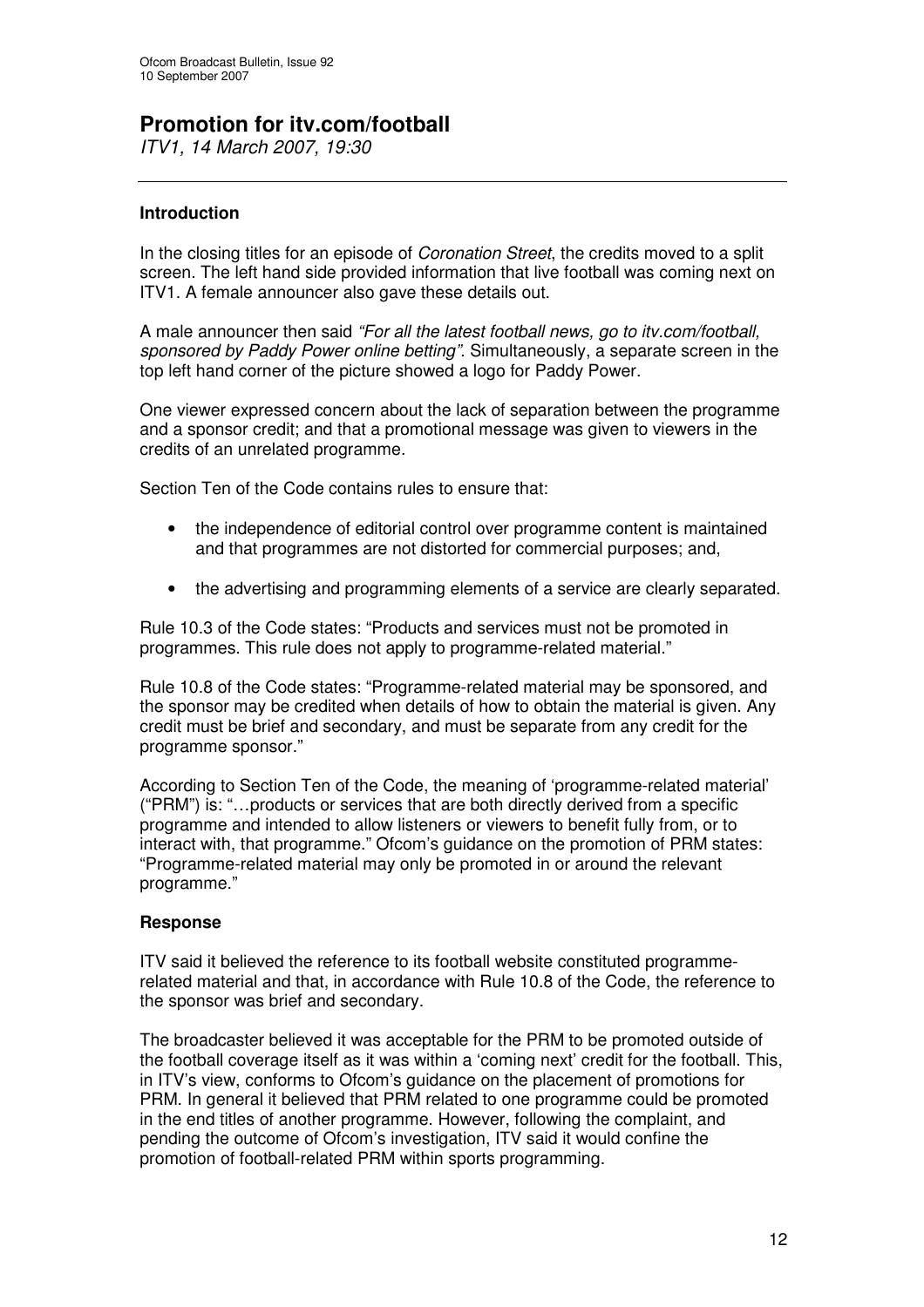# Promotion for itv.com/football

*ITV1, 14 March 2007, 19:30*

---

### Introduction

In the closing titles for an episode of *Coronation Street*, the credits moved to a split screen. The left hand side provided information that live football was coming next on ITV1. A female announcer also gave these details out.

A male announcer then said *"For all the latest football news, go to itv.com/football, sponsored by Paddy Power online betting"*. Simultaneously, a separate screen in the top left hand corner of the picture showed a logo for Paddy Power.

One viewer expressed concern about the lack of separation between the programme and a sponsor credit; and that a promotional message was given to viewers in the credits of an unrelated programme.

Section Ten of the Code contains rules to ensure that:

- the independence of editorial control over programme content is maintained and that programmes are not distorted for commercial purposes; and,
- the advertising and programming elements of a service are clearly separated.

Rule 10.3 of the Code states: "Products and services must not be promoted in programmes. This rule does not apply to programme-related material."

Rule 10.8 of the Code states: "Programme-related material may be sponsored, and the sponsor may be credited when details of how to obtain the material is given. Any credit must be brief and secondary, and must be separate from any credit for the programme sponsor."

According to Section Ten of the Code, the meaning of 'programme-related material' ("PRM") is: "…products or services that are both directly derived from a specific programme and intended to allow listeners or viewers to benefit fully from, or to interact with, that programme." Ofcom's guidance on the promotion of PRM states: "Programme-related material may only be promoted in or around the relevant programme."

### Response

ITV said it believed the reference to its football website constituted programme-related material and that, in accordance with Rule 10.8 of the Code, the reference to the sponsor was brief and secondary.

The broadcaster believed it was acceptable for the PRM to be promoted outside of the football coverage itself as it was within a 'coming next' credit for the football. This, in ITV's view, conforms to Ofcom's guidance on the placement of promotions for PRM. In general it believed that PRM related to one programme could be promoted in the end titles of another programme. However, following the complaint, and pending the outcome of Ofcom's investigation, ITV said it would confine the promotion of football-related PRM within sports programming.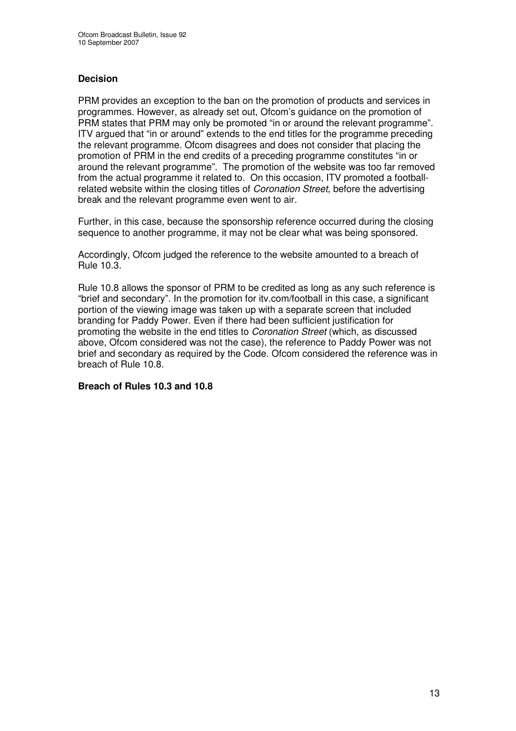### Decision

PRM provides an exception to the ban on the promotion of products and services in programmes. However, as already set out, Ofcom's guidance on the promotion of PRM states that PRM may only be promoted "in or around the relevant programme". ITV argued that "in or around" extends to the end titles for the programme preceding the relevant programme. Ofcom disagrees and does not consider that placing the promotion of PRM in the end credits of a preceding programme constitutes "in or around the relevant programme". The promotion of the website was too far removed from the actual programme it related to. On this occasion, ITV promoted a football-related website within the closing titles of *Coronation Street*, before the advertising break and the relevant programme even went to air.

Further, in this case, because the sponsorship reference occurred during the closing sequence to another programme, it may not be clear what was being sponsored.

Accordingly, Ofcom judged the reference to the website amounted to a breach of Rule 10.3.

Rule 10.8 allows the sponsor of PRM to be credited as long as any such reference is "brief and secondary". In the promotion for itv.com/football in this case, a significant portion of the viewing image was taken up with a separate screen that included branding for Paddy Power. Even if there had been sufficient justification for promoting the website in the end titles to *Coronation Street* (which, as discussed above, Ofcom considered was not the case), the reference to Paddy Power was not brief and secondary as required by the Code. Ofcom considered the reference was in breach of Rule 10.8.

**Breach of Rules 10.3 and 10.8**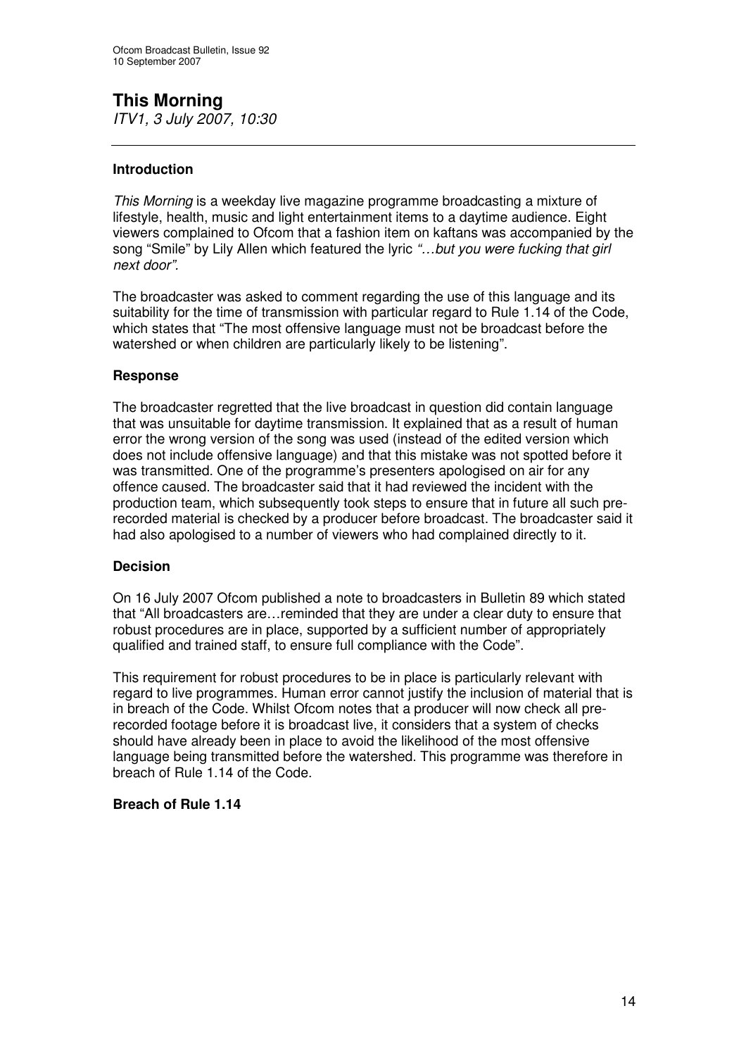# This Morning

*ITV1, 3 July 2007, 10:30*

---

**Introduction**

*This Morning* is a weekday live magazine programme broadcasting a mixture of lifestyle, health, music and light entertainment items to a daytime audience. Eight viewers complained to Ofcom that a fashion item on kaftans was accompanied by the song "Smile" by Lily Allen which featured the lyric *"…but you were fucking that girl next door".*

The broadcaster was asked to comment regarding the use of this language and its suitability for the time of transmission with particular regard to Rule 1.14 of the Code, which states that "The most offensive language must not be broadcast before the watershed or when children are particularly likely to be listening".

**Response**

The broadcaster regretted that the live broadcast in question did contain language that was unsuitable for daytime transmission. It explained that as a result of human error the wrong version of the song was used (instead of the edited version which does not include offensive language) and that this mistake was not spotted before it was transmitted. One of the programme's presenters apologised on air for any offence caused. The broadcaster said that it had reviewed the incident with the production team, which subsequently took steps to ensure that in future all such pre-recorded material is checked by a producer before broadcast. The broadcaster said it had also apologised to a number of viewers who had complained directly to it.

**Decision**

On 16 July 2007 Ofcom published a note to broadcasters in Bulletin 89 which stated that "All broadcasters are…reminded that they are under a clear duty to ensure that robust procedures are in place, supported by a sufficient number of appropriately qualified and trained staff, to ensure full compliance with the Code".

This requirement for robust procedures to be in place is particularly relevant with regard to live programmes. Human error cannot justify the inclusion of material that is in breach of the Code. Whilst Ofcom notes that a producer will now check all pre-recorded footage before it is broadcast live, it considers that a system of checks should have already been in place to avoid the likelihood of the most offensive language being transmitted before the watershed. This programme was therefore in breach of Rule 1.14 of the Code.

**Breach of Rule 1.14**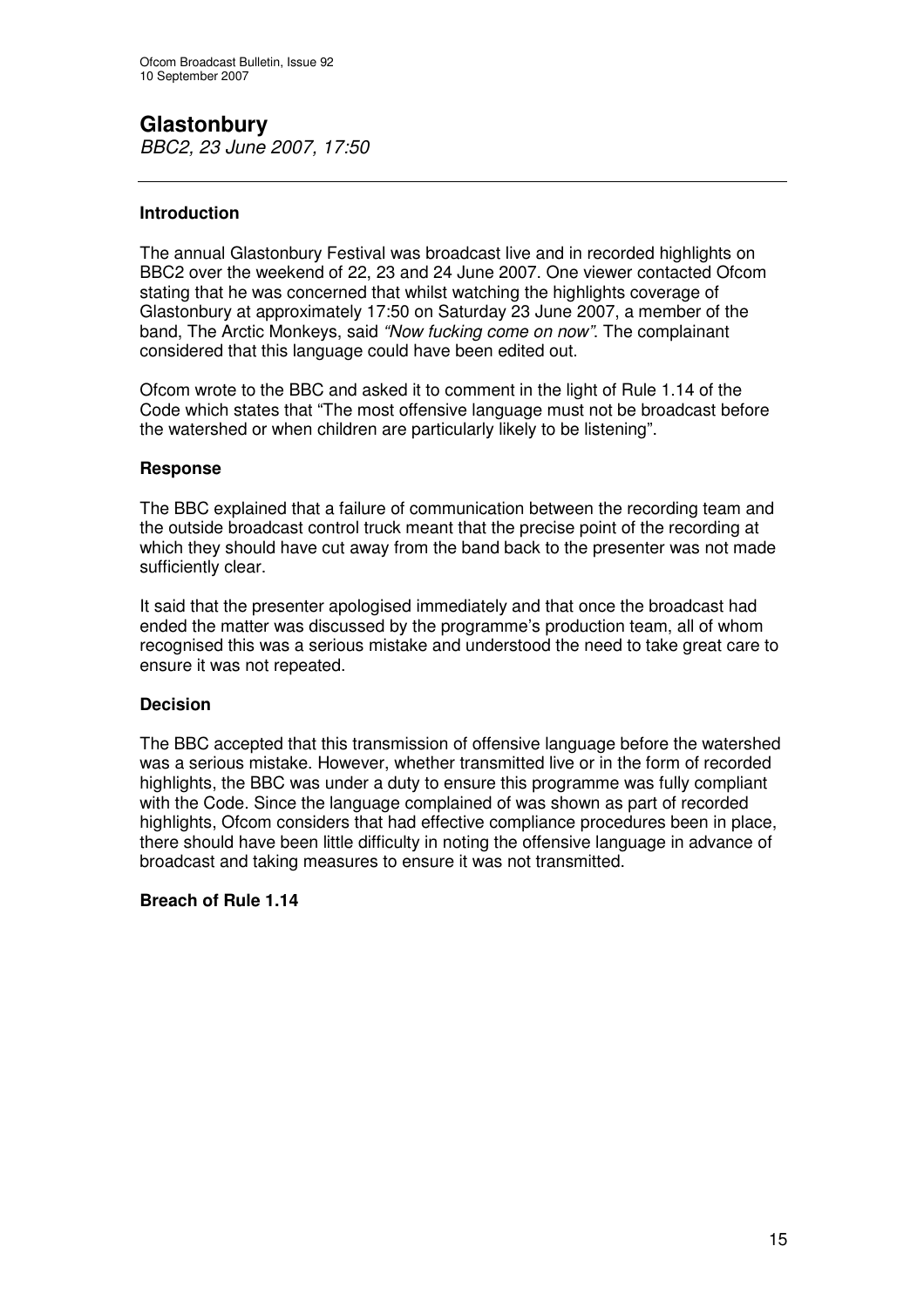# Glastonbury

*BBC2, 23 June 2007, 17:50*

---

### Introduction

The annual Glastonbury Festival was broadcast live and in recorded highlights on BBC2 over the weekend of 22, 23 and 24 June 2007. One viewer contacted Ofcom stating that he was concerned that whilst watching the highlights coverage of Glastonbury at approximately 17:50 on Saturday 23 June 2007, a member of the band, The Arctic Monkeys, said *"Now fucking come on now"*. The complainant considered that this language could have been edited out.

Ofcom wrote to the BBC and asked it to comment in the light of Rule 1.14 of the Code which states that "The most offensive language must not be broadcast before the watershed or when children are particularly likely to be listening".

### Response

The BBC explained that a failure of communication between the recording team and the outside broadcast control truck meant that the precise point of the recording at which they should have cut away from the band back to the presenter was not made sufficiently clear.

It said that the presenter apologised immediately and that once the broadcast had ended the matter was discussed by the programme's production team, all of whom recognised this was a serious mistake and understood the need to take great care to ensure it was not repeated.

### Decision

The BBC accepted that this transmission of offensive language before the watershed was a serious mistake. However, whether transmitted live or in the form of recorded highlights, the BBC was under a duty to ensure this programme was fully compliant with the Code. Since the language complained of was shown as part of recorded highlights, Ofcom considers that had effective compliance procedures been in place, there should have been little difficulty in noting the offensive language in advance of broadcast and taking measures to ensure it was not transmitted.

**Breach of Rule 1.14**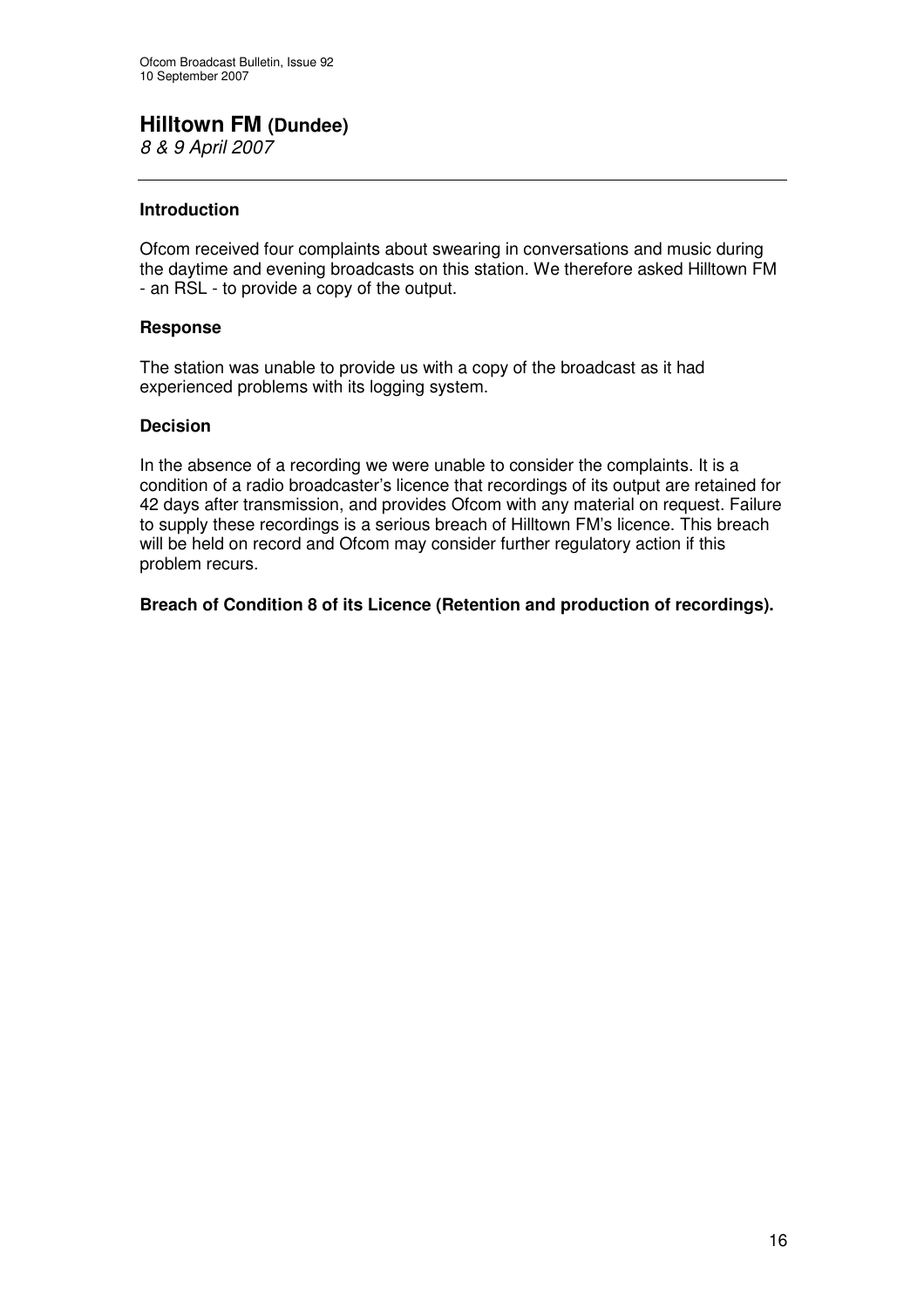# Hilltown FM (Dundee)

*8 & 9 April 2007*

---

### Introduction

Ofcom received four complaints about swearing in conversations and music during the daytime and evening broadcasts on this station. We therefore asked Hilltown FM - an RSL - to provide a copy of the output.

### Response

The station was unable to provide us with a copy of the broadcast as it had experienced problems with its logging system.

### Decision

In the absence of a recording we were unable to consider the complaints. It is a condition of a radio broadcaster's licence that recordings of its output are retained for 42 days after transmission, and provides Ofcom with any material on request. Failure to supply these recordings is a serious breach of Hilltown FM's licence. This breach will be held on record and Ofcom may consider further regulatory action if this problem recurs.

**Breach of Condition 8 of its Licence (Retention and production of recordings).**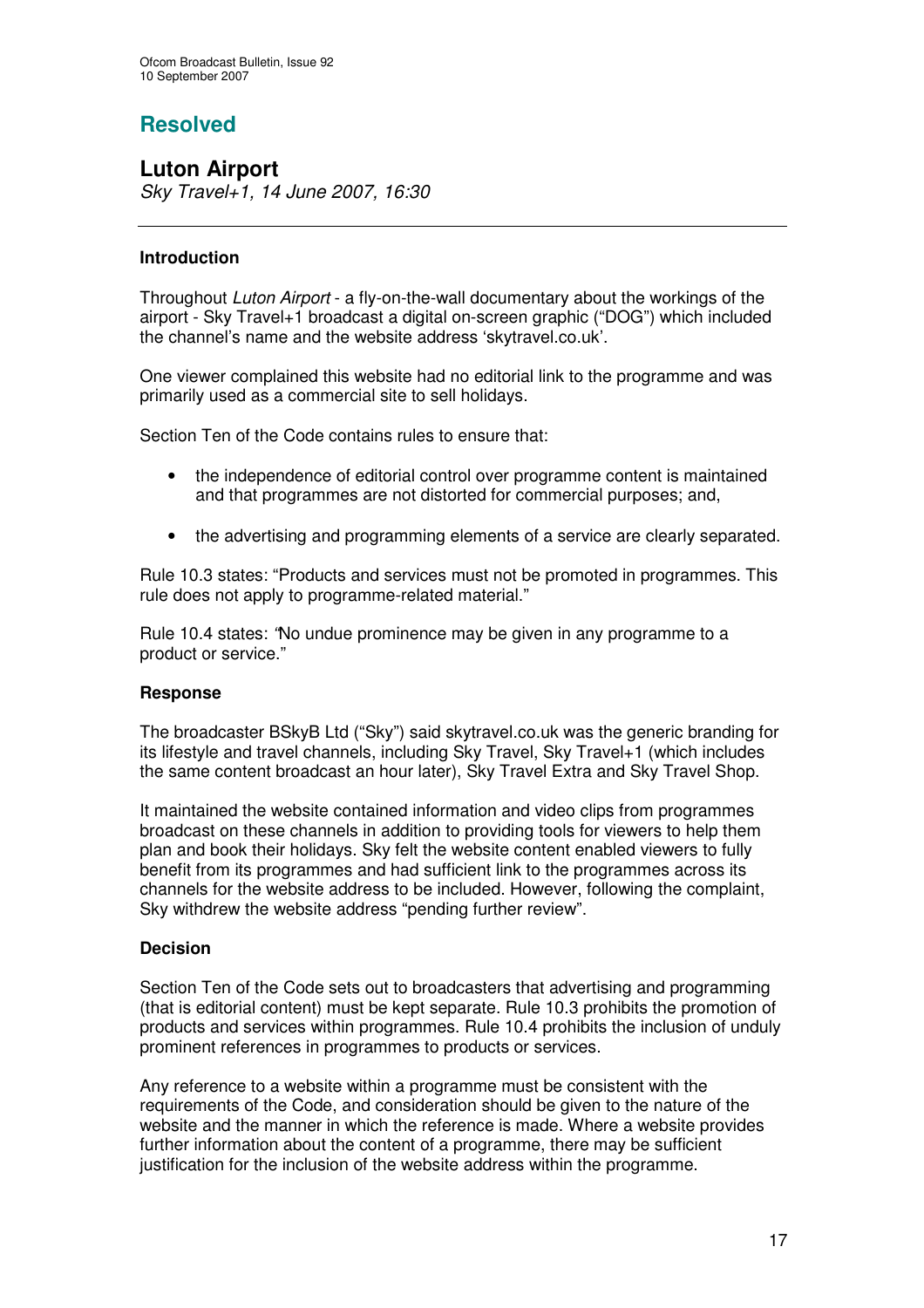# Resolved

## Luton Airport

*Sky Travel+1, 14 June 2007, 16:30*

---

### Introduction

Throughout *Luton Airport* - a fly-on-the-wall documentary about the workings of the airport - Sky Travel+1 broadcast a digital on-screen graphic ("DOG") which included the channel's name and the website address 'skytravel.co.uk'.

One viewer complained this website had no editorial link to the programme and was primarily used as a commercial site to sell holidays.

Section Ten of the Code contains rules to ensure that:

- the independence of editorial control over programme content is maintained and that programmes are not distorted for commercial purposes; and,
- the advertising and programming elements of a service are clearly separated.

Rule 10.3 states: "Products and services must not be promoted in programmes. This rule does not apply to programme-related material."

Rule 10.4 states: "No undue prominence may be given in any programme to a product or service."

### Response

The broadcaster BSkyB Ltd ("Sky") said skytravel.co.uk was the generic branding for its lifestyle and travel channels, including Sky Travel, Sky Travel+1 (which includes the same content broadcast an hour later), Sky Travel Extra and Sky Travel Shop.

It maintained the website contained information and video clips from programmes broadcast on these channels in addition to providing tools for viewers to help them plan and book their holidays. Sky felt the website content enabled viewers to fully benefit from its programmes and had sufficient link to the programmes across its channels for the website address to be included. However, following the complaint, Sky withdrew the website address "pending further review".

### Decision

Section Ten of the Code sets out to broadcasters that advertising and programming (that is editorial content) must be kept separate. Rule 10.3 prohibits the promotion of products and services within programmes. Rule 10.4 prohibits the inclusion of unduly prominent references in programmes to products or services.

Any reference to a website within a programme must be consistent with the requirements of the Code, and consideration should be given to the nature of the website and the manner in which the reference is made. Where a website provides further information about the content of a programme, there may be sufficient justification for the inclusion of the website address within the programme.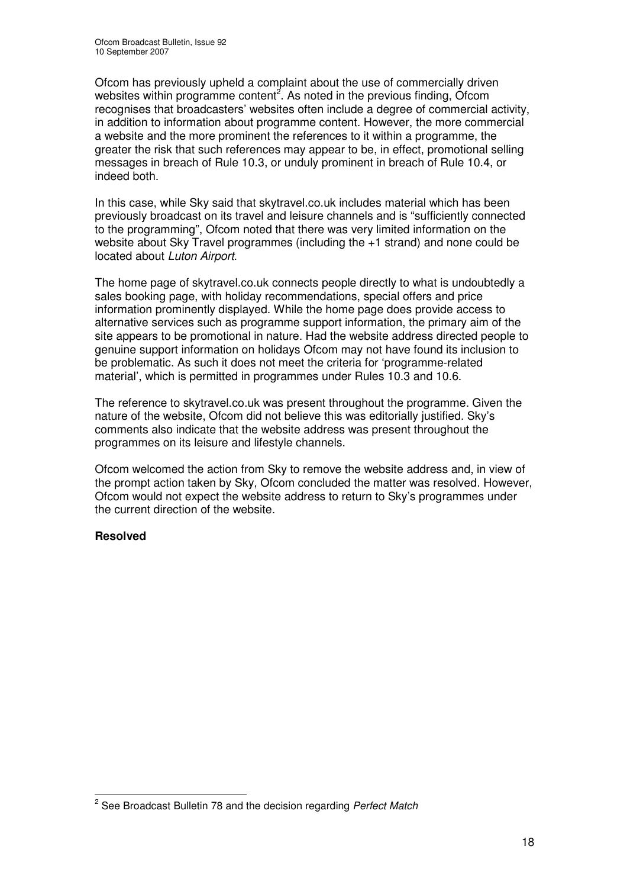Ofcom has previously upheld a complaint about the use of commercially driven websites within programme content[2]. As noted in the previous finding, Ofcom recognises that broadcasters' websites often include a degree of commercial activity, in addition to information about programme content. However, the more commercial a website and the more prominent the references to it within a programme, the greater the risk that such references may appear to be, in effect, promotional selling messages in breach of Rule 10.3, or unduly prominent in breach of Rule 10.4, or indeed both.

In this case, while Sky said that skytravel.co.uk includes material which has been previously broadcast on its travel and leisure channels and is "sufficiently connected to the programming", Ofcom noted that there was very limited information on the website about Sky Travel programmes (including the +1 strand) and none could be located about *Luton Airport*.

The home page of skytravel.co.uk connects people directly to what is undoubtedly a sales booking page, with holiday recommendations, special offers and price information prominently displayed. While the home page does provide access to alternative services such as programme support information, the primary aim of the site appears to be promotional in nature. Had the website address directed people to genuine support information on holidays Ofcom may not have found its inclusion to be problematic. As such it does not meet the criteria for 'programme-related material', which is permitted in programmes under Rules 10.3 and 10.6.

The reference to skytravel.co.uk was present throughout the programme. Given the nature of the website, Ofcom did not believe this was editorially justified. Sky's comments also indicate that the website address was present throughout the programmes on its leisure and lifestyle channels.

Ofcom welcomed the action from Sky to remove the website address and, in view of the prompt action taken by Sky, Ofcom concluded the matter was resolved. However, Ofcom would not expect the website address to return to Sky's programmes under the current direction of the website.

**Resolved**

[2] See Broadcast Bulletin 78 and the decision regarding *Perfect Match*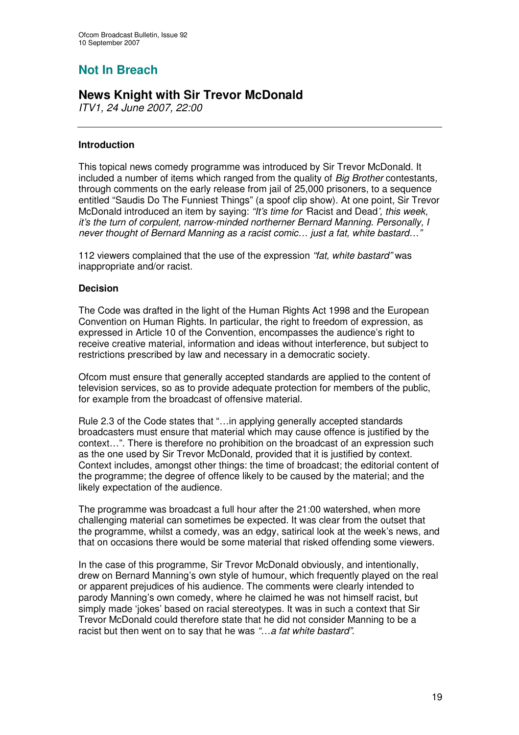## Not In Breach

## News Knight with Sir Trevor McDonald

*ITV1, 24 June 2007, 22:00*

---

**Introduction**

This topical news comedy programme was introduced by Sir Trevor McDonald. It included a number of items which ranged from the quality of *Big Brother* contestants, through comments on the early release from jail of 25,000 prisoners, to a sequence entitled "Saudis Do The Funniest Things" (a spoof clip show). At one point, Sir Trevor McDonald introduced an item by saying: *"It's time for '*Racist and Dead*', this week, it's the turn of corpulent, narrow-minded northerner Bernard Manning. Personally, I never thought of Bernard Manning as a racist comic… just a fat, white bastard…"*

112 viewers complained that the use of the expression *"fat, white bastard"* was inappropriate and/or racist.

**Decision**

The Code was drafted in the light of the Human Rights Act 1998 and the European Convention on Human Rights. In particular, the right to freedom of expression, as expressed in Article 10 of the Convention, encompasses the audience's right to receive creative material, information and ideas without interference, but subject to restrictions prescribed by law and necessary in a democratic society.

Ofcom must ensure that generally accepted standards are applied to the content of television services, so as to provide adequate protection for members of the public, for example from the broadcast of offensive material.

Rule 2.3 of the Code states that "…in applying generally accepted standards broadcasters must ensure that material which may cause offence is justified by the context…". There is therefore no prohibition on the broadcast of an expression such as the one used by Sir Trevor McDonald, provided that it is justified by context. Context includes, amongst other things: the time of broadcast; the editorial content of the programme; the degree of offence likely to be caused by the material; and the likely expectation of the audience.

The programme was broadcast a full hour after the 21:00 watershed, when more challenging material can sometimes be expected. It was clear from the outset that the programme, whilst a comedy, was an edgy, satirical look at the week's news, and that on occasions there would be some material that risked offending some viewers.

In the case of this programme, Sir Trevor McDonald obviously, and intentionally, drew on Bernard Manning's own style of humour, which frequently played on the real or apparent prejudices of his audience. The comments were clearly intended to parody Manning's own comedy, where he claimed he was not himself racist, but simply made 'jokes' based on racial stereotypes. It was in such a context that Sir Trevor McDonald could therefore state that he did not consider Manning to be a racist but then went on to say that he was *"…a fat white bastard"*.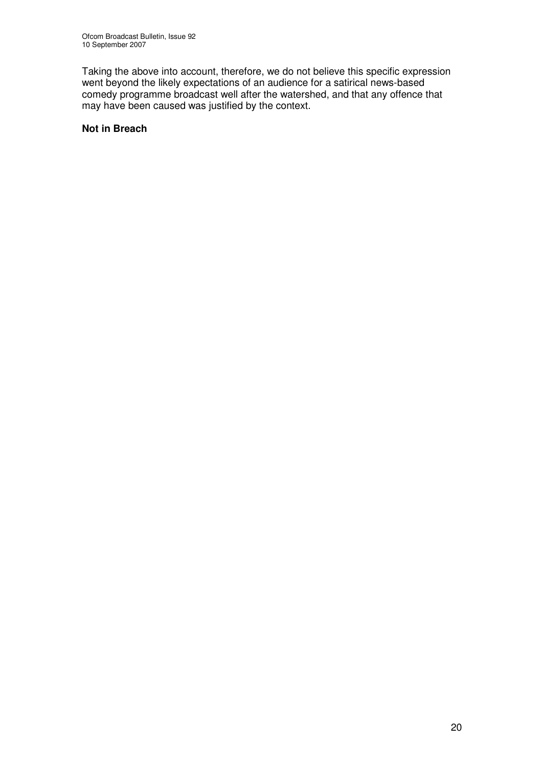Taking the above into account, therefore, we do not believe this specific expression went beyond the likely expectations of an audience for a satirical news-based comedy programme broadcast well after the watershed, and that any offence that may have been caused was justified by the context.

**Not in Breach**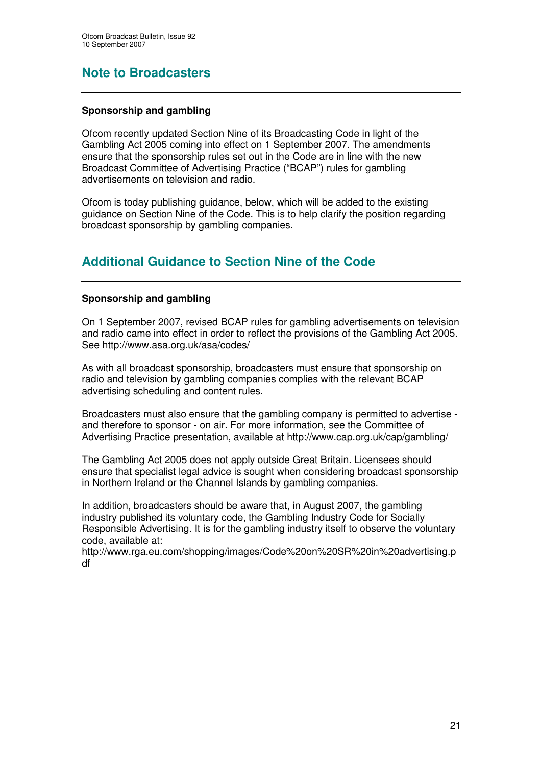# Note to Broadcasters

### Sponsorship and gambling

Ofcom recently updated Section Nine of its Broadcasting Code in light of the Gambling Act 2005 coming into effect on 1 September 2007. The amendments ensure that the sponsorship rules set out in the Code are in line with the new Broadcast Committee of Advertising Practice ("BCAP") rules for gambling advertisements on television and radio.

Ofcom is today publishing guidance, below, which will be added to the existing guidance on Section Nine of the Code. This is to help clarify the position regarding broadcast sponsorship by gambling companies.

# Additional Guidance to Section Nine of the Code

### Sponsorship and gambling

On 1 September 2007, revised BCAP rules for gambling advertisements on television and radio came into effect in order to reflect the provisions of the Gambling Act 2005. See http://www.asa.org.uk/asa/codes/

As with all broadcast sponsorship, broadcasters must ensure that sponsorship on radio and television by gambling companies complies with the relevant BCAP advertising scheduling and content rules.

Broadcasters must also ensure that the gambling company is permitted to advertise - and therefore to sponsor - on air. For more information, see the Committee of Advertising Practice presentation, available at http://www.cap.org.uk/cap/gambling/

The Gambling Act 2005 does not apply outside Great Britain. Licensees should ensure that specialist legal advice is sought when considering broadcast sponsorship in Northern Ireland or the Channel Islands by gambling companies.

In addition, broadcasters should be aware that, in August 2007, the gambling industry published its voluntary code, the Gambling Industry Code for Socially Responsible Advertising. It is for the gambling industry itself to observe the voluntary code, available at:
http://www.rga.eu.com/shopping/images/Code%20on%20SR%20in%20advertising.pdf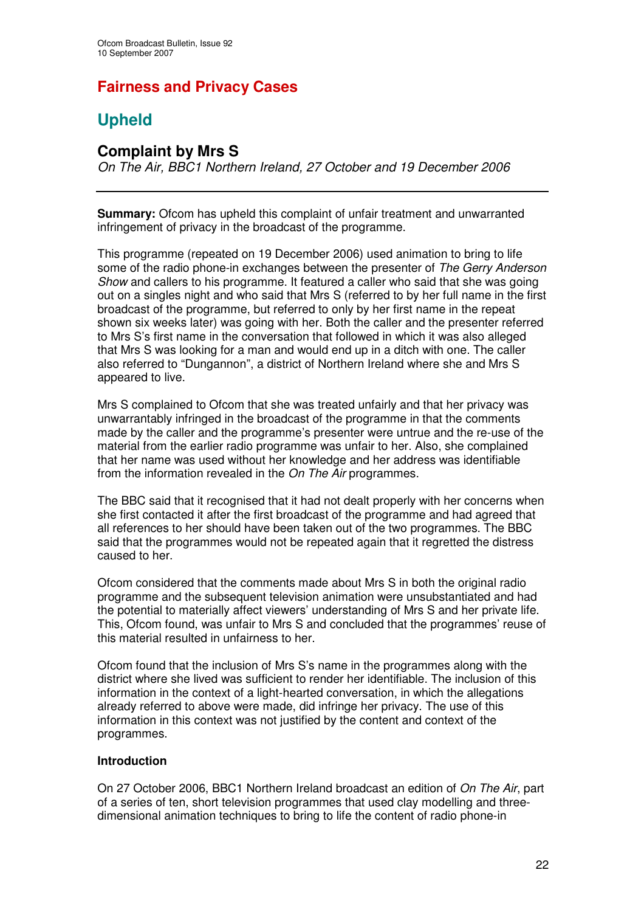# Fairness and Privacy Cases

## Upheld

### Complaint by Mrs S

*On The Air, BBC1 Northern Ireland, 27 October and 19 December 2006*

---

**Summary:** Ofcom has upheld this complaint of unfair treatment and unwarranted infringement of privacy in the broadcast of the programme.

This programme (repeated on 19 December 2006) used animation to bring to life some of the radio phone-in exchanges between the presenter of *The Gerry Anderson Show* and callers to his programme. It featured a caller who said that she was going out on a singles night and who said that Mrs S (referred to by her full name in the first broadcast of the programme, but referred to only by her first name in the repeat shown six weeks later) was going with her. Both the caller and the presenter referred to Mrs S's first name in the conversation that followed in which it was also alleged that Mrs S was looking for a man and would end up in a ditch with one. The caller also referred to "Dungannon", a district of Northern Ireland where she and Mrs S appeared to live.

Mrs S complained to Ofcom that she was treated unfairly and that her privacy was unwarrantably infringed in the broadcast of the programme in that the comments made by the caller and the programme's presenter were untrue and the re-use of the material from the earlier radio programme was unfair to her. Also, she complained that her name was used without her knowledge and her address was identifiable from the information revealed in the *On The Air* programmes.

The BBC said that it recognised that it had not dealt properly with her concerns when she first contacted it after the first broadcast of the programme and had agreed that all references to her should have been taken out of the two programmes. The BBC said that the programmes would not be repeated again that it regretted the distress caused to her.

Ofcom considered that the comments made about Mrs S in both the original radio programme and the subsequent television animation were unsubstantiated and had the potential to materially affect viewers' understanding of Mrs S and her private life. This, Ofcom found, was unfair to Mrs S and concluded that the programmes' reuse of this material resulted in unfairness to her.

Ofcom found that the inclusion of Mrs S's name in the programmes along with the district where she lived was sufficient to render her identifiable. The inclusion of this information in the context of a light-hearted conversation, in which the allegations already referred to above were made, did infringe her privacy. The use of this information in this context was not justified by the content and context of the programmes.

**Introduction**

On 27 October 2006, BBC1 Northern Ireland broadcast an edition of *On The Air*, part of a series of ten, short television programmes that used clay modelling and three-dimensional animation techniques to bring to life the content of radio phone-in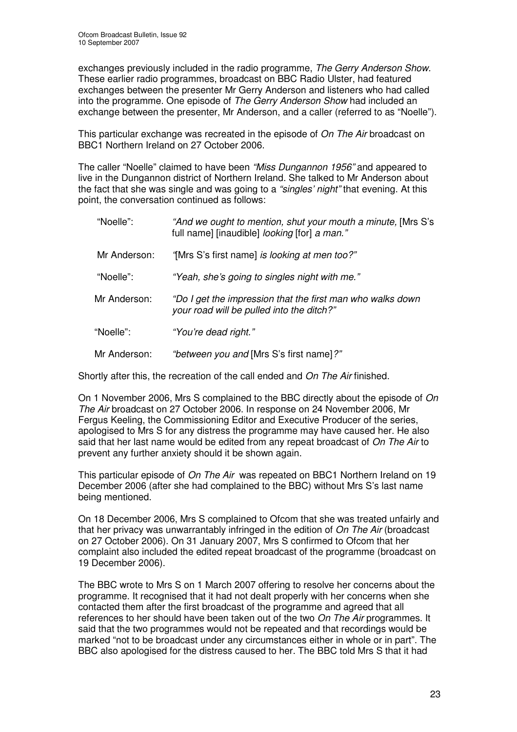exchanges previously included in the radio programme, *The Gerry Anderson Show*. These earlier radio programmes, broadcast on BBC Radio Ulster, had featured exchanges between the presenter Mr Gerry Anderson and listeners who had called into the programme. One episode of *The Gerry Anderson Show* had included an exchange between the presenter, Mr Anderson, and a caller (referred to as "Noelle").

This particular exchange was recreated in the episode of *On The Air* broadcast on BBC1 Northern Ireland on 27 October 2006.

The caller "Noelle" claimed to have been *"Miss Dungannon 1956"* and appeared to live in the Dungannon district of Northern Ireland. She talked to Mr Anderson about the fact that she was single and was going to a *"singles' night"* that evening. At this point, the conversation continued as follows:

| | |
|---|---|
| "Noelle": | *"And we ought to mention, shut your mouth a minute,* [Mrs S's full name] [inaudible] *looking* [for] *a man."* |
| Mr Anderson: | *"*[Mrs S's first name] *is looking at men too?"* |
| "Noelle": | *"Yeah, she's going to singles night with me."* |
| Mr Anderson: | *"Do I get the impression that the first man who walks down your road will be pulled into the ditch?"* |
| "Noelle": | *"You're dead right."* |
| Mr Anderson: | *"between you and* [Mrs S's first name]*?"* |

Shortly after this, the recreation of the call ended and *On The Air* finished.

On 1 November 2006, Mrs S complained to the BBC directly about the episode of *On The Air* broadcast on 27 October 2006. In response on 24 November 2006, Mr Fergus Keeling, the Commissioning Editor and Executive Producer of the series, apologised to Mrs S for any distress the programme may have caused her. He also said that her last name would be edited from any repeat broadcast of *On The Air* to prevent any further anxiety should it be shown again.

This particular episode of *On The Air* was repeated on BBC1 Northern Ireland on 19 December 2006 (after she had complained to the BBC) without Mrs S's last name being mentioned.

On 18 December 2006, Mrs S complained to Ofcom that she was treated unfairly and that her privacy was unwarrantably infringed in the edition of *On The Air* (broadcast on 27 October 2006). On 31 January 2007, Mrs S confirmed to Ofcom that her complaint also included the edited repeat broadcast of the programme (broadcast on 19 December 2006).

The BBC wrote to Mrs S on 1 March 2007 offering to resolve her concerns about the programme. It recognised that it had not dealt properly with her concerns when she contacted them after the first broadcast of the programme and agreed that all references to her should have been taken out of the two *On The Air* programmes. It said that the two programmes would not be repeated and that recordings would be marked "not to be broadcast under any circumstances either in whole or in part". The BBC also apologised for the distress caused to her. The BBC told Mrs S that it had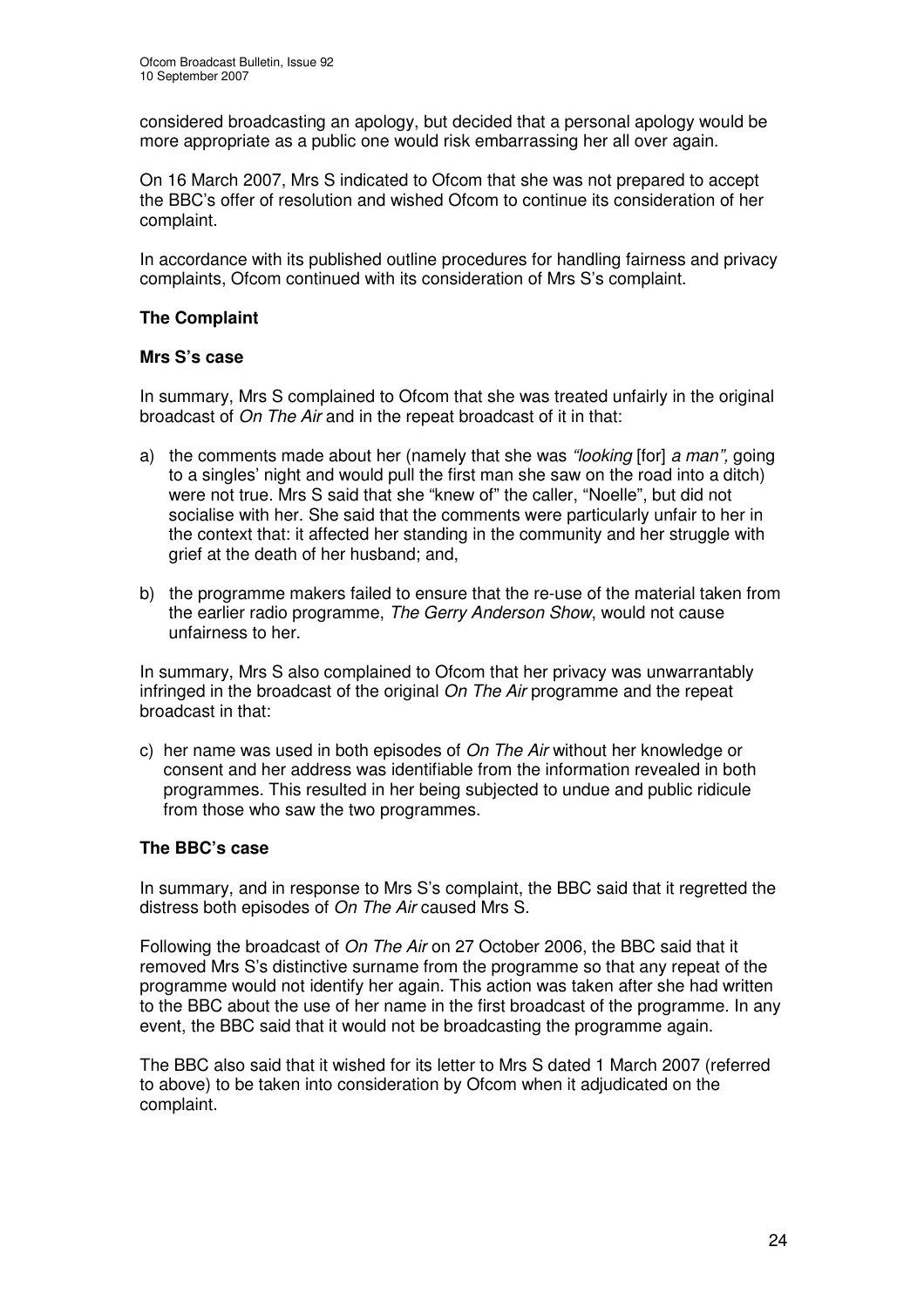considered broadcasting an apology, but decided that a personal apology would be more appropriate as a public one would risk embarrassing her all over again.

On 16 March 2007, Mrs S indicated to Ofcom that she was not prepared to accept the BBC's offer of resolution and wished Ofcom to continue its consideration of her complaint.

In accordance with its published outline procedures for handling fairness and privacy complaints, Ofcom continued with its consideration of Mrs S's complaint.

## The Complaint

### Mrs S's case

In summary, Mrs S complained to Ofcom that she was treated unfairly in the original broadcast of *On The Air* and in the repeat broadcast of it in that:

a) the comments made about her (namely that she was *"looking* [for] *a man",* going to a singles' night and would pull the first man she saw on the road into a ditch) were not true. Mrs S said that she "knew of" the caller, "Noelle", but did not socialise with her. She said that the comments were particularly unfair to her in the context that: it affected her standing in the community and her struggle with grief at the death of her husband; and,

b) the programme makers failed to ensure that the re-use of the material taken from the earlier radio programme, *The Gerry Anderson Show*, would not cause unfairness to her.

In summary, Mrs S also complained to Ofcom that her privacy was unwarrantably infringed in the broadcast of the original *On The Air* programme and the repeat broadcast in that:

c) her name was used in both episodes of *On The Air* without her knowledge or consent and her address was identifiable from the information revealed in both programmes. This resulted in her being subjected to undue and public ridicule from those who saw the two programmes.

### The BBC's case

In summary, and in response to Mrs S's complaint, the BBC said that it regretted the distress both episodes of *On The Air* caused Mrs S.

Following the broadcast of *On The Air* on 27 October 2006, the BBC said that it removed Mrs S's distinctive surname from the programme so that any repeat of the programme would not identify her again. This action was taken after she had written to the BBC about the use of her name in the first broadcast of the programme. In any event, the BBC said that it would not be broadcasting the programme again.

The BBC also said that it wished for its letter to Mrs S dated 1 March 2007 (referred to above) to be taken into consideration by Ofcom when it adjudicated on the complaint.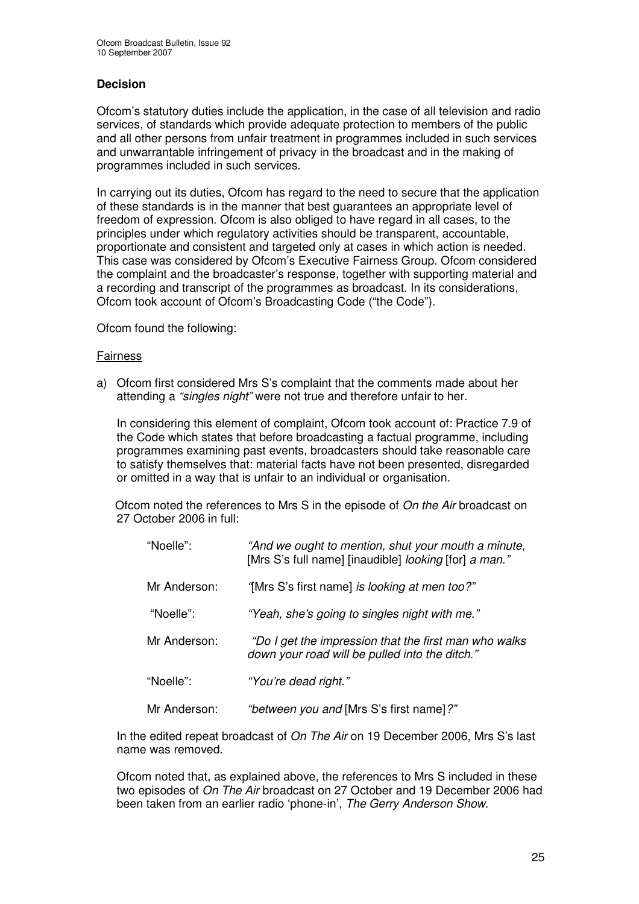## Decision

Ofcom's statutory duties include the application, in the case of all television and radio services, of standards which provide adequate protection to members of the public and all other persons from unfair treatment in programmes included in such services and unwarrantable infringement of privacy in the broadcast and in the making of programmes included in such services.

In carrying out its duties, Ofcom has regard to the need to secure that the application of these standards is in the manner that best guarantees an appropriate level of freedom of expression. Ofcom is also obliged to have regard in all cases, to the principles under which regulatory activities should be transparent, accountable, proportionate and consistent and targeted only at cases in which action is needed. This case was considered by Ofcom's Executive Fairness Group. Ofcom considered the complaint and the broadcaster's response, together with supporting material and a recording and transcript of the programmes as broadcast. In its considerations, Ofcom took account of Ofcom's Broadcasting Code ("the Code").

Ofcom found the following:

Fairness

a) Ofcom first considered Mrs S's complaint that the comments made about her attending a *"singles night"* were not true and therefore unfair to her.

In considering this element of complaint, Ofcom took account of: Practice 7.9 of the Code which states that before broadcasting a factual programme, including programmes examining past events, broadcasters should take reasonable care to satisfy themselves that: material facts have not been presented, disregarded or omitted in a way that is unfair to an individual or organisation.

Ofcom noted the references to Mrs S in the episode of *On the Air* broadcast on 27 October 2006 in full:

| | |
|---|---|
| "Noelle": | *"And we ought to mention, shut your mouth a minute,* [Mrs S's full name] [inaudible] *looking* [for] *a man."* |
| Mr Anderson: | *"*[Mrs S's first name] *is looking at men too?"* |
| "Noelle": | *"Yeah, she's going to singles night with me."* |
| Mr Anderson: | *"Do I get the impression that the first man who walks down your road will be pulled into the ditch."* |
| "Noelle": | *"You're dead right."* |
| Mr Anderson: | *"between you and* [Mrs S's first name]*?"* |

In the edited repeat broadcast of *On The Air* on 19 December 2006, Mrs S's last name was removed.

Ofcom noted that, as explained above, the references to Mrs S included in these two episodes of *On The Air* broadcast on 27 October and 19 December 2006 had been taken from an earlier radio 'phone-in', *The Gerry Anderson Show*.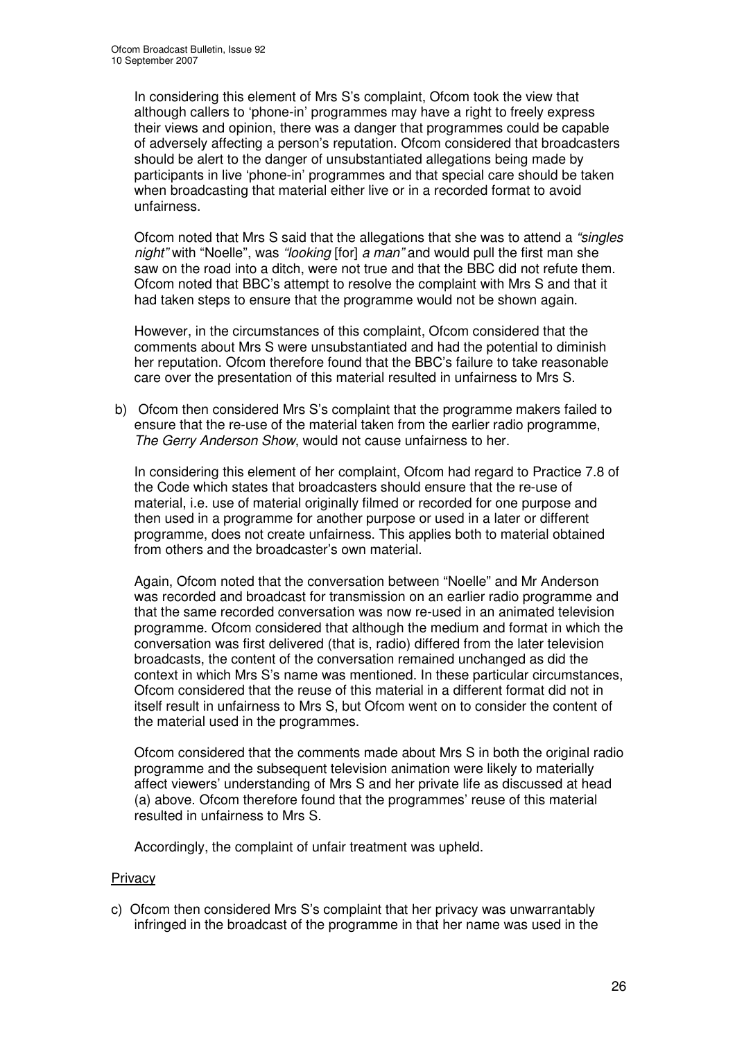In considering this element of Mrs S's complaint, Ofcom took the view that although callers to 'phone-in' programmes may have a right to freely express their views and opinion, there was a danger that programmes could be capable of adversely affecting a person's reputation. Ofcom considered that broadcasters should be alert to the danger of unsubstantiated allegations being made by participants in live 'phone-in' programmes and that special care should be taken when broadcasting that material either live or in a recorded format to avoid unfairness.

Ofcom noted that Mrs S said that the allegations that she was to attend a *"singles night"* with "Noelle", was *"looking* [for] *a man"* and would pull the first man she saw on the road into a ditch, were not true and that the BBC did not refute them. Ofcom noted that BBC's attempt to resolve the complaint with Mrs S and that it had taken steps to ensure that the programme would not be shown again.

However, in the circumstances of this complaint, Ofcom considered that the comments about Mrs S were unsubstantiated and had the potential to diminish her reputation. Ofcom therefore found that the BBC's failure to take reasonable care over the presentation of this material resulted in unfairness to Mrs S.

b) Ofcom then considered Mrs S's complaint that the programme makers failed to ensure that the re-use of the material taken from the earlier radio programme, *The Gerry Anderson Show*, would not cause unfairness to her.

In considering this element of her complaint, Ofcom had regard to Practice 7.8 of the Code which states that broadcasters should ensure that the re-use of material, i.e. use of material originally filmed or recorded for one purpose and then used in a programme for another purpose or used in a later or different programme, does not create unfairness. This applies both to material obtained from others and the broadcaster's own material.

Again, Ofcom noted that the conversation between "Noelle" and Mr Anderson was recorded and broadcast for transmission on an earlier radio programme and that the same recorded conversation was now re-used in an animated television programme. Ofcom considered that although the medium and format in which the conversation was first delivered (that is, radio) differed from the later television broadcasts, the content of the conversation remained unchanged as did the context in which Mrs S's name was mentioned. In these particular circumstances, Ofcom considered that the reuse of this material in a different format did not in itself result in unfairness to Mrs S, but Ofcom went on to consider the content of the material used in the programmes.

Ofcom considered that the comments made about Mrs S in both the original radio programme and the subsequent television animation were likely to materially affect viewers' understanding of Mrs S and her private life as discussed at head (a) above. Ofcom therefore found that the programmes' reuse of this material resulted in unfairness to Mrs S.

Accordingly, the complaint of unfair treatment was upheld.

<u>Privacy</u>

c) Ofcom then considered Mrs S's complaint that her privacy was unwarrantably infringed in the broadcast of the programme in that her name was used in the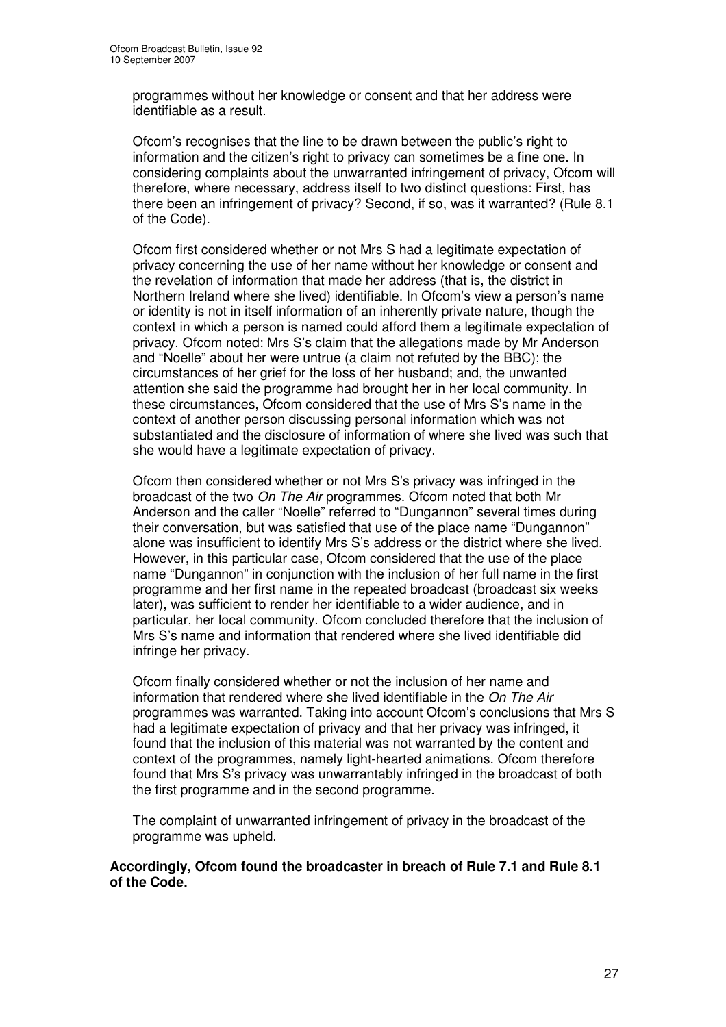programmes without her knowledge or consent and that her address were identifiable as a result.

Ofcom's recognises that the line to be drawn between the public's right to information and the citizen's right to privacy can sometimes be a fine one. In considering complaints about the unwarranted infringement of privacy, Ofcom will therefore, where necessary, address itself to two distinct questions: First, has there been an infringement of privacy? Second, if so, was it warranted? (Rule 8.1 of the Code).

Ofcom first considered whether or not Mrs S had a legitimate expectation of privacy concerning the use of her name without her knowledge or consent and the revelation of information that made her address (that is, the district in Northern Ireland where she lived) identifiable. In Ofcom's view a person's name or identity is not in itself information of an inherently private nature, though the context in which a person is named could afford them a legitimate expectation of privacy. Ofcom noted: Mrs S's claim that the allegations made by Mr Anderson and "Noelle" about her were untrue (a claim not refuted by the BBC); the circumstances of her grief for the loss of her husband; and, the unwanted attention she said the programme had brought her in her local community. In these circumstances, Ofcom considered that the use of Mrs S's name in the context of another person discussing personal information which was not substantiated and the disclosure of information of where she lived was such that she would have a legitimate expectation of privacy.

Ofcom then considered whether or not Mrs S's privacy was infringed in the broadcast of the two *On The Air* programmes. Ofcom noted that both Mr Anderson and the caller "Noelle" referred to "Dungannon" several times during their conversation, but was satisfied that use of the place name "Dungannon" alone was insufficient to identify Mrs S's address or the district where she lived. However, in this particular case, Ofcom considered that the use of the place name "Dungannon" in conjunction with the inclusion of her full name in the first programme and her first name in the repeated broadcast (broadcast six weeks later), was sufficient to render her identifiable to a wider audience, and in particular, her local community. Ofcom concluded therefore that the inclusion of Mrs S's name and information that rendered where she lived identifiable did infringe her privacy.

Ofcom finally considered whether or not the inclusion of her name and information that rendered where she lived identifiable in the *On The Air* programmes was warranted. Taking into account Ofcom's conclusions that Mrs S had a legitimate expectation of privacy and that her privacy was infringed, it found that the inclusion of this material was not warranted by the content and context of the programmes, namely light-hearted animations. Ofcom therefore found that Mrs S's privacy was unwarrantably infringed in the broadcast of both the first programme and in the second programme.

The complaint of unwarranted infringement of privacy in the broadcast of the programme was upheld.

**Accordingly, Ofcom found the broadcaster in breach of Rule 7.1 and Rule 8.1 of the Code.**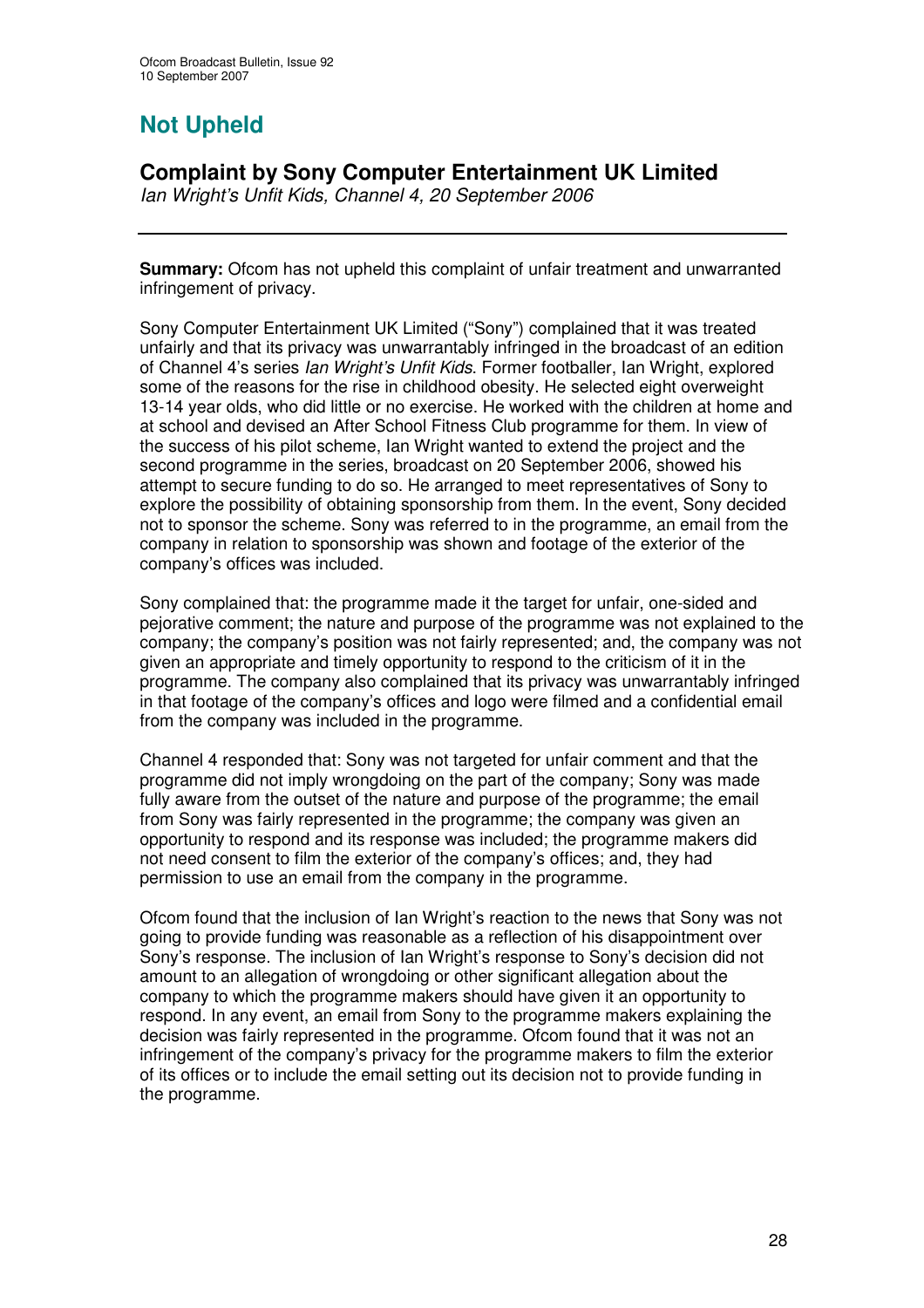# Not Upheld

## Complaint by Sony Computer Entertainment UK Limited

*Ian Wright's Unfit Kids, Channel 4, 20 September 2006*

---

**Summary:** Ofcom has not upheld this complaint of unfair treatment and unwarranted infringement of privacy.

Sony Computer Entertainment UK Limited ("Sony") complained that it was treated unfairly and that its privacy was unwarrantably infringed in the broadcast of an edition of Channel 4's series *Ian Wright's Unfit Kids*. Former footballer, Ian Wright, explored some of the reasons for the rise in childhood obesity. He selected eight overweight 13-14 year olds, who did little or no exercise. He worked with the children at home and at school and devised an After School Fitness Club programme for them. In view of the success of his pilot scheme, Ian Wright wanted to extend the project and the second programme in the series, broadcast on 20 September 2006, showed his attempt to secure funding to do so. He arranged to meet representatives of Sony to explore the possibility of obtaining sponsorship from them. In the event, Sony decided not to sponsor the scheme. Sony was referred to in the programme, an email from the company in relation to sponsorship was shown and footage of the exterior of the company's offices was included.

Sony complained that: the programme made it the target for unfair, one-sided and pejorative comment; the nature and purpose of the programme was not explained to the company; the company's position was not fairly represented; and, the company was not given an appropriate and timely opportunity to respond to the criticism of it in the programme. The company also complained that its privacy was unwarrantably infringed in that footage of the company's offices and logo were filmed and a confidential email from the company was included in the programme.

Channel 4 responded that: Sony was not targeted for unfair comment and that the programme did not imply wrongdoing on the part of the company; Sony was made fully aware from the outset of the nature and purpose of the programme; the email from Sony was fairly represented in the programme; the company was given an opportunity to respond and its response was included; the programme makers did not need consent to film the exterior of the company's offices; and, they had permission to use an email from the company in the programme.

Ofcom found that the inclusion of Ian Wright's reaction to the news that Sony was not going to provide funding was reasonable as a reflection of his disappointment over Sony's response. The inclusion of Ian Wright's response to Sony's decision did not amount to an allegation of wrongdoing or other significant allegation about the company to which the programme makers should have given it an opportunity to respond. In any event, an email from Sony to the programme makers explaining the decision was fairly represented in the programme. Ofcom found that it was not an infringement of the company's privacy for the programme makers to film the exterior of its offices or to include the email setting out its decision not to provide funding in the programme.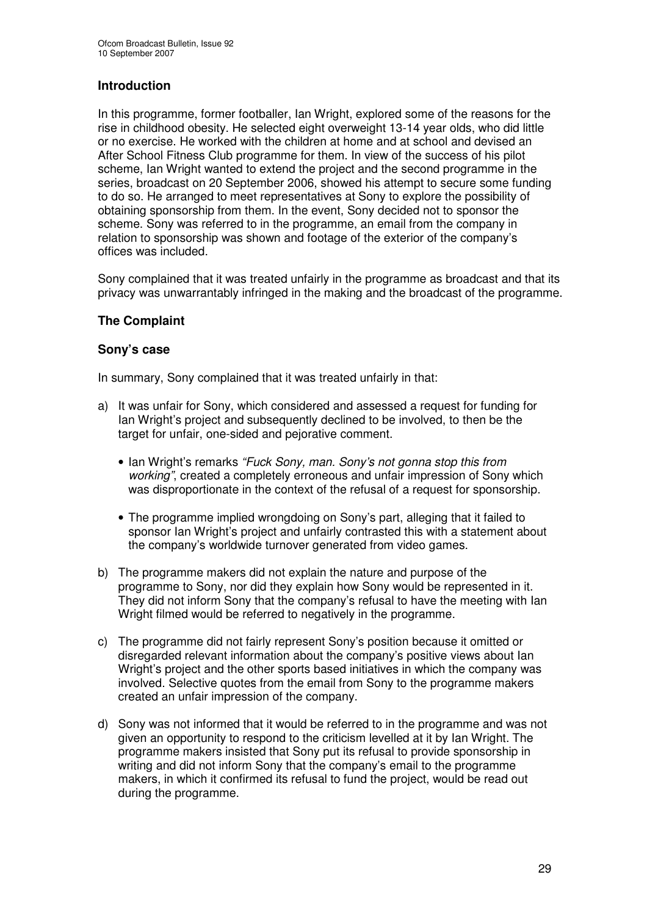## Introduction

In this programme, former footballer, Ian Wright, explored some of the reasons for the rise in childhood obesity. He selected eight overweight 13-14 year olds, who did little or no exercise. He worked with the children at home and at school and devised an After School Fitness Club programme for them. In view of the success of his pilot scheme, Ian Wright wanted to extend the project and the second programme in the series, broadcast on 20 September 2006, showed his attempt to secure some funding to do so. He arranged to meet representatives at Sony to explore the possibility of obtaining sponsorship from them. In the event, Sony decided not to sponsor the scheme. Sony was referred to in the programme, an email from the company in relation to sponsorship was shown and footage of the exterior of the company's offices was included.

Sony complained that it was treated unfairly in the programme as broadcast and that its privacy was unwarrantably infringed in the making and the broadcast of the programme.

## The Complaint

### Sony's case

In summary, Sony complained that it was treated unfairly in that:

a) It was unfair for Sony, which considered and assessed a request for funding for Ian Wright's project and subsequently declined to be involved, to then be the target for unfair, one-sided and pejorative comment.

   - Ian Wright's remarks *"Fuck Sony, man. Sony's not gonna stop this from working"*, created a completely erroneous and unfair impression of Sony which was disproportionate in the context of the refusal of a request for sponsorship.

   - The programme implied wrongdoing on Sony's part, alleging that it failed to sponsor Ian Wright's project and unfairly contrasted this with a statement about the company's worldwide turnover generated from video games.

b) The programme makers did not explain the nature and purpose of the programme to Sony, nor did they explain how Sony would be represented in it. They did not inform Sony that the company's refusal to have the meeting with Ian Wright filmed would be referred to negatively in the programme.

c) The programme did not fairly represent Sony's position because it omitted or disregarded relevant information about the company's positive views about Ian Wright's project and the other sports based initiatives in which the company was involved. Selective quotes from the email from Sony to the programme makers created an unfair impression of the company.

d) Sony was not informed that it would be referred to in the programme and was not given an opportunity to respond to the criticism levelled at it by Ian Wright. The programme makers insisted that Sony put its refusal to provide sponsorship in writing and did not inform Sony that the company's email to the programme makers, in which it confirmed its refusal to fund the project, would be read out during the programme.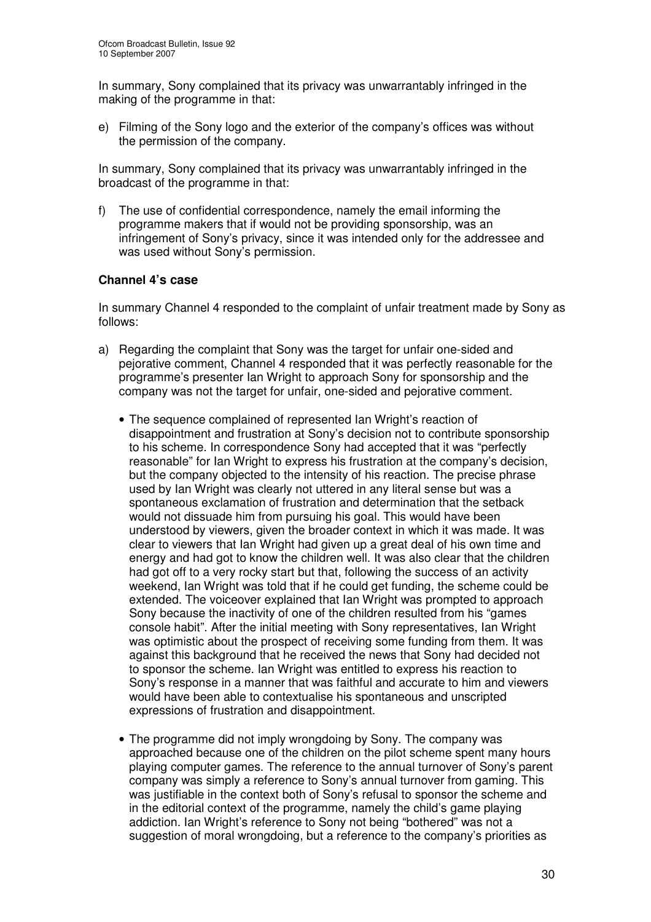In summary, Sony complained that its privacy was unwarrantably infringed in the making of the programme in that:

e) Filming of the Sony logo and the exterior of the company's offices was without the permission of the company.

In summary, Sony complained that its privacy was unwarrantably infringed in the broadcast of the programme in that:

f) The use of confidential correspondence, namely the email informing the programme makers that if would not be providing sponsorship, was an infringement of Sony's privacy, since it was intended only for the addressee and was used without Sony's permission.

### Channel 4's case

In summary Channel 4 responded to the complaint of unfair treatment made by Sony as follows:

a) Regarding the complaint that Sony was the target for unfair one-sided and pejorative comment, Channel 4 responded that it was perfectly reasonable for the programme's presenter Ian Wright to approach Sony for sponsorship and the company was not the target for unfair, one-sided and pejorative comment.

   - The sequence complained of represented Ian Wright's reaction of disappointment and frustration at Sony's decision not to contribute sponsorship to his scheme. In correspondence Sony had accepted that it was "perfectly reasonable" for Ian Wright to express his frustration at the company's decision, but the company objected to the intensity of his reaction. The precise phrase used by Ian Wright was clearly not uttered in any literal sense but was a spontaneous exclamation of frustration and determination that the setback would not dissuade him from pursuing his goal. This would have been understood by viewers, given the broader context in which it was made. It was clear to viewers that Ian Wright had given up a great deal of his own time and energy and had got to know the children well. It was also clear that the children had got off to a very rocky start but that, following the success of an activity weekend, Ian Wright was told that if he could get funding, the scheme could be extended. The voiceover explained that Ian Wright was prompted to approach Sony because the inactivity of one of the children resulted from his "games console habit". After the initial meeting with Sony representatives, Ian Wright was optimistic about the prospect of receiving some funding from them. It was against this background that he received the news that Sony had decided not to sponsor the scheme. Ian Wright was entitled to express his reaction to Sony's response in a manner that was faithful and accurate to him and viewers would have been able to contextualise his spontaneous and unscripted expressions of frustration and disappointment.

   - The programme did not imply wrongdoing by Sony. The company was approached because one of the children on the pilot scheme spent many hours playing computer games. The reference to the annual turnover of Sony's parent company was simply a reference to Sony's annual turnover from gaming. This was justifiable in the context both of Sony's refusal to sponsor the scheme and in the editorial context of the programme, namely the child's game playing addiction. Ian Wright's reference to Sony not being "bothered" was not a suggestion of moral wrongdoing, but a reference to the company's priorities as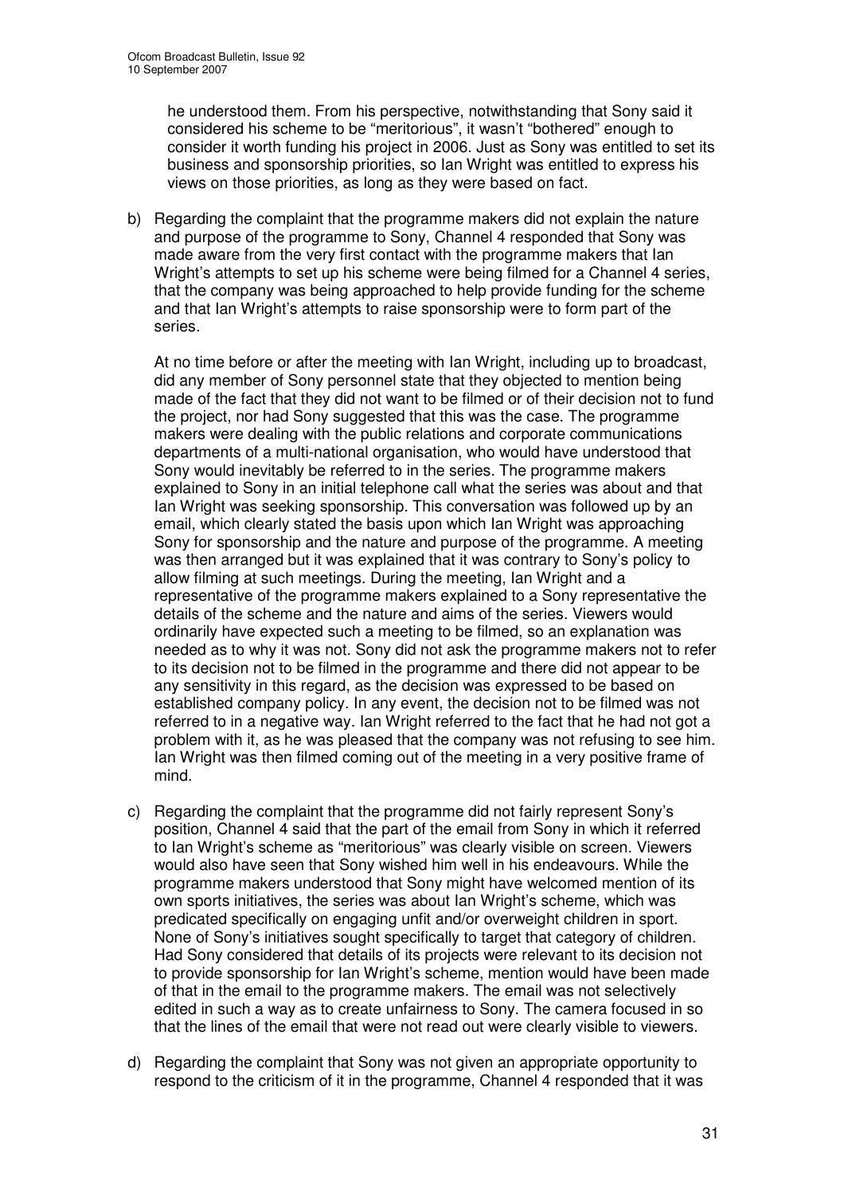he understood them. From his perspective, notwithstanding that Sony said it considered his scheme to be "meritorious", it wasn't "bothered" enough to consider it worth funding his project in 2006. Just as Sony was entitled to set its business and sponsorship priorities, so Ian Wright was entitled to express his views on those priorities, as long as they were based on fact.

b) Regarding the complaint that the programme makers did not explain the nature and purpose of the programme to Sony, Channel 4 responded that Sony was made aware from the very first contact with the programme makers that Ian Wright's attempts to set up his scheme were being filmed for a Channel 4 series, that the company was being approached to help provide funding for the scheme and that Ian Wright's attempts to raise sponsorship were to form part of the series.

   At no time before or after the meeting with Ian Wright, including up to broadcast, did any member of Sony personnel state that they objected to mention being made of the fact that they did not want to be filmed or of their decision not to fund the project, nor had Sony suggested that this was the case. The programme makers were dealing with the public relations and corporate communications departments of a multi-national organisation, who would have understood that Sony would inevitably be referred to in the series. The programme makers explained to Sony in an initial telephone call what the series was about and that Ian Wright was seeking sponsorship. This conversation was followed up by an email, which clearly stated the basis upon which Ian Wright was approaching Sony for sponsorship and the nature and purpose of the programme. A meeting was then arranged but it was explained that it was contrary to Sony's policy to allow filming at such meetings. During the meeting, Ian Wright and a representative of the programme makers explained to a Sony representative the details of the scheme and the nature and aims of the series. Viewers would ordinarily have expected such a meeting to be filmed, so an explanation was needed as to why it was not. Sony did not ask the programme makers not to refer to its decision not to be filmed in the programme and there did not appear to be any sensitivity in this regard, as the decision was expressed to be based on established company policy. In any event, the decision not to be filmed was not referred to in a negative way. Ian Wright referred to the fact that he had not got a problem with it, as he was pleased that the company was not refusing to see him. Ian Wright was then filmed coming out of the meeting in a very positive frame of mind.

c) Regarding the complaint that the programme did not fairly represent Sony's position, Channel 4 said that the part of the email from Sony in which it referred to Ian Wright's scheme as "meritorious" was clearly visible on screen. Viewers would also have seen that Sony wished him well in his endeavours. While the programme makers understood that Sony might have welcomed mention of its own sports initiatives, the series was about Ian Wright's scheme, which was predicated specifically on engaging unfit and/or overweight children in sport. None of Sony's initiatives sought specifically to target that category of children. Had Sony considered that details of its projects were relevant to its decision not to provide sponsorship for Ian Wright's scheme, mention would have been made of that in the email to the programme makers. The email was not selectively edited in such a way as to create unfairness to Sony. The camera focused in so that the lines of the email that were not read out were clearly visible to viewers.

d) Regarding the complaint that Sony was not given an appropriate opportunity to respond to the criticism of it in the programme, Channel 4 responded that it was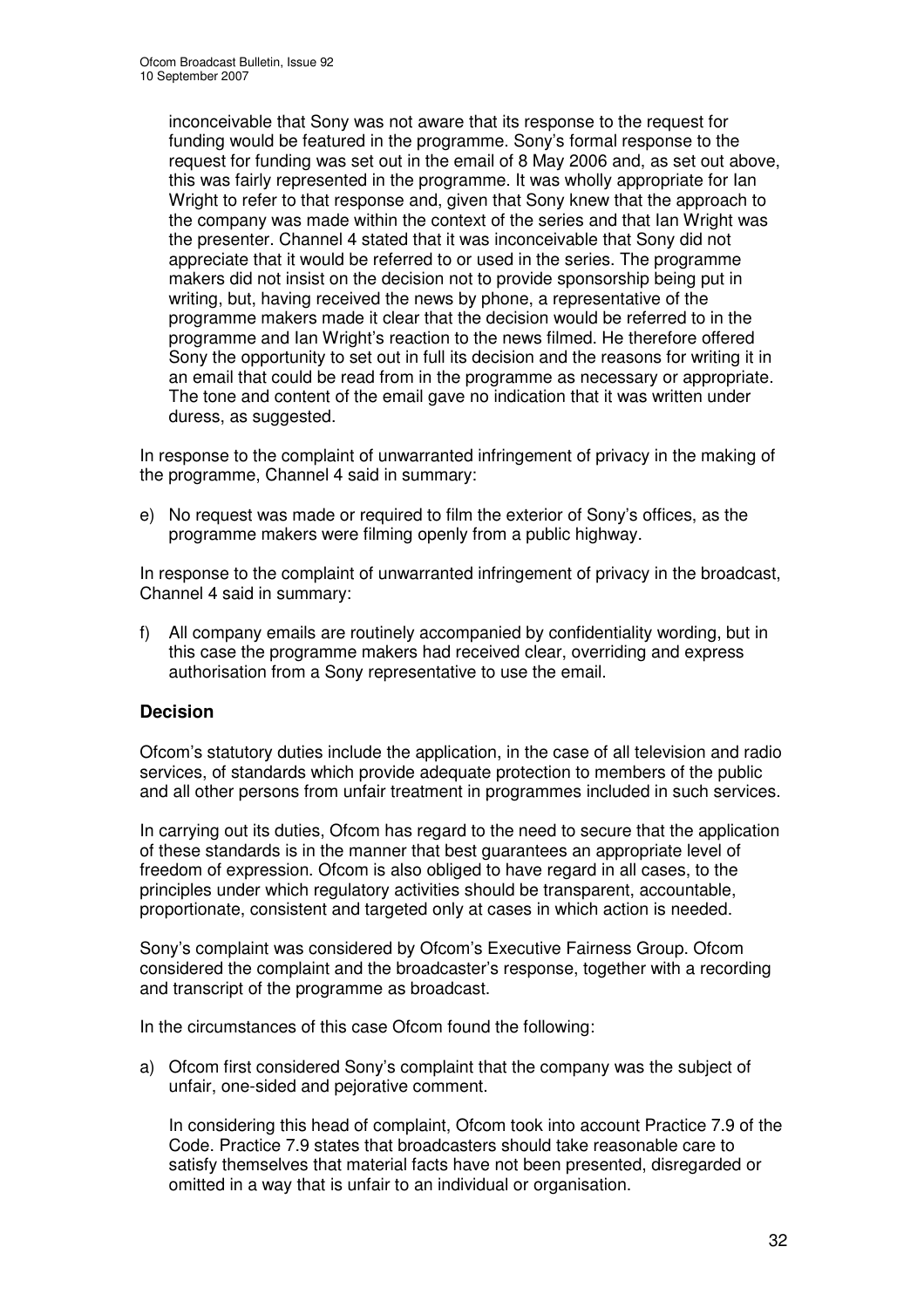inconceivable that Sony was not aware that its response to the request for funding would be featured in the programme. Sony's formal response to the request for funding was set out in the email of 8 May 2006 and, as set out above, this was fairly represented in the programme. It was wholly appropriate for Ian Wright to refer to that response and, given that Sony knew that the approach to the company was made within the context of the series and that Ian Wright was the presenter. Channel 4 stated that it was inconceivable that Sony did not appreciate that it would be referred to or used in the series. The programme makers did not insist on the decision not to provide sponsorship being put in writing, but, having received the news by phone, a representative of the programme makers made it clear that the decision would be referred to in the programme and Ian Wright's reaction to the news filmed. He therefore offered Sony the opportunity to set out in full its decision and the reasons for writing it in an email that could be read from in the programme as necessary or appropriate. The tone and content of the email gave no indication that it was written under duress, as suggested.

In response to the complaint of unwarranted infringement of privacy in the making of the programme, Channel 4 said in summary:

e) No request was made or required to film the exterior of Sony's offices, as the programme makers were filming openly from a public highway.

In response to the complaint of unwarranted infringement of privacy in the broadcast, Channel 4 said in summary:

f) All company emails are routinely accompanied by confidentiality wording, but in this case the programme makers had received clear, overriding and express authorisation from a Sony representative to use the email.

## Decision

Ofcom's statutory duties include the application, in the case of all television and radio services, of standards which provide adequate protection to members of the public and all other persons from unfair treatment in programmes included in such services.

In carrying out its duties, Ofcom has regard to the need to secure that the application of these standards is in the manner that best guarantees an appropriate level of freedom of expression. Ofcom is also obliged to have regard in all cases, to the principles under which regulatory activities should be transparent, accountable, proportionate, consistent and targeted only at cases in which action is needed.

Sony's complaint was considered by Ofcom's Executive Fairness Group. Ofcom considered the complaint and the broadcaster's response, together with a recording and transcript of the programme as broadcast.

In the circumstances of this case Ofcom found the following:

a) Ofcom first considered Sony's complaint that the company was the subject of unfair, one-sided and pejorative comment.

   In considering this head of complaint, Ofcom took into account Practice 7.9 of the Code. Practice 7.9 states that broadcasters should take reasonable care to satisfy themselves that material facts have not been presented, disregarded or omitted in a way that is unfair to an individual or organisation.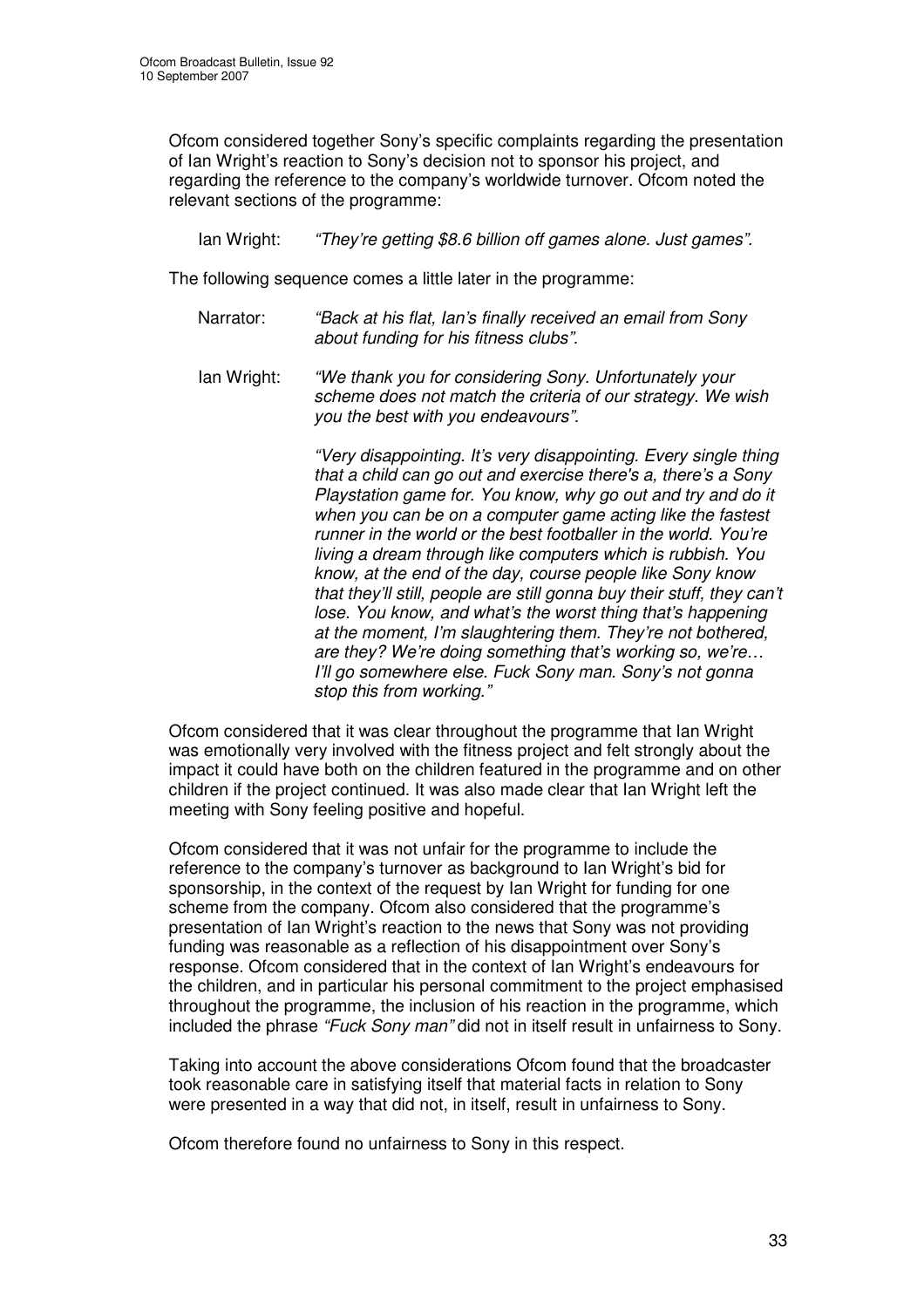Ofcom considered together Sony's specific complaints regarding the presentation of Ian Wright's reaction to Sony's decision not to sponsor his project, and regarding the reference to the company's worldwide turnover. Ofcom noted the relevant sections of the programme:

Ian Wright: *"They're getting $8.6 billion off games alone. Just games".*

The following sequence comes a little later in the programme:

Narrator: *"Back at his flat, Ian's finally received an email from Sony about funding for his fitness clubs".*

Ian Wright: *"We thank you for considering Sony. Unfortunately your scheme does not match the criteria of our strategy. We wish you the best with you endeavours".*

*"Very disappointing. It's very disappointing. Every single thing that a child can go out and exercise there's a, there's a Sony Playstation game for. You know, why go out and try and do it when you can be on a computer game acting like the fastest runner in the world or the best footballer in the world. You're living a dream through like computers which is rubbish. You know, at the end of the day, course people like Sony know that they'll still, people are still gonna buy their stuff, they can't lose. You know, and what's the worst thing that's happening at the moment, I'm slaughtering them. They're not bothered, are they? We're doing something that's working so, we're… I'll go somewhere else. Fuck Sony man. Sony's not gonna stop this from working."*

Ofcom considered that it was clear throughout the programme that Ian Wright was emotionally very involved with the fitness project and felt strongly about the impact it could have both on the children featured in the programme and on other children if the project continued. It was also made clear that Ian Wright left the meeting with Sony feeling positive and hopeful.

Ofcom considered that it was not unfair for the programme to include the reference to the company's turnover as background to Ian Wright's bid for sponsorship, in the context of the request by Ian Wright for funding for one scheme from the company. Ofcom also considered that the programme's presentation of Ian Wright's reaction to the news that Sony was not providing funding was reasonable as a reflection of his disappointment over Sony's response. Ofcom considered that in the context of Ian Wright's endeavours for the children, and in particular his personal commitment to the project emphasised throughout the programme, the inclusion of his reaction in the programme, which included the phrase *"Fuck Sony man"* did not in itself result in unfairness to Sony.

Taking into account the above considerations Ofcom found that the broadcaster took reasonable care in satisfying itself that material facts in relation to Sony were presented in a way that did not, in itself, result in unfairness to Sony.

Ofcom therefore found no unfairness to Sony in this respect.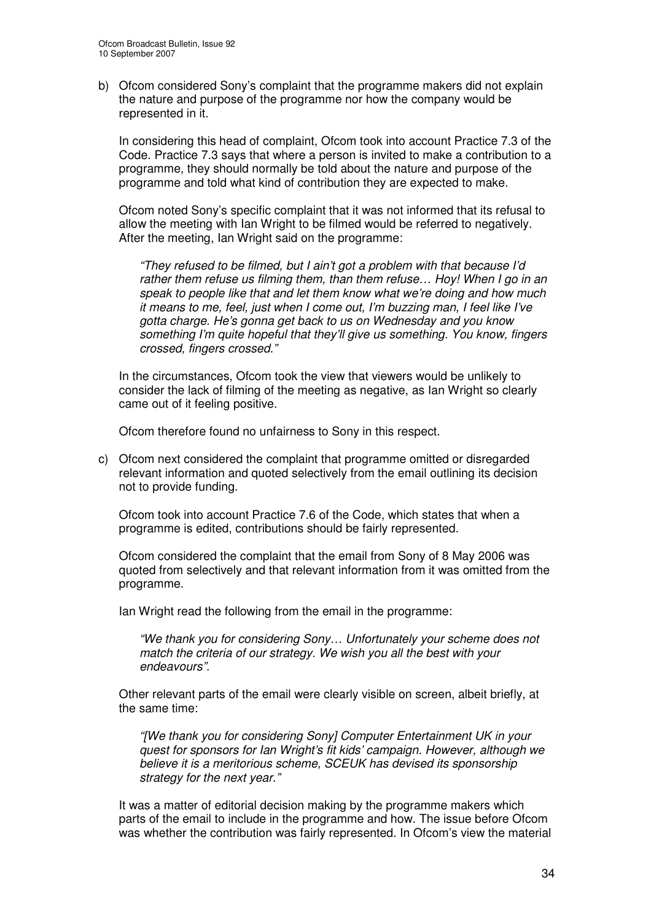b) Ofcom considered Sony's complaint that the programme makers did not explain the nature and purpose of the programme nor how the company would be represented in it.

   In considering this head of complaint, Ofcom took into account Practice 7.3 of the Code. Practice 7.3 says that where a person is invited to make a contribution to a programme, they should normally be told about the nature and purpose of the programme and told what kind of contribution they are expected to make.

   Ofcom noted Sony's specific complaint that it was not informed that its refusal to allow the meeting with Ian Wright to be filmed would be referred to negatively. After the meeting, Ian Wright said on the programme:

   > *"They refused to be filmed, but I ain't got a problem with that because I'd rather them refuse us filming them, than them refuse… Hoy! When I go in an speak to people like that and let them know what we're doing and how much it means to me, feel, just when I come out, I'm buzzing man, I feel like I've gotta charge. He's gonna get back to us on Wednesday and you know something I'm quite hopeful that they'll give us something. You know, fingers crossed, fingers crossed."*

   In the circumstances, Ofcom took the view that viewers would be unlikely to consider the lack of filming of the meeting as negative, as Ian Wright so clearly came out of it feeling positive.

   Ofcom therefore found no unfairness to Sony in this respect.

c) Ofcom next considered the complaint that programme omitted or disregarded relevant information and quoted selectively from the email outlining its decision not to provide funding.

   Ofcom took into account Practice 7.6 of the Code, which states that when a programme is edited, contributions should be fairly represented.

   Ofcom considered the complaint that the email from Sony of 8 May 2006 was quoted from selectively and that relevant information from it was omitted from the programme.

   Ian Wright read the following from the email in the programme:

   > *"We thank you for considering Sony… Unfortunately your scheme does not match the criteria of our strategy. We wish you all the best with your endeavours".*

   Other relevant parts of the email were clearly visible on screen, albeit briefly, at the same time:

   > *"[We thank you for considering Sony] Computer Entertainment UK in your quest for sponsors for Ian Wright's fit kids' campaign. However, although we believe it is a meritorious scheme, SCEUK has devised its sponsorship strategy for the next year."*

   It was a matter of editorial decision making by the programme makers which parts of the email to include in the programme and how. The issue before Ofcom was whether the contribution was fairly represented. In Ofcom's view the material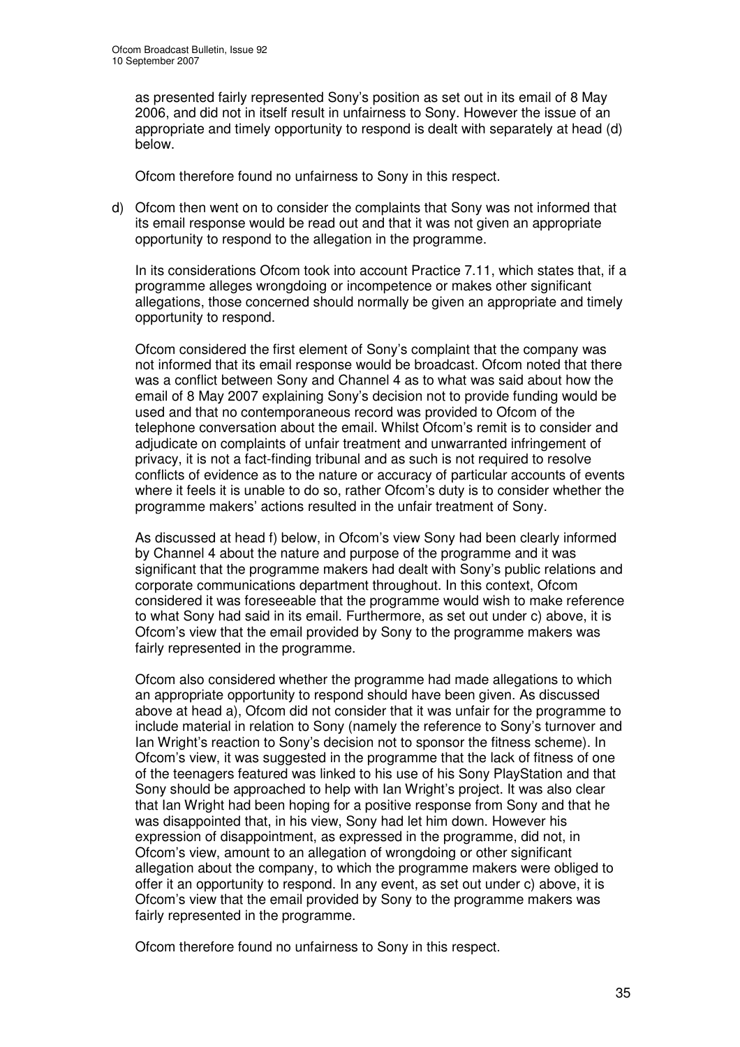as presented fairly represented Sony's position as set out in its email of 8 May 2006, and did not in itself result in unfairness to Sony. However the issue of an appropriate and timely opportunity to respond is dealt with separately at head (d) below.

Ofcom therefore found no unfairness to Sony in this respect.

d) Ofcom then went on to consider the complaints that Sony was not informed that its email response would be read out and that it was not given an appropriate opportunity to respond to the allegation in the programme.

In its considerations Ofcom took into account Practice 7.11, which states that, if a programme alleges wrongdoing or incompetence or makes other significant allegations, those concerned should normally be given an appropriate and timely opportunity to respond.

Ofcom considered the first element of Sony's complaint that the company was not informed that its email response would be broadcast. Ofcom noted that there was a conflict between Sony and Channel 4 as to what was said about how the email of 8 May 2007 explaining Sony's decision not to provide funding would be used and that no contemporaneous record was provided to Ofcom of the telephone conversation about the email. Whilst Ofcom's remit is to consider and adjudicate on complaints of unfair treatment and unwarranted infringement of privacy, it is not a fact-finding tribunal and as such is not required to resolve conflicts of evidence as to the nature or accuracy of particular accounts of events where it feels it is unable to do so, rather Ofcom's duty is to consider whether the programme makers' actions resulted in the unfair treatment of Sony.

As discussed at head f) below, in Ofcom's view Sony had been clearly informed by Channel 4 about the nature and purpose of the programme and it was significant that the programme makers had dealt with Sony's public relations and corporate communications department throughout. In this context, Ofcom considered it was foreseeable that the programme would wish to make reference to what Sony had said in its email. Furthermore, as set out under c) above, it is Ofcom's view that the email provided by Sony to the programme makers was fairly represented in the programme.

Ofcom also considered whether the programme had made allegations to which an appropriate opportunity to respond should have been given. As discussed above at head a), Ofcom did not consider that it was unfair for the programme to include material in relation to Sony (namely the reference to Sony's turnover and Ian Wright's reaction to Sony's decision not to sponsor the fitness scheme). In Ofcom's view, it was suggested in the programme that the lack of fitness of one of the teenagers featured was linked to his use of his Sony PlayStation and that Sony should be approached to help with Ian Wright's project. It was also clear that Ian Wright had been hoping for a positive response from Sony and that he was disappointed that, in his view, Sony had let him down. However his expression of disappointment, as expressed in the programme, did not, in Ofcom's view, amount to an allegation of wrongdoing or other significant allegation about the company, to which the programme makers were obliged to offer it an opportunity to respond. In any event, as set out under c) above, it is Ofcom's view that the email provided by Sony to the programme makers was fairly represented in the programme.

Ofcom therefore found no unfairness to Sony in this respect.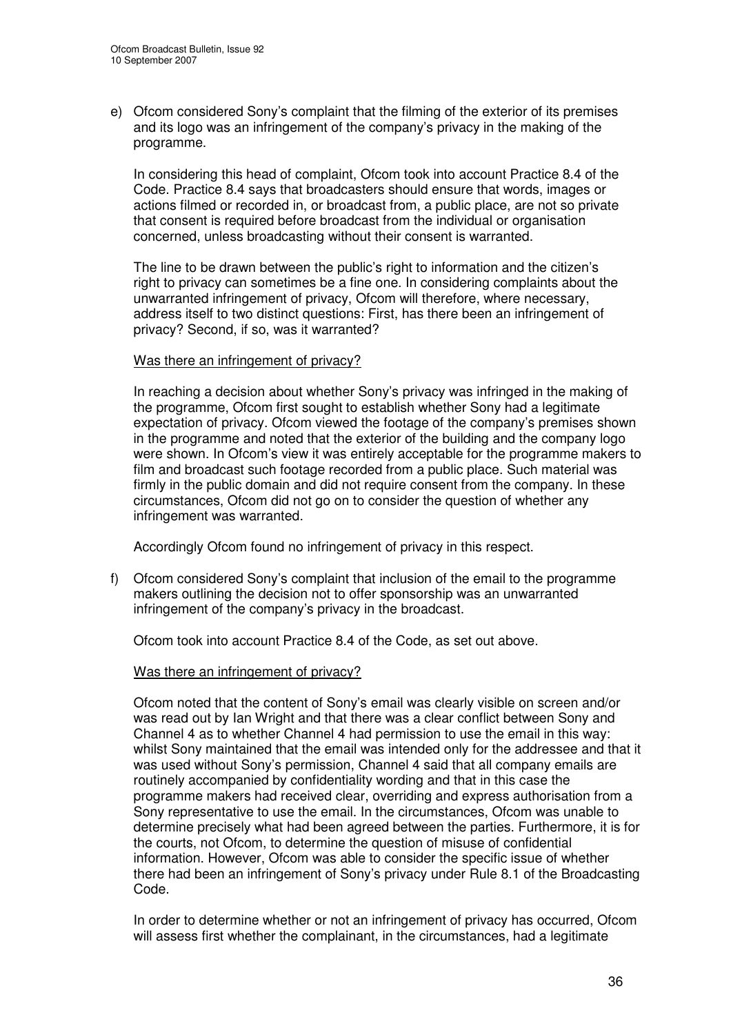e) Ofcom considered Sony's complaint that the filming of the exterior of its premises and its logo was an infringement of the company's privacy in the making of the programme.

   In considering this head of complaint, Ofcom took into account Practice 8.4 of the Code. Practice 8.4 says that broadcasters should ensure that words, images or actions filmed or recorded in, or broadcast from, a public place, are not so private that consent is required before broadcast from the individual or organisation concerned, unless broadcasting without their consent is warranted.

   The line to be drawn between the public's right to information and the citizen's right to privacy can sometimes be a fine one. In considering complaints about the unwarranted infringement of privacy, Ofcom will therefore, where necessary, address itself to two distinct questions: First, has there been an infringement of privacy? Second, if so, was it warranted?

   Was there an infringement of privacy?

   In reaching a decision about whether Sony's privacy was infringed in the making of the programme, Ofcom first sought to establish whether Sony had a legitimate expectation of privacy. Ofcom viewed the footage of the company's premises shown in the programme and noted that the exterior of the building and the company logo were shown. In Ofcom's view it was entirely acceptable for the programme makers to film and broadcast such footage recorded from a public place. Such material was firmly in the public domain and did not require consent from the company. In these circumstances, Ofcom did not go on to consider the question of whether any infringement was warranted.

   Accordingly Ofcom found no infringement of privacy in this respect.

f) Ofcom considered Sony's complaint that inclusion of the email to the programme makers outlining the decision not to offer sponsorship was an unwarranted infringement of the company's privacy in the broadcast.

   Ofcom took into account Practice 8.4 of the Code, as set out above.

   Was there an infringement of privacy?

   Ofcom noted that the content of Sony's email was clearly visible on screen and/or was read out by Ian Wright and that there was a clear conflict between Sony and Channel 4 as to whether Channel 4 had permission to use the email in this way: whilst Sony maintained that the email was intended only for the addressee and that it was used without Sony's permission, Channel 4 said that all company emails are routinely accompanied by confidentiality wording and that in this case the programme makers had received clear, overriding and express authorisation from a Sony representative to use the email. In the circumstances, Ofcom was unable to determine precisely what had been agreed between the parties. Furthermore, it is for the courts, not Ofcom, to determine the question of misuse of confidential information. However, Ofcom was able to consider the specific issue of whether there had been an infringement of Sony's privacy under Rule 8.1 of the Broadcasting Code.

   In order to determine whether or not an infringement of privacy has occurred, Ofcom will assess first whether the complainant, in the circumstances, had a legitimate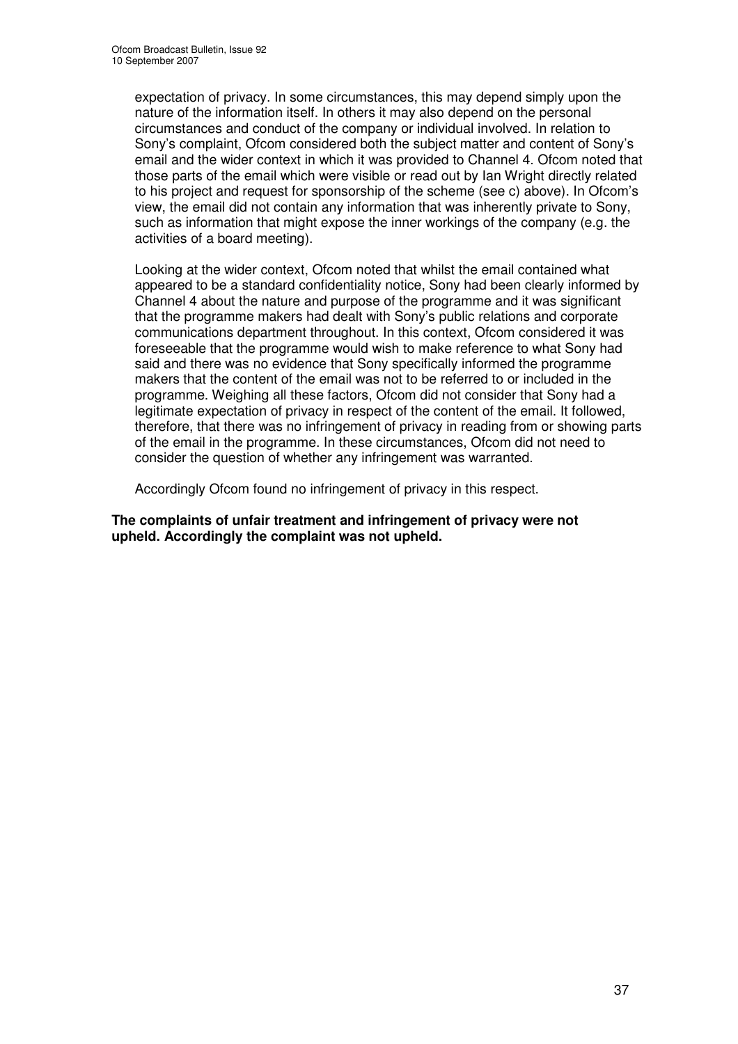expectation of privacy. In some circumstances, this may depend simply upon the nature of the information itself. In others it may also depend on the personal circumstances and conduct of the company or individual involved. In relation to Sony's complaint, Ofcom considered both the subject matter and content of Sony's email and the wider context in which it was provided to Channel 4. Ofcom noted that those parts of the email which were visible or read out by Ian Wright directly related to his project and request for sponsorship of the scheme (see c) above). In Ofcom's view, the email did not contain any information that was inherently private to Sony, such as information that might expose the inner workings of the company (e.g. the activities of a board meeting).

Looking at the wider context, Ofcom noted that whilst the email contained what appeared to be a standard confidentiality notice, Sony had been clearly informed by Channel 4 about the nature and purpose of the programme and it was significant that the programme makers had dealt with Sony's public relations and corporate communications department throughout. In this context, Ofcom considered it was foreseeable that the programme would wish to make reference to what Sony had said and there was no evidence that Sony specifically informed the programme makers that the content of the email was not to be referred to or included in the programme. Weighing all these factors, Ofcom did not consider that Sony had a legitimate expectation of privacy in respect of the content of the email. It followed, therefore, that there was no infringement of privacy in reading from or showing parts of the email in the programme. In these circumstances, Ofcom did not need to consider the question of whether any infringement was warranted.

Accordingly Ofcom found no infringement of privacy in this respect.

**The complaints of unfair treatment and infringement of privacy were not upheld. Accordingly the complaint was not upheld.**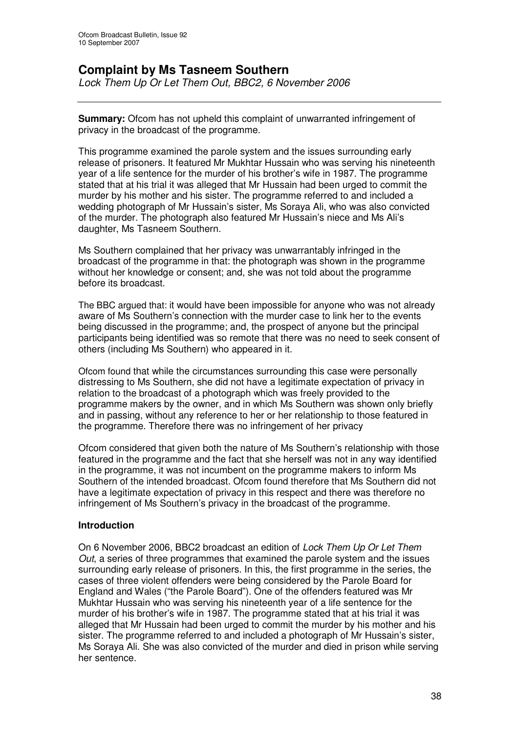## Complaint by Ms Tasneem Southern

*Lock Them Up Or Let Them Out, BBC2, 6 November 2006*

---

**Summary:** Ofcom has not upheld this complaint of unwarranted infringement of privacy in the broadcast of the programme.

This programme examined the parole system and the issues surrounding early release of prisoners. It featured Mr Mukhtar Hussain who was serving his nineteenth year of a life sentence for the murder of his brother's wife in 1987. The programme stated that at his trial it was alleged that Mr Hussain had been urged to commit the murder by his mother and his sister. The programme referred to and included a wedding photograph of Mr Hussain's sister, Ms Soraya Ali, who was also convicted of the murder. The photograph also featured Mr Hussain's niece and Ms Ali's daughter, Ms Tasneem Southern.

Ms Southern complained that her privacy was unwarrantably infringed in the broadcast of the programme in that: the photograph was shown in the programme without her knowledge or consent; and, she was not told about the programme before its broadcast.

The BBC argued that: it would have been impossible for anyone who was not already aware of Ms Southern's connection with the murder case to link her to the events being discussed in the programme; and, the prospect of anyone but the principal participants being identified was so remote that there was no need to seek consent of others (including Ms Southern) who appeared in it.

Ofcom found that while the circumstances surrounding this case were personally distressing to Ms Southern, she did not have a legitimate expectation of privacy in relation to the broadcast of a photograph which was freely provided to the programme makers by the owner, and in which Ms Southern was shown only briefly and in passing, without any reference to her or her relationship to those featured in the programme. Therefore there was no infringement of her privacy

Ofcom considered that given both the nature of Ms Southern's relationship with those featured in the programme and the fact that she herself was not in any way identified in the programme, it was not incumbent on the programme makers to inform Ms Southern of the intended broadcast. Ofcom found therefore that Ms Southern did not have a legitimate expectation of privacy in this respect and there was therefore no infringement of Ms Southern's privacy in the broadcast of the programme.

### Introduction

On 6 November 2006, BBC2 broadcast an edition of *Lock Them Up Or Let Them Out*, a series of three programmes that examined the parole system and the issues surrounding early release of prisoners. In this, the first programme in the series, the cases of three violent offenders were being considered by the Parole Board for England and Wales ("the Parole Board"). One of the offenders featured was Mr Mukhtar Hussain who was serving his nineteenth year of a life sentence for the murder of his brother's wife in 1987. The programme stated that at his trial it was alleged that Mr Hussain had been urged to commit the murder by his mother and his sister. The programme referred to and included a photograph of Mr Hussain's sister, Ms Soraya Ali. She was also convicted of the murder and died in prison while serving her sentence.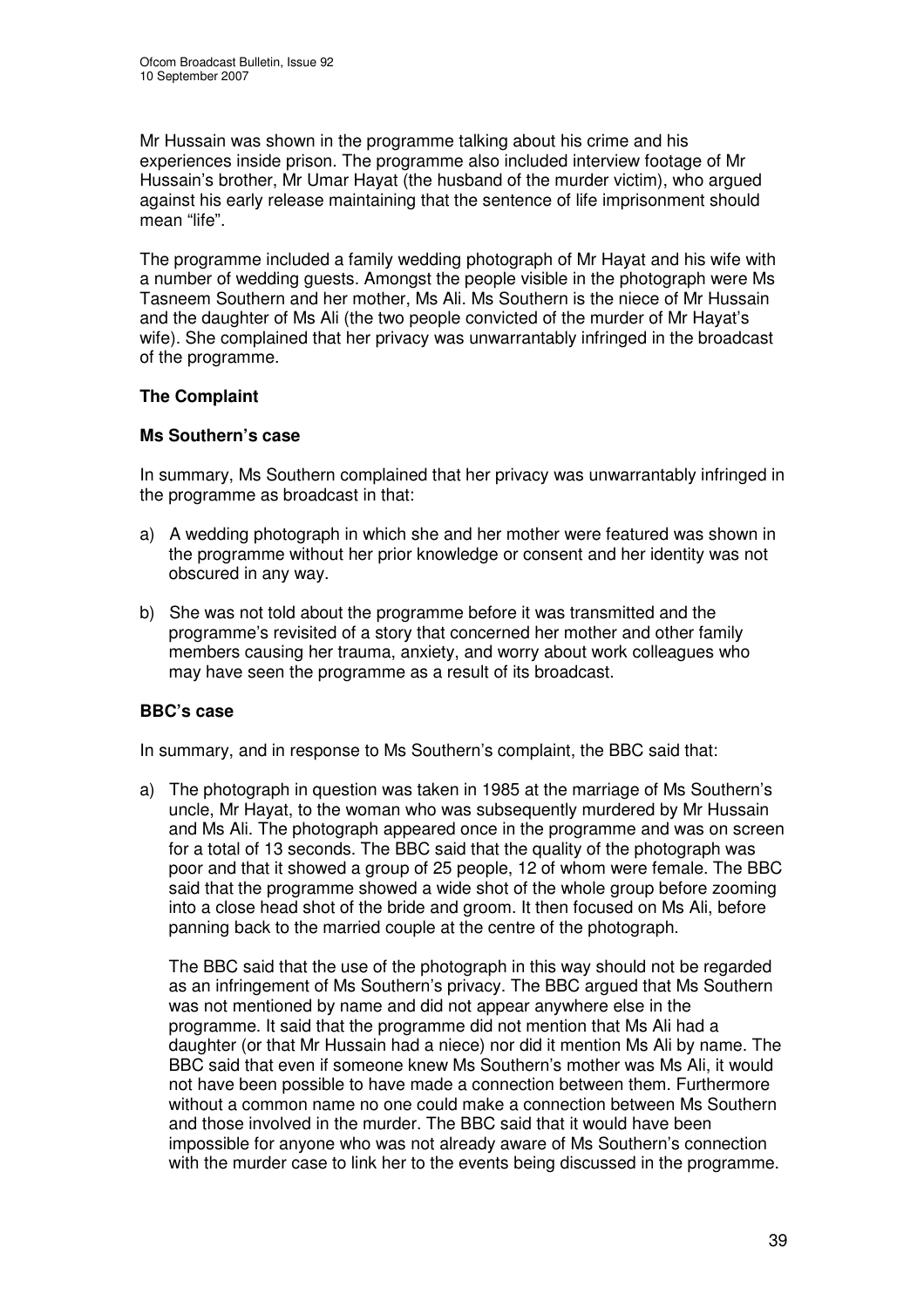Mr Hussain was shown in the programme talking about his crime and his experiences inside prison. The programme also included interview footage of Mr Hussain's brother, Mr Umar Hayat (the husband of the murder victim), who argued against his early release maintaining that the sentence of life imprisonment should mean "life".

The programme included a family wedding photograph of Mr Hayat and his wife with a number of wedding guests. Amongst the people visible in the photograph were Ms Tasneem Southern and her mother, Ms Ali. Ms Southern is the niece of Mr Hussain and the daughter of Ms Ali (the two people convicted of the murder of Mr Hayat's wife). She complained that her privacy was unwarrantably infringed in the broadcast of the programme.

### The Complaint

#### Ms Southern's case

In summary, Ms Southern complained that her privacy was unwarrantably infringed in the programme as broadcast in that:

a) A wedding photograph in which she and her mother were featured was shown in the programme without her prior knowledge or consent and her identity was not obscured in any way.

b) She was not told about the programme before it was transmitted and the programme's revisited of a story that concerned her mother and other family members causing her trauma, anxiety, and worry about work colleagues who may have seen the programme as a result of its broadcast.

#### BBC's case

In summary, and in response to Ms Southern's complaint, the BBC said that:

a) The photograph in question was taken in 1985 at the marriage of Ms Southern's uncle, Mr Hayat, to the woman who was subsequently murdered by Mr Hussain and Ms Ali. The photograph appeared once in the programme and was on screen for a total of 13 seconds. The BBC said that the quality of the photograph was poor and that it showed a group of 25 people, 12 of whom were female. The BBC said that the programme showed a wide shot of the whole group before zooming into a close head shot of the bride and groom. It then focused on Ms Ali, before panning back to the married couple at the centre of the photograph.

   The BBC said that the use of the photograph in this way should not be regarded as an infringement of Ms Southern's privacy. The BBC argued that Ms Southern was not mentioned by name and did not appear anywhere else in the programme. It said that the programme did not mention that Ms Ali had a daughter (or that Mr Hussain had a niece) nor did it mention Ms Ali by name. The BBC said that even if someone knew Ms Southern's mother was Ms Ali, it would not have been possible to have made a connection between them. Furthermore without a common name no one could make a connection between Ms Southern and those involved in the murder. The BBC said that it would have been impossible for anyone who was not already aware of Ms Southern's connection with the murder case to link her to the events being discussed in the programme.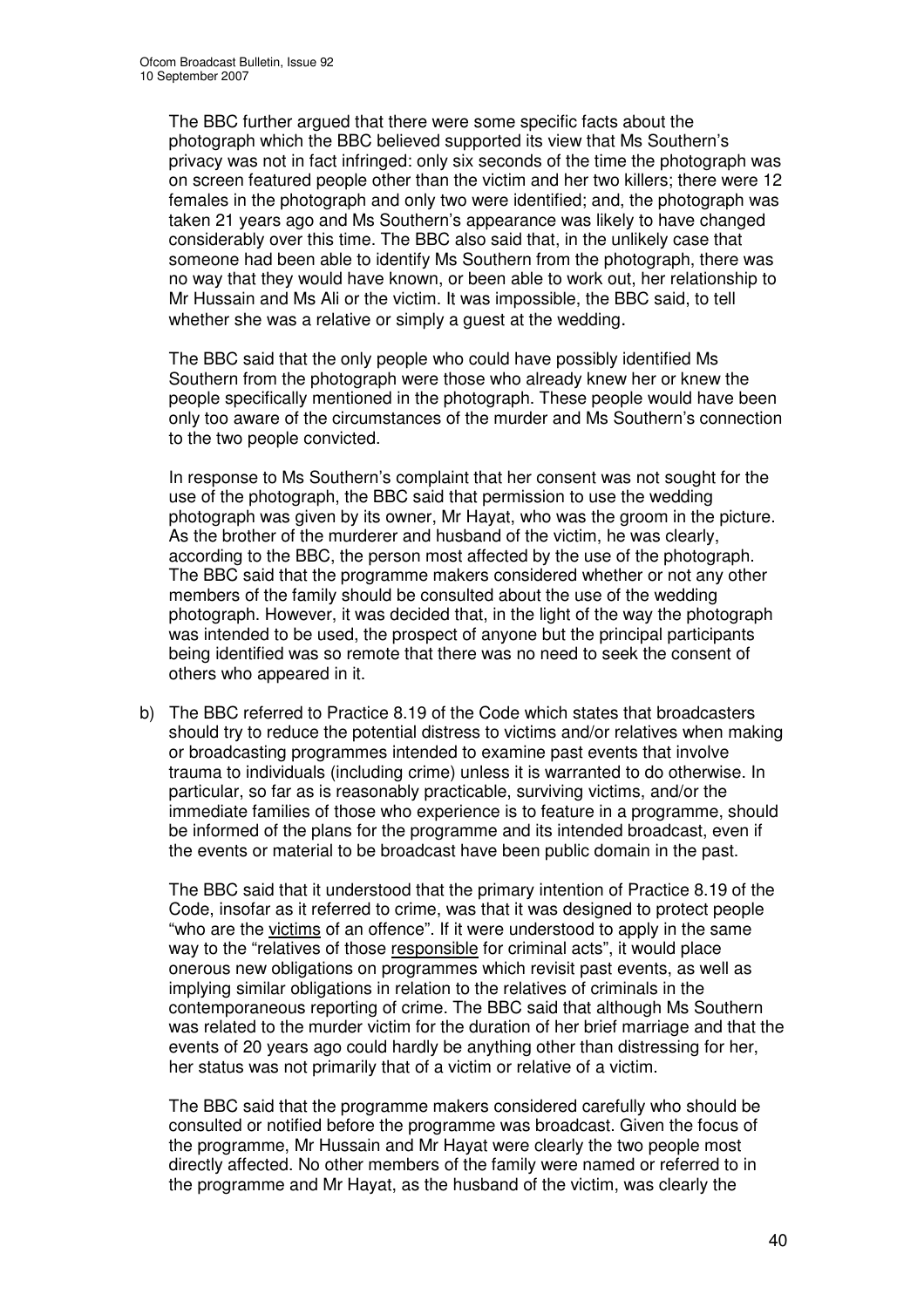The BBC further argued that there were some specific facts about the photograph which the BBC believed supported its view that Ms Southern's privacy was not in fact infringed: only six seconds of the time the photograph was on screen featured people other than the victim and her two killers; there were 12 females in the photograph and only two were identified; and, the photograph was taken 21 years ago and Ms Southern's appearance was likely to have changed considerably over this time. The BBC also said that, in the unlikely case that someone had been able to identify Ms Southern from the photograph, there was no way that they would have known, or been able to work out, her relationship to Mr Hussain and Ms Ali or the victim. It was impossible, the BBC said, to tell whether she was a relative or simply a guest at the wedding.

The BBC said that the only people who could have possibly identified Ms Southern from the photograph were those who already knew her or knew the people specifically mentioned in the photograph. These people would have been only too aware of the circumstances of the murder and Ms Southern's connection to the two people convicted.

In response to Ms Southern's complaint that her consent was not sought for the use of the photograph, the BBC said that permission to use the wedding photograph was given by its owner, Mr Hayat, who was the groom in the picture. As the brother of the murderer and husband of the victim, he was clearly, according to the BBC, the person most affected by the use of the photograph. The BBC said that the programme makers considered whether or not any other members of the family should be consulted about the use of the wedding photograph. However, it was decided that, in the light of the way the photograph was intended to be used, the prospect of anyone but the principal participants being identified was so remote that there was no need to seek the consent of others who appeared in it.

b) The BBC referred to Practice 8.19 of the Code which states that broadcasters should try to reduce the potential distress to victims and/or relatives when making or broadcasting programmes intended to examine past events that involve trauma to individuals (including crime) unless it is warranted to do otherwise. In particular, so far as is reasonably practicable, surviving victims, and/or the immediate families of those who experience is to feature in a programme, should be informed of the plans for the programme and its intended broadcast, even if the events or material to be broadcast have been public domain in the past.

The BBC said that it understood that the primary intention of Practice 8.19 of the Code, insofar as it referred to crime, was that it was designed to protect people "who are the victims of an offence". If it were understood to apply in the same way to the "relatives of those responsible for criminal acts", it would place onerous new obligations on programmes which revisit past events, as well as implying similar obligations in relation to the relatives of criminals in the contemporaneous reporting of crime. The BBC said that although Ms Southern was related to the murder victim for the duration of her brief marriage and that the events of 20 years ago could hardly be anything other than distressing for her, her status was not primarily that of a victim or relative of a victim.

The BBC said that the programme makers considered carefully who should be consulted or notified before the programme was broadcast. Given the focus of the programme, Mr Hussain and Mr Hayat were clearly the two people most directly affected. No other members of the family were named or referred to in the programme and Mr Hayat, as the husband of the victim, was clearly the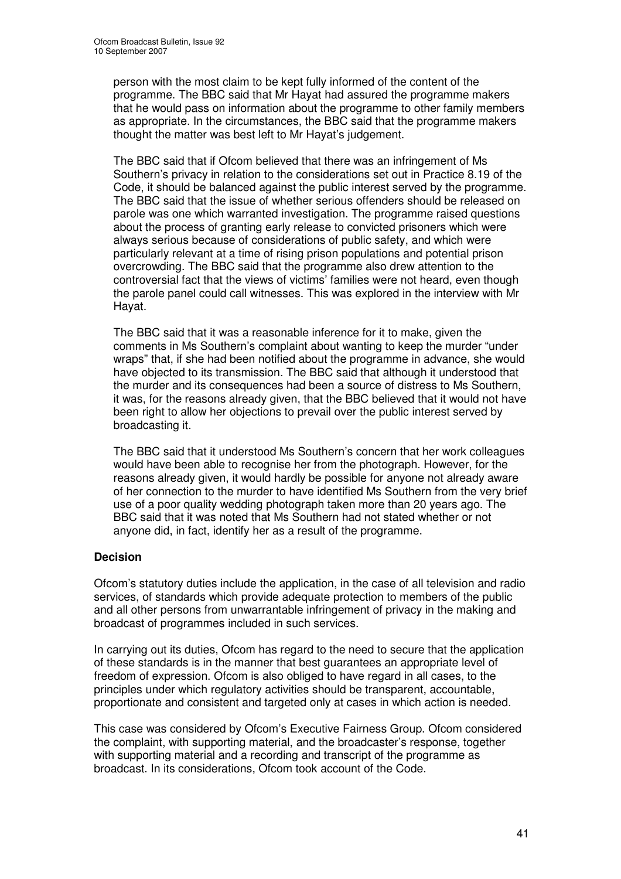person with the most claim to be kept fully informed of the content of the programme. The BBC said that Mr Hayat had assured the programme makers that he would pass on information about the programme to other family members as appropriate. In the circumstances, the BBC said that the programme makers thought the matter was best left to Mr Hayat's judgement.

The BBC said that if Ofcom believed that there was an infringement of Ms Southern's privacy in relation to the considerations set out in Practice 8.19 of the Code, it should be balanced against the public interest served by the programme. The BBC said that the issue of whether serious offenders should be released on parole was one which warranted investigation. The programme raised questions about the process of granting early release to convicted prisoners which were always serious because of considerations of public safety, and which were particularly relevant at a time of rising prison populations and potential prison overcrowding. The BBC said that the programme also drew attention to the controversial fact that the views of victims' families were not heard, even though the parole panel could call witnesses. This was explored in the interview with Mr Hayat.

The BBC said that it was a reasonable inference for it to make, given the comments in Ms Southern's complaint about wanting to keep the murder "under wraps" that, if she had been notified about the programme in advance, she would have objected to its transmission. The BBC said that although it understood that the murder and its consequences had been a source of distress to Ms Southern, it was, for the reasons already given, that the BBC believed that it would not have been right to allow her objections to prevail over the public interest served by broadcasting it.

The BBC said that it understood Ms Southern's concern that her work colleagues would have been able to recognise her from the photograph. However, for the reasons already given, it would hardly be possible for anyone not already aware of her connection to the murder to have identified Ms Southern from the very brief use of a poor quality wedding photograph taken more than 20 years ago. The BBC said that it was noted that Ms Southern had not stated whether or not anyone did, in fact, identify her as a result of the programme.

**Decision**

Ofcom's statutory duties include the application, in the case of all television and radio services, of standards which provide adequate protection to members of the public and all other persons from unwarrantable infringement of privacy in the making and broadcast of programmes included in such services.

In carrying out its duties, Ofcom has regard to the need to secure that the application of these standards is in the manner that best guarantees an appropriate level of freedom of expression. Ofcom is also obliged to have regard in all cases, to the principles under which regulatory activities should be transparent, accountable, proportionate and consistent and targeted only at cases in which action is needed.

This case was considered by Ofcom's Executive Fairness Group. Ofcom considered the complaint, with supporting material, and the broadcaster's response, together with supporting material and a recording and transcript of the programme as broadcast. In its considerations, Ofcom took account of the Code.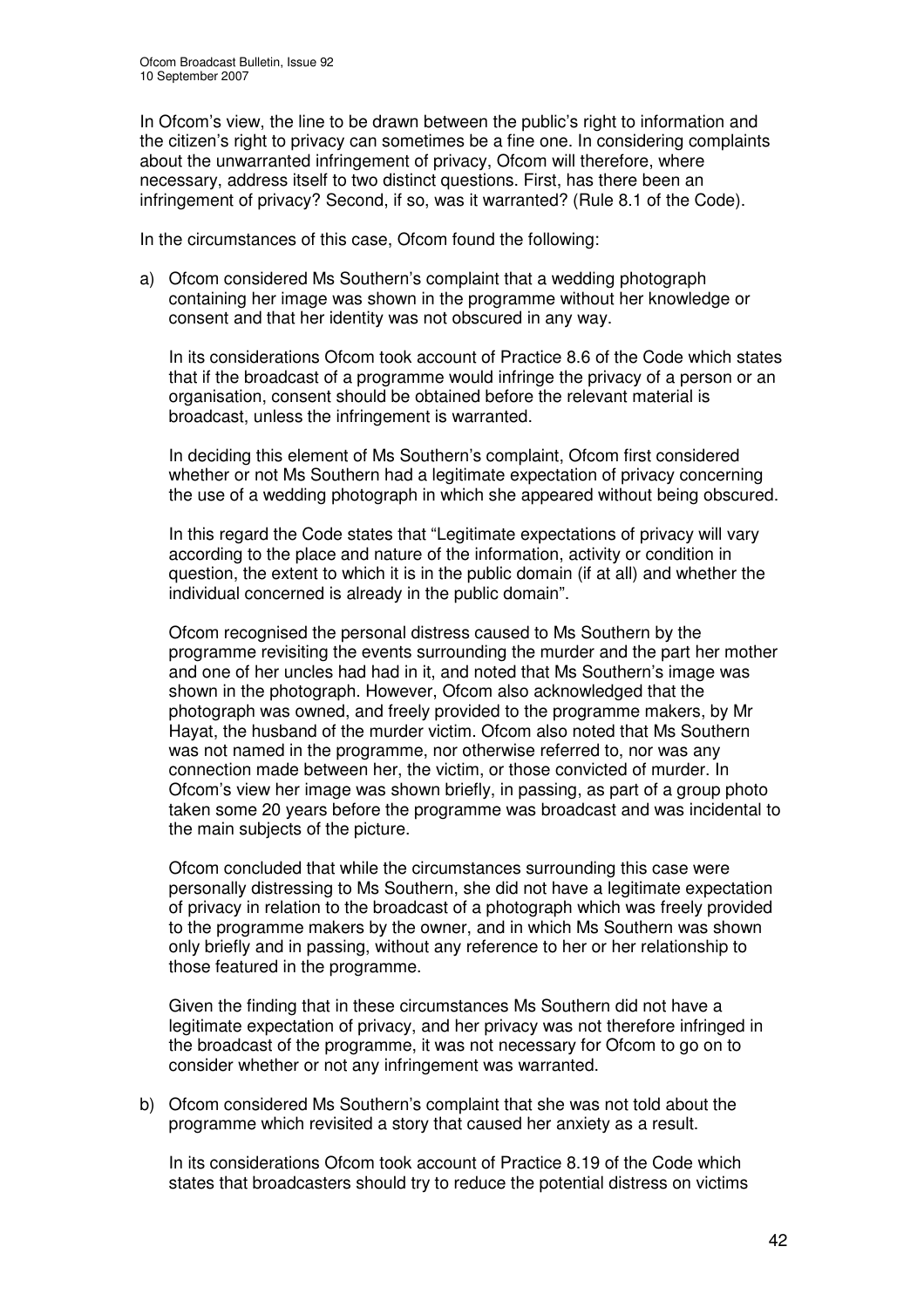In Ofcom's view, the line to be drawn between the public's right to information and the citizen's right to privacy can sometimes be a fine one. In considering complaints about the unwarranted infringement of privacy, Ofcom will therefore, where necessary, address itself to two distinct questions. First, has there been an infringement of privacy? Second, if so, was it warranted? (Rule 8.1 of the Code).

In the circumstances of this case, Ofcom found the following:

a) Ofcom considered Ms Southern's complaint that a wedding photograph containing her image was shown in the programme without her knowledge or consent and that her identity was not obscured in any way.

   In its considerations Ofcom took account of Practice 8.6 of the Code which states that if the broadcast of a programme would infringe the privacy of a person or an organisation, consent should be obtained before the relevant material is broadcast, unless the infringement is warranted.

   In deciding this element of Ms Southern's complaint, Ofcom first considered whether or not Ms Southern had a legitimate expectation of privacy concerning the use of a wedding photograph in which she appeared without being obscured.

   In this regard the Code states that "Legitimate expectations of privacy will vary according to the place and nature of the information, activity or condition in question, the extent to which it is in the public domain (if at all) and whether the individual concerned is already in the public domain".

   Ofcom recognised the personal distress caused to Ms Southern by the programme revisiting the events surrounding the murder and the part her mother and one of her uncles had had in it, and noted that Ms Southern's image was shown in the photograph. However, Ofcom also acknowledged that the photograph was owned, and freely provided to the programme makers, by Mr Hayat, the husband of the murder victim. Ofcom also noted that Ms Southern was not named in the programme, nor otherwise referred to, nor was any connection made between her, the victim, or those convicted of murder. In Ofcom's view her image was shown briefly, in passing, as part of a group photo taken some 20 years before the programme was broadcast and was incidental to the main subjects of the picture.

   Ofcom concluded that while the circumstances surrounding this case were personally distressing to Ms Southern, she did not have a legitimate expectation of privacy in relation to the broadcast of a photograph which was freely provided to the programme makers by the owner, and in which Ms Southern was shown only briefly and in passing, without any reference to her or her relationship to those featured in the programme.

   Given the finding that in these circumstances Ms Southern did not have a legitimate expectation of privacy, and her privacy was not therefore infringed in the broadcast of the programme, it was not necessary for Ofcom to go on to consider whether or not any infringement was warranted.

b) Ofcom considered Ms Southern's complaint that she was not told about the programme which revisited a story that caused her anxiety as a result.

   In its considerations Ofcom took account of Practice 8.19 of the Code which states that broadcasters should try to reduce the potential distress on victims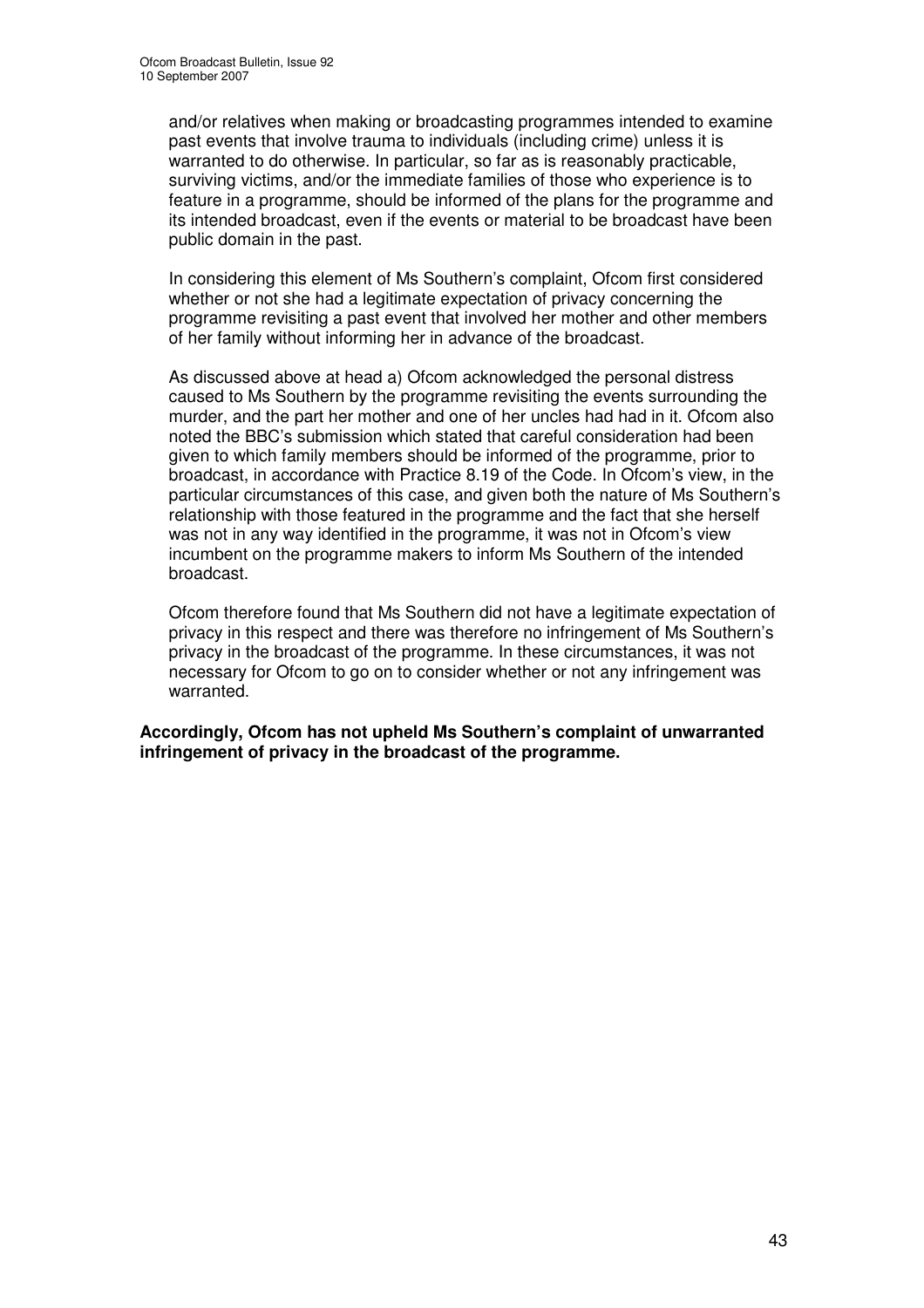and/or relatives when making or broadcasting programmes intended to examine past events that involve trauma to individuals (including crime) unless it is warranted to do otherwise. In particular, so far as is reasonably practicable, surviving victims, and/or the immediate families of those who experience is to feature in a programme, should be informed of the plans for the programme and its intended broadcast, even if the events or material to be broadcast have been public domain in the past.

In considering this element of Ms Southern's complaint, Ofcom first considered whether or not she had a legitimate expectation of privacy concerning the programme revisiting a past event that involved her mother and other members of her family without informing her in advance of the broadcast.

As discussed above at head a) Ofcom acknowledged the personal distress caused to Ms Southern by the programme revisiting the events surrounding the murder, and the part her mother and one of her uncles had had in it. Ofcom also noted the BBC's submission which stated that careful consideration had been given to which family members should be informed of the programme, prior to broadcast, in accordance with Practice 8.19 of the Code. In Ofcom's view, in the particular circumstances of this case, and given both the nature of Ms Southern's relationship with those featured in the programme and the fact that she herself was not in any way identified in the programme, it was not in Ofcom's view incumbent on the programme makers to inform Ms Southern of the intended broadcast.

Ofcom therefore found that Ms Southern did not have a legitimate expectation of privacy in this respect and there was therefore no infringement of Ms Southern's privacy in the broadcast of the programme. In these circumstances, it was not necessary for Ofcom to go on to consider whether or not any infringement was warranted.

**Accordingly, Ofcom has not upheld Ms Southern's complaint of unwarranted infringement of privacy in the broadcast of the programme.**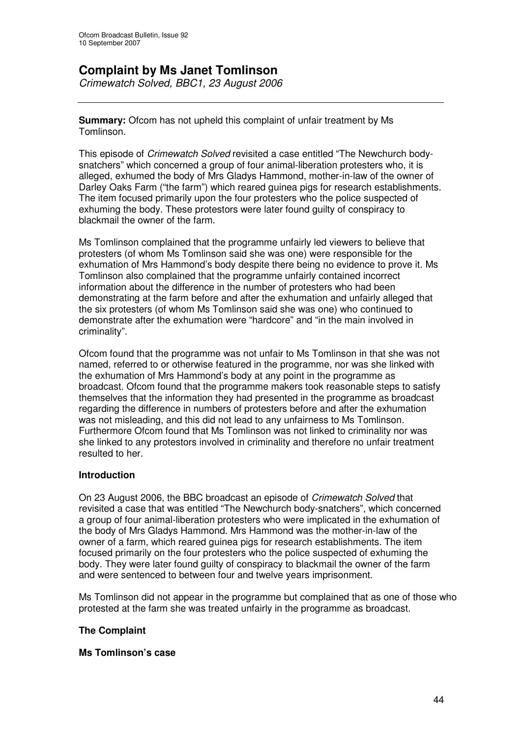# Complaint by Ms Janet Tomlinson

*Crimewatch Solved, BBC1, 23 August 2006*

**Summary:** Ofcom has not upheld this complaint of unfair treatment by Ms Tomlinson.

This episode of *Crimewatch Solved* revisited a case entitled "The Newchurch body-snatchers" which concerned a group of four animal-liberation protesters who, it is alleged, exhumed the body of Mrs Gladys Hammond, mother-in-law of the owner of Darley Oaks Farm ("the farm") which reared guinea pigs for research establishments. The item focused primarily upon the four protesters who the police suspected of exhuming the body. These protestors were later found guilty of conspiracy to blackmail the owner of the farm.

Ms Tomlinson complained that the programme unfairly led viewers to believe that protesters (of whom Ms Tomlinson said she was one) were responsible for the exhumation of Mrs Hammond's body despite there being no evidence to prove it. Ms Tomlinson also complained that the programme unfairly contained incorrect information about the difference in the number of protesters who had been demonstrating at the farm before and after the exhumation and unfairly alleged that the six protesters (of whom Ms Tomlinson said she was one) who continued to demonstrate after the exhumation were "hardcore" and "in the main involved in criminality".

Ofcom found that the programme was not unfair to Ms Tomlinson in that she was not named, referred to or otherwise featured in the programme, nor was she linked with the exhumation of Mrs Hammond's body at any point in the programme as broadcast. Ofcom found that the programme makers took reasonable steps to satisfy themselves that the information they had presented in the programme as broadcast regarding the difference in numbers of protesters before and after the exhumation was not misleading, and this did not lead to any unfairness to Ms Tomlinson. Furthermore Ofcom found that Ms Tomlinson was not linked to criminality nor was she linked to any protestors involved in criminality and therefore no unfair treatment resulted to her.

## Introduction

On 23 August 2006, the BBC broadcast an episode of *Crimewatch Solved* that revisited a case that was entitled "The Newchurch body-snatchers", which concerned a group of four animal-liberation protesters who were implicated in the exhumation of the body of Mrs Gladys Hammond. Mrs Hammond was the mother-in-law of the owner of a farm, which reared guinea pigs for research establishments. The item focused primarily on the four protesters who the police suspected of exhuming the body. They were later found guilty of conspiracy to blackmail the owner of the farm and were sentenced to between four and twelve years imprisonment.

Ms Tomlinson did not appear in the programme but complained that as one of those who protested at the farm she was treated unfairly in the programme as broadcast.

## The Complaint

### Ms Tomlinson's case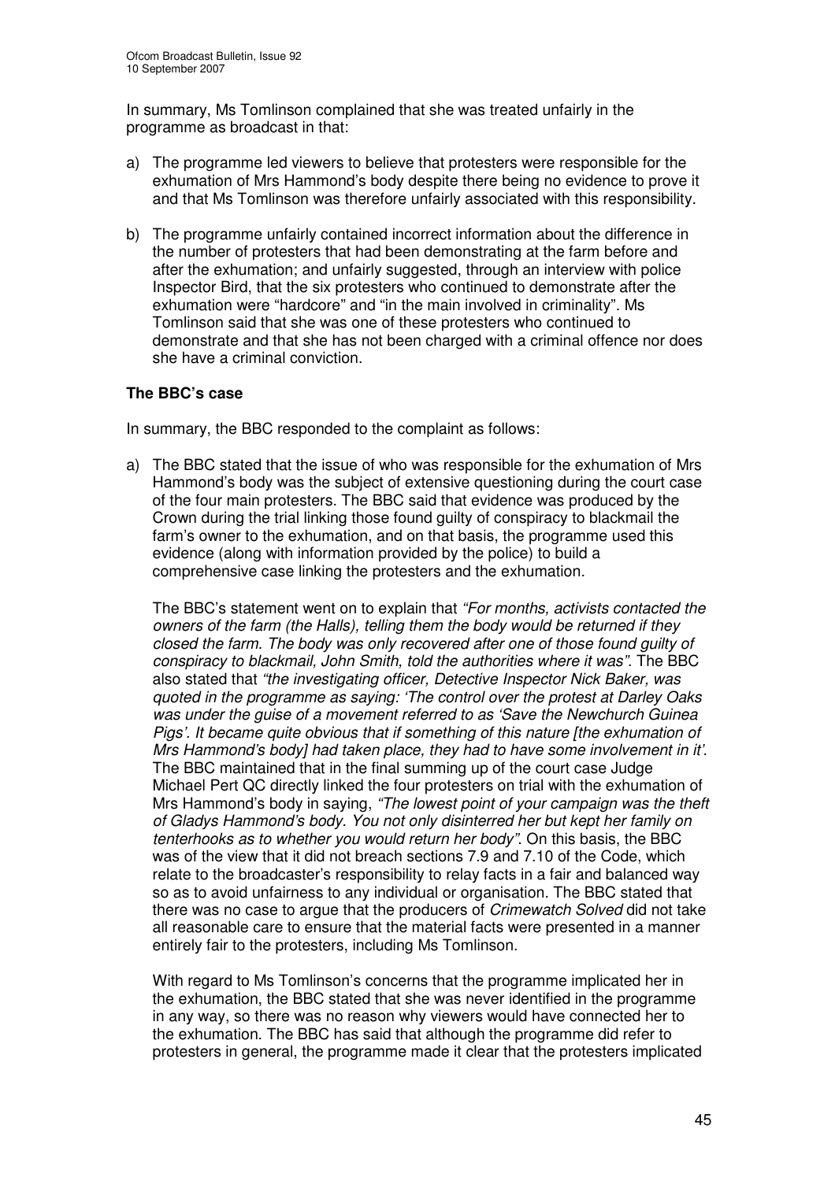In summary, Ms Tomlinson complained that she was treated unfairly in the programme as broadcast in that:

a) The programme led viewers to believe that protesters were responsible for the exhumation of Mrs Hammond's body despite there being no evidence to prove it and that Ms Tomlinson was therefore unfairly associated with this responsibility.

b) The programme unfairly contained incorrect information about the difference in the number of protesters that had been demonstrating at the farm before and after the exhumation; and unfairly suggested, through an interview with police Inspector Bird, that the six protesters who continued to demonstrate after the exhumation were "hardcore" and "in the main involved in criminality". Ms Tomlinson said that she was one of these protesters who continued to demonstrate and that she has not been charged with a criminal offence nor does she have a criminal conviction.

**The BBC's case**

In summary, the BBC responded to the complaint as follows:

a) The BBC stated that the issue of who was responsible for the exhumation of Mrs Hammond's body was the subject of extensive questioning during the court case of the four main protesters. The BBC said that evidence was produced by the Crown during the trial linking those found guilty of conspiracy to blackmail the farm's owner to the exhumation, and on that basis, the programme used this evidence (along with information provided by the police) to build a comprehensive case linking the protesters and the exhumation.

   The BBC's statement went on to explain that *"For months, activists contacted the owners of the farm (the Halls), telling them the body would be returned if they closed the farm. The body was only recovered after one of those found guilty of conspiracy to blackmail, John Smith, told the authorities where it was".* The BBC also stated that *"the investigating officer, Detective Inspector Nick Baker, was quoted in the programme as saying: 'The control over the protest at Darley Oaks was under the guise of a movement referred to as 'Save the Newchurch Guinea Pigs'. It became quite obvious that if something of this nature [the exhumation of Mrs Hammond's body] had taken place, they had to have some involvement in it'*. The BBC maintained that in the final summing up of the court case Judge Michael Pert QC directly linked the four protesters on trial with the exhumation of Mrs Hammond's body in saying, *"The lowest point of your campaign was the theft of Gladys Hammond's body. You not only disinterred her but kept her family on tenterhooks as to whether you would return her body"*. On this basis, the BBC was of the view that it did not breach sections 7.9 and 7.10 of the Code, which relate to the broadcaster's responsibility to relay facts in a fair and balanced way so as to avoid unfairness to any individual or organisation. The BBC stated that there was no case to argue that the producers of *Crimewatch Solved* did not take all reasonable care to ensure that the material facts were presented in a manner entirely fair to the protesters, including Ms Tomlinson.

   With regard to Ms Tomlinson's concerns that the programme implicated her in the exhumation, the BBC stated that she was never identified in the programme in any way, so there was no reason why viewers would have connected her to the exhumation. The BBC has said that although the programme did refer to protesters in general, the programme made it clear that the protesters implicated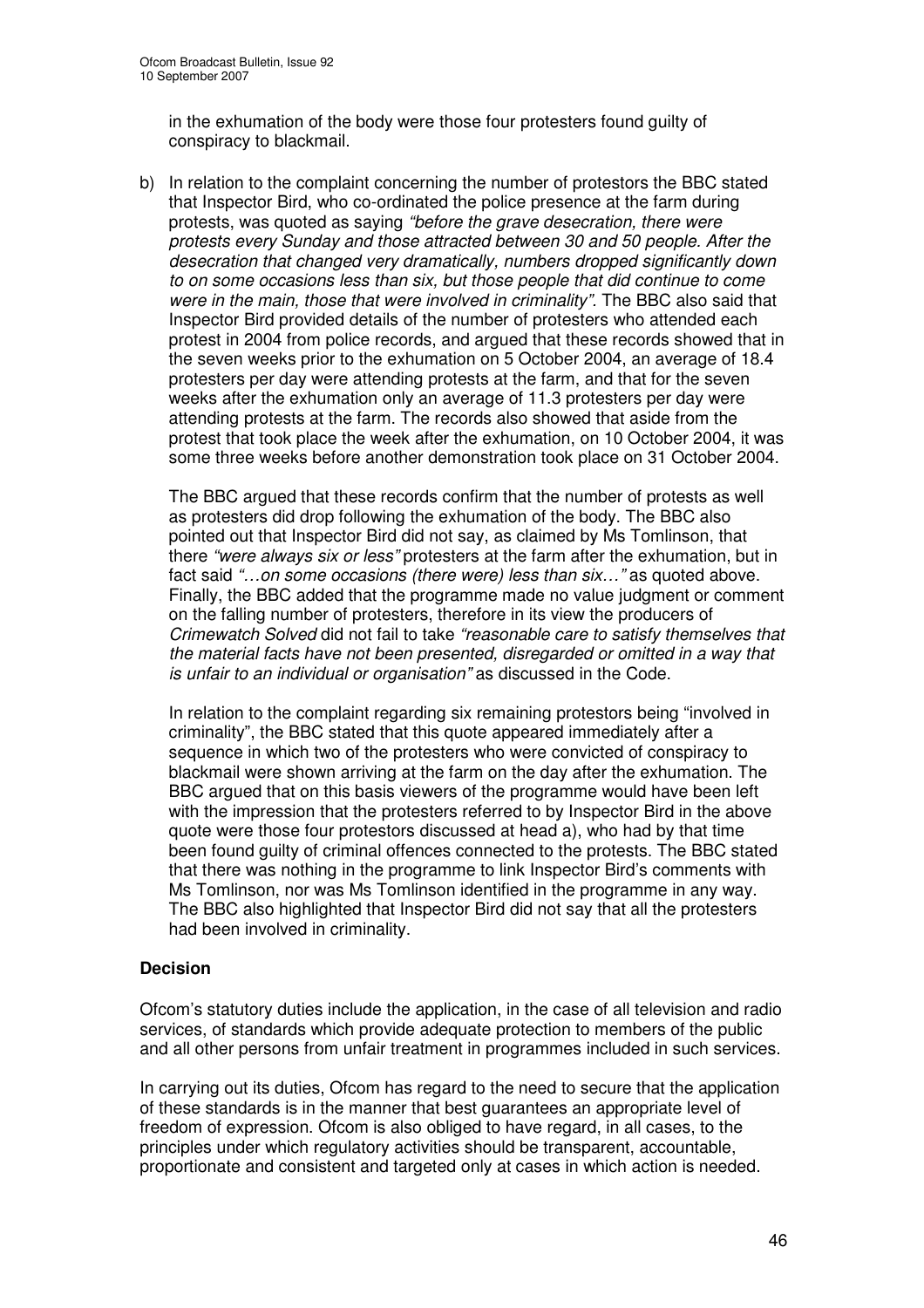in the exhumation of the body were those four protesters found guilty of conspiracy to blackmail.

b) In relation to the complaint concerning the number of protestors the BBC stated that Inspector Bird, who co-ordinated the police presence at the farm during protests, was quoted as saying *"before the grave desecration, there were protests every Sunday and those attracted between 30 and 50 people. After the desecration that changed very dramatically, numbers dropped significantly down to on some occasions less than six, but those people that did continue to come were in the main, those that were involved in criminality"*. The BBC also said that Inspector Bird provided details of the number of protesters who attended each protest in 2004 from police records, and argued that these records showed that in the seven weeks prior to the exhumation on 5 October 2004, an average of 18.4 protesters per day were attending protests at the farm, and that for the seven weeks after the exhumation only an average of 11.3 protesters per day were attending protests at the farm. The records also showed that aside from the protest that took place the week after the exhumation, on 10 October 2004, it was some three weeks before another demonstration took place on 31 October 2004.

   The BBC argued that these records confirm that the number of protests as well as protesters did drop following the exhumation of the body. The BBC also pointed out that Inspector Bird did not say, as claimed by Ms Tomlinson, that there *"were always six or less"* protesters at the farm after the exhumation, but in fact said *"…on some occasions (there were) less than six…"* as quoted above. Finally, the BBC added that the programme made no value judgment or comment on the falling number of protesters, therefore in its view the producers of *Crimewatch Solved* did not fail to take *"reasonable care to satisfy themselves that the material facts have not been presented, disregarded or omitted in a way that is unfair to an individual or organisation"* as discussed in the Code.

   In relation to the complaint regarding six remaining protestors being "involved in criminality", the BBC stated that this quote appeared immediately after a sequence in which two of the protesters who were convicted of conspiracy to blackmail were shown arriving at the farm on the day after the exhumation. The BBC argued that on this basis viewers of the programme would have been left with the impression that the protesters referred to by Inspector Bird in the above quote were those four protestors discussed at head a), who had by that time been found guilty of criminal offences connected to the protests. The BBC stated that there was nothing in the programme to link Inspector Bird's comments with Ms Tomlinson, nor was Ms Tomlinson identified in the programme in any way. The BBC also highlighted that Inspector Bird did not say that all the protesters had been involved in criminality.

**Decision**

Ofcom's statutory duties include the application, in the case of all television and radio services, of standards which provide adequate protection to members of the public and all other persons from unfair treatment in programmes included in such services.

In carrying out its duties, Ofcom has regard to the need to secure that the application of these standards is in the manner that best guarantees an appropriate level of freedom of expression. Ofcom is also obliged to have regard, in all cases, to the principles under which regulatory activities should be transparent, accountable, proportionate and consistent and targeted only at cases in which action is needed.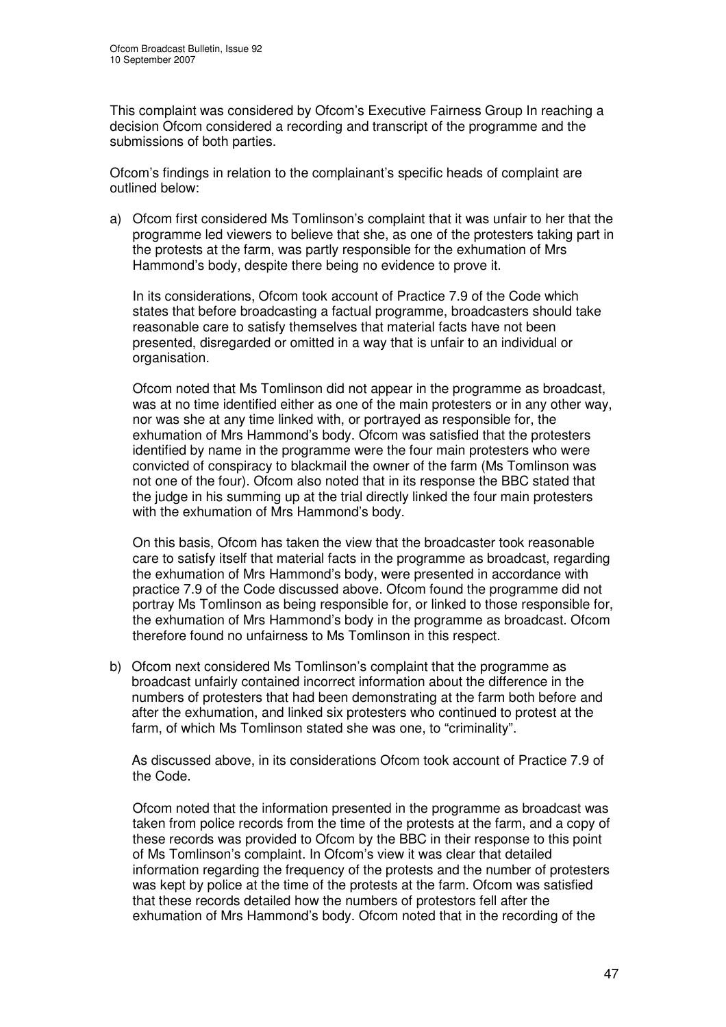This complaint was considered by Ofcom's Executive Fairness Group In reaching a decision Ofcom considered a recording and transcript of the programme and the submissions of both parties.

Ofcom's findings in relation to the complainant's specific heads of complaint are outlined below:

a) Ofcom first considered Ms Tomlinson's complaint that it was unfair to her that the programme led viewers to believe that she, as one of the protesters taking part in the protests at the farm, was partly responsible for the exhumation of Mrs Hammond's body, despite there being no evidence to prove it.

   In its considerations, Ofcom took account of Practice 7.9 of the Code which states that before broadcasting a factual programme, broadcasters should take reasonable care to satisfy themselves that material facts have not been presented, disregarded or omitted in a way that is unfair to an individual or organisation.

   Ofcom noted that Ms Tomlinson did not appear in the programme as broadcast, was at no time identified either as one of the main protesters or in any other way, nor was she at any time linked with, or portrayed as responsible for, the exhumation of Mrs Hammond's body. Ofcom was satisfied that the protesters identified by name in the programme were the four main protesters who were convicted of conspiracy to blackmail the owner of the farm (Ms Tomlinson was not one of the four). Ofcom also noted that in its response the BBC stated that the judge in his summing up at the trial directly linked the four main protesters with the exhumation of Mrs Hammond's body.

   On this basis, Ofcom has taken the view that the broadcaster took reasonable care to satisfy itself that material facts in the programme as broadcast, regarding the exhumation of Mrs Hammond's body, were presented in accordance with practice 7.9 of the Code discussed above. Ofcom found the programme did not portray Ms Tomlinson as being responsible for, or linked to those responsible for, the exhumation of Mrs Hammond's body in the programme as broadcast. Ofcom therefore found no unfairness to Ms Tomlinson in this respect.

b) Ofcom next considered Ms Tomlinson's complaint that the programme as broadcast unfairly contained incorrect information about the difference in the numbers of protesters that had been demonstrating at the farm both before and after the exhumation, and linked six protesters who continued to protest at the farm, of which Ms Tomlinson stated she was one, to "criminality".

   As discussed above, in its considerations Ofcom took account of Practice 7.9 of the Code.

   Ofcom noted that the information presented in the programme as broadcast was taken from police records from the time of the protests at the farm, and a copy of these records was provided to Ofcom by the BBC in their response to this point of Ms Tomlinson's complaint. In Ofcom's view it was clear that detailed information regarding the frequency of the protests and the number of protesters was kept by police at the time of the protests at the farm. Ofcom was satisfied that these records detailed how the numbers of protestors fell after the exhumation of Mrs Hammond's body. Ofcom noted that in the recording of the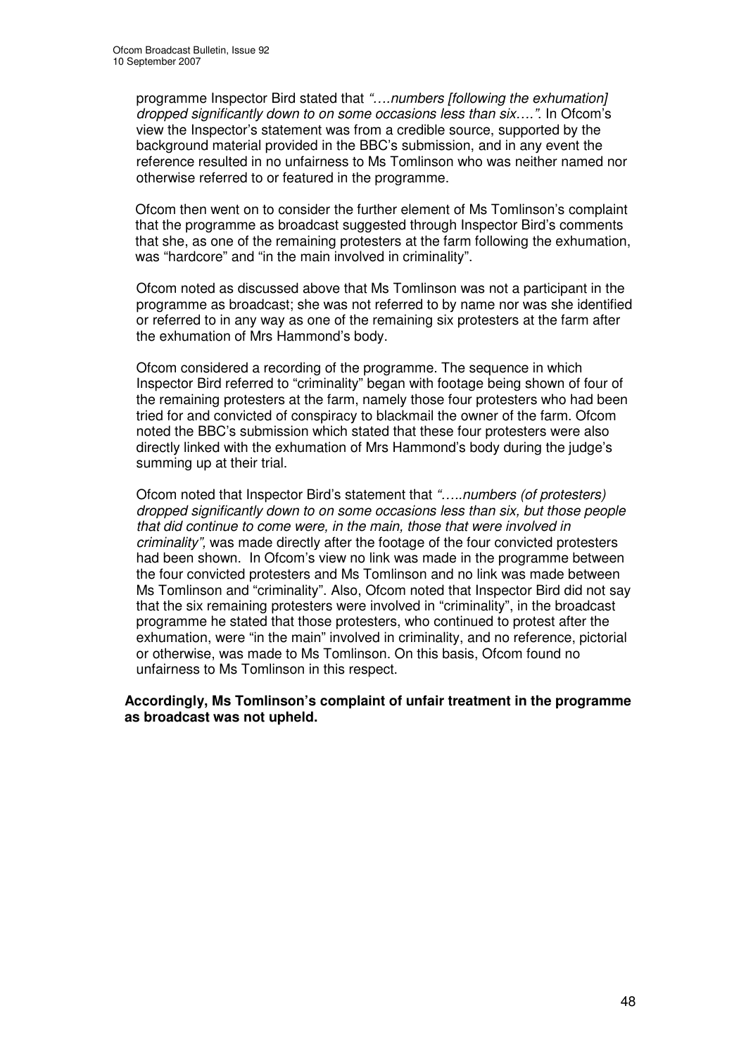programme Inspector Bird stated that *"….numbers [following the exhumation] dropped significantly down to on some occasions less than six….".* In Ofcom's view the Inspector's statement was from a credible source, supported by the background material provided in the BBC's submission, and in any event the reference resulted in no unfairness to Ms Tomlinson who was neither named nor otherwise referred to or featured in the programme.

Ofcom then went on to consider the further element of Ms Tomlinson's complaint that the programme as broadcast suggested through Inspector Bird's comments that she, as one of the remaining protesters at the farm following the exhumation, was "hardcore" and "in the main involved in criminality".

Ofcom noted as discussed above that Ms Tomlinson was not a participant in the programme as broadcast; she was not referred to by name nor was she identified or referred to in any way as one of the remaining six protesters at the farm after the exhumation of Mrs Hammond's body.

Ofcom considered a recording of the programme. The sequence in which Inspector Bird referred to "criminality" began with footage being shown of four of the remaining protesters at the farm, namely those four protesters who had been tried for and convicted of conspiracy to blackmail the owner of the farm. Ofcom noted the BBC's submission which stated that these four protesters were also directly linked with the exhumation of Mrs Hammond's body during the judge's summing up at their trial.

Ofcom noted that Inspector Bird's statement that *"…..numbers (of protesters) dropped significantly down to on some occasions less than six, but those people that did continue to come were, in the main, those that were involved in criminality",* was made directly after the footage of the four convicted protesters had been shown. In Ofcom's view no link was made in the programme between the four convicted protesters and Ms Tomlinson and no link was made between Ms Tomlinson and "criminality". Also, Ofcom noted that Inspector Bird did not say that the six remaining protesters were involved in "criminality", in the broadcast programme he stated that those protesters, who continued to protest after the exhumation, were "in the main" involved in criminality, and no reference, pictorial or otherwise, was made to Ms Tomlinson. On this basis, Ofcom found no unfairness to Ms Tomlinson in this respect.

**Accordingly, Ms Tomlinson's complaint of unfair treatment in the programme as broadcast was not upheld.**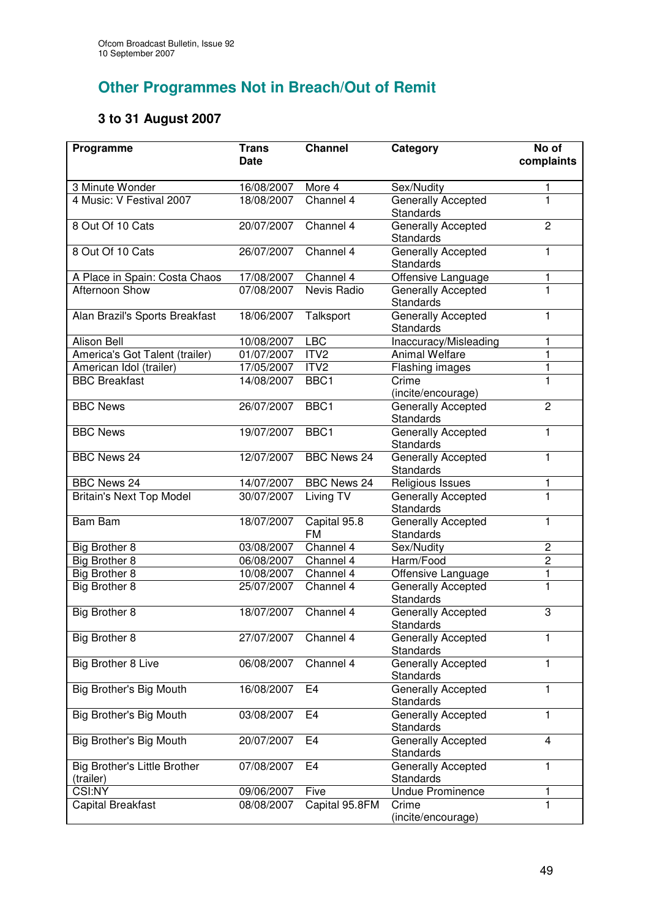## Other Programmes Not in Breach/Out of Remit

### 3 to 31 August 2007

| Programme | Trans Date | Channel | Category | No of complaints |
|---|---|---|---|---|
| 3 Minute Wonder | 16/08/2007 | More 4 | Sex/Nudity | 1 |
| 4 Music: V Festival 2007 | 18/08/2007 | Channel 4 | Generally Accepted Standards | 1 |
| 8 Out Of 10 Cats | 20/07/2007 | Channel 4 | Generally Accepted Standards | 2 |
| 8 Out Of 10 Cats | 26/07/2007 | Channel 4 | Generally Accepted Standards | 1 |
| A Place in Spain: Costa Chaos | 17/08/2007 | Channel 4 | Offensive Language | 1 |
| Afternoon Show | 07/08/2007 | Nevis Radio | Generally Accepted Standards | 1 |
| Alan Brazil's Sports Breakfast | 18/06/2007 | Talksport | Generally Accepted Standards | 1 |
| Alison Bell | 10/08/2007 | LBC | Inaccuracy/Misleading | 1 |
| America's Got Talent (trailer) | 01/07/2007 | ITV2 | Animal Welfare | 1 |
| American Idol (trailer) | 17/05/2007 | ITV2 | Flashing images | 1 |
| BBC Breakfast | 14/08/2007 | BBC1 | Crime (incite/encourage) | 1 |
| BBC News | 26/07/2007 | BBC1 | Generally Accepted Standards | 2 |
| BBC News | 19/07/2007 | BBC1 | Generally Accepted Standards | 1 |
| BBC News 24 | 12/07/2007 | BBC News 24 | Generally Accepted Standards | 1 |
| BBC News 24 | 14/07/2007 | BBC News 24 | Religious Issues | 1 |
| Britain's Next Top Model | 30/07/2007 | Living TV | Generally Accepted Standards | 1 |
| Bam Bam | 18/07/2007 | Capital 95.8 FM | Generally Accepted Standards | 1 |
| Big Brother 8 | 03/08/2007 | Channel 4 | Sex/Nudity | 2 |
| Big Brother 8 | 06/08/2007 | Channel 4 | Harm/Food | 2 |
| Big Brother 8 | 10/08/2007 | Channel 4 | Offensive Language | 1 |
| Big Brother 8 | 25/07/2007 | Channel 4 | Generally Accepted Standards | 1 |
| Big Brother 8 | 18/07/2007 | Channel 4 | Generally Accepted Standards | 3 |
| Big Brother 8 | 27/07/2007 | Channel 4 | Generally Accepted Standards | 1 |
| Big Brother 8 Live | 06/08/2007 | Channel 4 | Generally Accepted Standards | 1 |
| Big Brother's Big Mouth | 16/08/2007 | E4 | Generally Accepted Standards | 1 |
| Big Brother's Big Mouth | 03/08/2007 | E4 | Generally Accepted Standards | 1 |
| Big Brother's Big Mouth | 20/07/2007 | E4 | Generally Accepted Standards | 4 |
| Big Brother's Little Brother (trailer) | 07/08/2007 | E4 | Generally Accepted Standards | 1 |
| CSI:NY | 09/06/2007 | Five | Undue Prominence | 1 |
| Capital Breakfast | 08/08/2007 | Capital 95.8FM | Crime (incite/encourage) | 1 |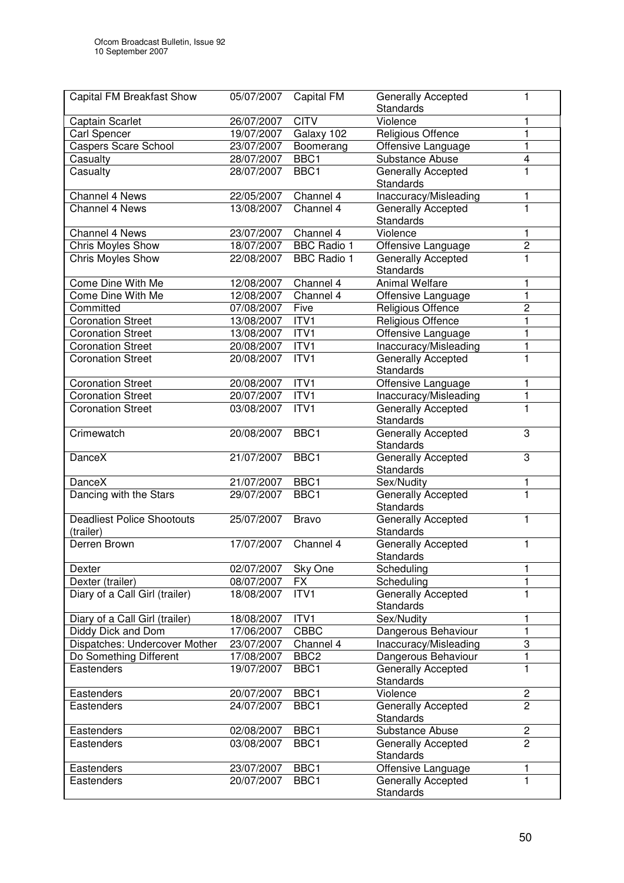| Capital FM Breakfast Show | 05/07/2007 | Capital FM | Generally Accepted Standards | 1 |
|---|---|---|---|---|
| Captain Scarlet | 26/07/2007 | CITV | Violence | 1 |
| Carl Spencer | 19/07/2007 | Galaxy 102 | Religious Offence | 1 |
| Caspers Scare School | 23/07/2007 | Boomerang | Offensive Language | 1 |
| Casualty | 28/07/2007 | BBC1 | Substance Abuse | 4 |
| Casualty | 28/07/2007 | BBC1 | Generally Accepted Standards | 1 |
| Channel 4 News | 22/05/2007 | Channel 4 | Inaccuracy/Misleading | 1 |
| Channel 4 News | 13/08/2007 | Channel 4 | Generally Accepted Standards | 1 |
| Channel 4 News | 23/07/2007 | Channel 4 | Violence | 1 |
| Chris Moyles Show | 18/07/2007 | BBC Radio 1 | Offensive Language | 2 |
| Chris Moyles Show | 22/08/2007 | BBC Radio 1 | Generally Accepted Standards | 1 |
| Come Dine With Me | 12/08/2007 | Channel 4 | Animal Welfare | 1 |
| Come Dine With Me | 12/08/2007 | Channel 4 | Offensive Language | 1 |
| Committed | 07/08/2007 | Five | Religious Offence | 2 |
| Coronation Street | 13/08/2007 | ITV1 | Religious Offence | 1 |
| Coronation Street | 13/08/2007 | ITV1 | Offensive Language | 1 |
| Coronation Street | 20/08/2007 | ITV1 | Inaccuracy/Misleading | 1 |
| Coronation Street | 20/08/2007 | ITV1 | Generally Accepted Standards | 1 |
| Coronation Street | 20/08/2007 | ITV1 | Offensive Language | 1 |
| Coronation Street | 20/07/2007 | ITV1 | Inaccuracy/Misleading | 1 |
| Coronation Street | 03/08/2007 | ITV1 | Generally Accepted Standards | 1 |
| Crimewatch | 20/08/2007 | BBC1 | Generally Accepted Standards | 3 |
| DanceX | 21/07/2007 | BBC1 | Generally Accepted Standards | 3 |
| DanceX | 21/07/2007 | BBC1 | Sex/Nudity | 1 |
| Dancing with the Stars | 29/07/2007 | BBC1 | Generally Accepted Standards | 1 |
| Deadliest Police Shootouts (trailer) | 25/07/2007 | Bravo | Generally Accepted Standards | 1 |
| Derren Brown | 17/07/2007 | Channel 4 | Generally Accepted Standards | 1 |
| Dexter | 02/07/2007 | Sky One | Scheduling | 1 |
| Dexter (trailer) | 08/07/2007 | FX | Scheduling | 1 |
| Diary of a Call Girl (trailer) | 18/08/2007 | ITV1 | Generally Accepted Standards | 1 |
| Diary of a Call Girl (trailer) | 18/08/2007 | ITV1 | Sex/Nudity | 1 |
| Diddy Dick and Dom | 17/06/2007 | CBBC | Dangerous Behaviour | 1 |
| Dispatches: Undercover Mother | 23/07/2007 | Channel 4 | Inaccuracy/Misleading | 3 |
| Do Something Different | 17/08/2007 | BBC2 | Dangerous Behaviour | 1 |
| Eastenders | 19/07/2007 | BBC1 | Generally Accepted Standards | 1 |
| Eastenders | 20/07/2007 | BBC1 | Violence | 2 |
| Eastenders | 24/07/2007 | BBC1 | Generally Accepted Standards | 2 |
| Eastenders | 02/08/2007 | BBC1 | Substance Abuse | 2 |
| Eastenders | 03/08/2007 | BBC1 | Generally Accepted Standards | 2 |
| Eastenders | 23/07/2007 | BBC1 | Offensive Language | 1 |
| Eastenders | 20/07/2007 | BBC1 | Generally Accepted Standards | 1 |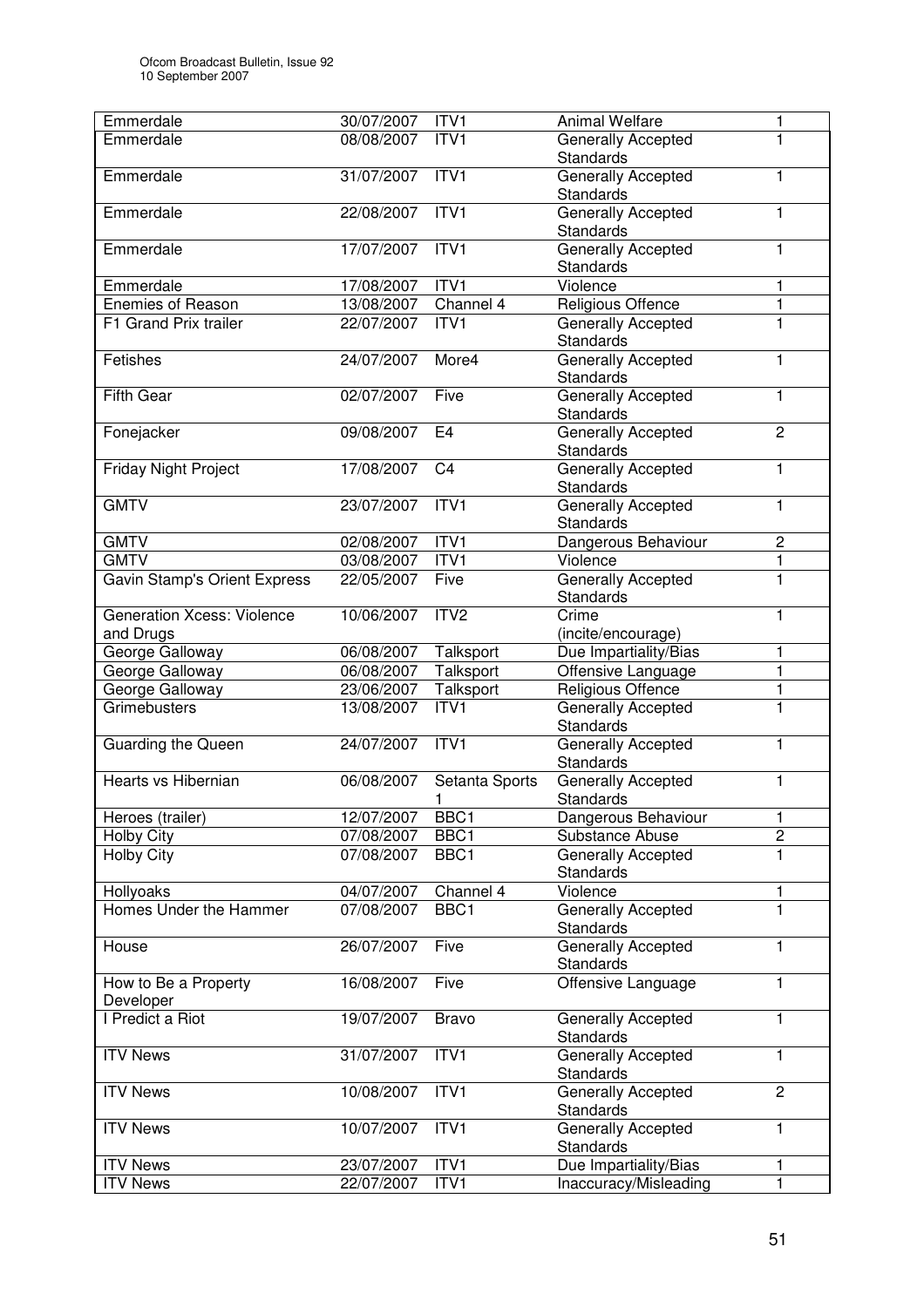| Emmerdale | 30/07/2007 | ITV1 | Animal Welfare | 1 |
|---|---|---|---|---|
| Emmerdale | 08/08/2007 | ITV1 | Generally Accepted Standards | 1 |
| Emmerdale | 31/07/2007 | ITV1 | Generally Accepted Standards | 1 |
| Emmerdale | 22/08/2007 | ITV1 | Generally Accepted Standards | 1 |
| Emmerdale | 17/07/2007 | ITV1 | Generally Accepted Standards | 1 |
| Emmerdale | 17/08/2007 | ITV1 | Violence | 1 |
| Enemies of Reason | 13/08/2007 | Channel 4 | Religious Offence | 1 |
| F1 Grand Prix trailer | 22/07/2007 | ITV1 | Generally Accepted Standards | 1 |
| Fetishes | 24/07/2007 | More4 | Generally Accepted Standards | 1 |
| Fifth Gear | 02/07/2007 | Five | Generally Accepted Standards | 1 |
| Fonejacker | 09/08/2007 | E4 | Generally Accepted Standards | 2 |
| Friday Night Project | 17/08/2007 | C4 | Generally Accepted Standards | 1 |
| GMTV | 23/07/2007 | ITV1 | Generally Accepted Standards | 1 |
| GMTV | 02/08/2007 | ITV1 | Dangerous Behaviour | 2 |
| GMTV | 03/08/2007 | ITV1 | Violence | 1 |
| Gavin Stamp's Orient Express | 22/05/2007 | Five | Generally Accepted Standards | 1 |
| Generation Xcess: Violence and Drugs | 10/06/2007 | ITV2 | Crime (incite/encourage) | 1 |
| George Galloway | 06/08/2007 | Talksport | Due Impartiality/Bias | 1 |
| George Galloway | 06/08/2007 | Talksport | Offensive Language | 1 |
| George Galloway | 23/06/2007 | Talksport | Religious Offence | 1 |
| Grimebusters | 13/08/2007 | ITV1 | Generally Accepted Standards | 1 |
| Guarding the Queen | 24/07/2007 | ITV1 | Generally Accepted Standards | 1 |
| Hearts vs Hibernian | 06/08/2007 | Setanta Sports 1 | Generally Accepted Standards | 1 |
| Heroes (trailer) | 12/07/2007 | BBC1 | Dangerous Behaviour | 1 |
| Holby City | 07/08/2007 | BBC1 | Substance Abuse | 2 |
| Holby City | 07/08/2007 | BBC1 | Generally Accepted Standards | 1 |
| Hollyoaks | 04/07/2007 | Channel 4 | Violence | 1 |
| Homes Under the Hammer | 07/08/2007 | BBC1 | Generally Accepted Standards | 1 |
| House | 26/07/2007 | Five | Generally Accepted Standards | 1 |
| How to Be a Property Developer | 16/08/2007 | Five | Offensive Language | 1 |
| I Predict a Riot | 19/07/2007 | Bravo | Generally Accepted Standards | 1 |
| ITV News | 31/07/2007 | ITV1 | Generally Accepted Standards | 1 |
| ITV News | 10/08/2007 | ITV1 | Generally Accepted Standards | 2 |
| ITV News | 10/07/2007 | ITV1 | Generally Accepted Standards | 1 |
| ITV News | 23/07/2007 | ITV1 | Due Impartiality/Bias | 1 |
| ITV News | 22/07/2007 | ITV1 | Inaccuracy/Misleading | 1 |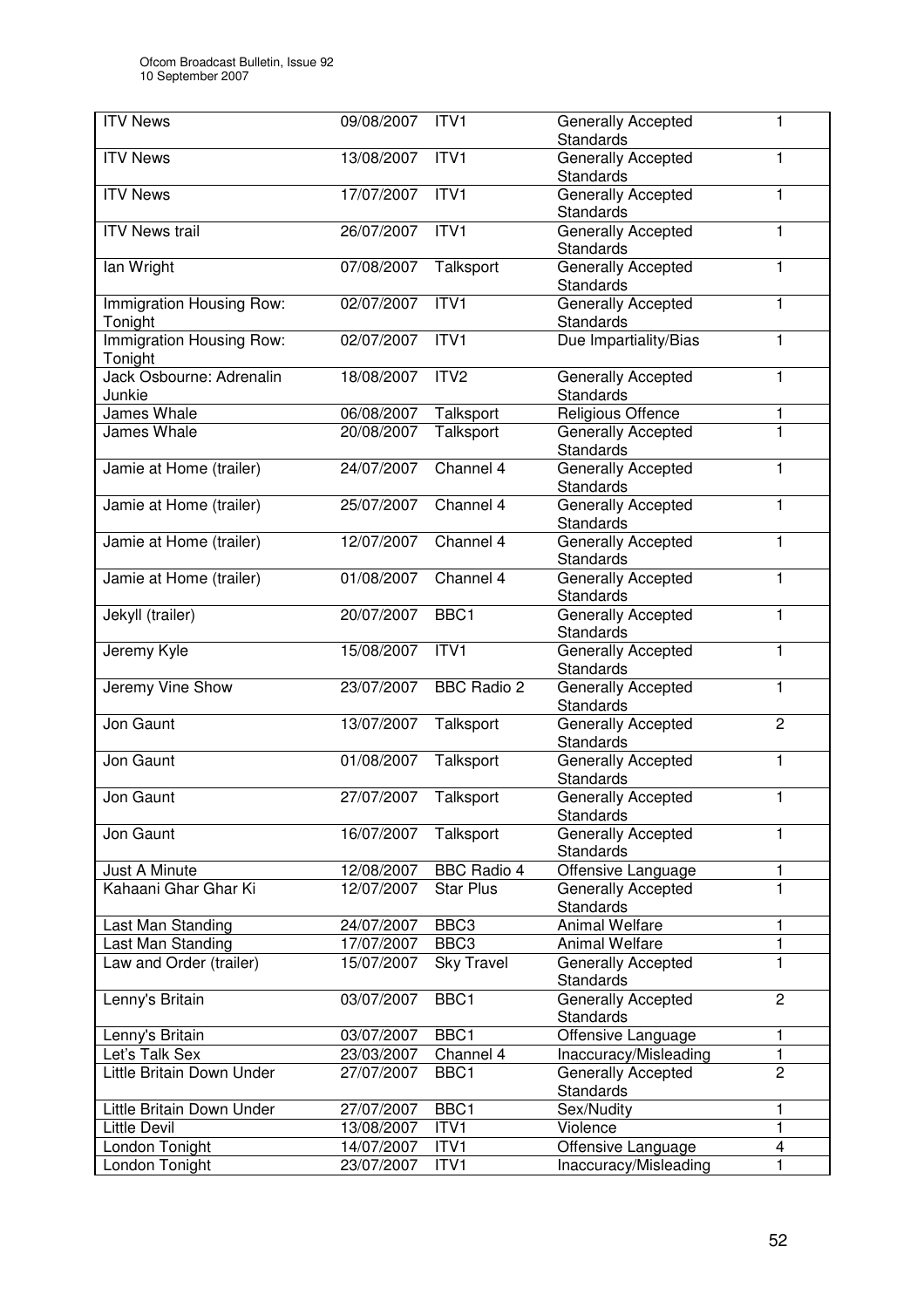| ITV News | 09/08/2007 | ITV1 | Generally Accepted Standards | 1 |
|---|---|---|---|---|
| ITV News | 13/08/2007 | ITV1 | Generally Accepted Standards | 1 |
| ITV News | 17/07/2007 | ITV1 | Generally Accepted Standards | 1 |
| ITV News trail | 26/07/2007 | ITV1 | Generally Accepted Standards | 1 |
| Ian Wright | 07/08/2007 | Talksport | Generally Accepted Standards | 1 |
| Immigration Housing Row: Tonight | 02/07/2007 | ITV1 | Generally Accepted Standards | 1 |
| Immigration Housing Row: Tonight | 02/07/2007 | ITV1 | Due Impartiality/Bias | 1 |
| Jack Osbourne: Adrenalin Junkie | 18/08/2007 | ITV2 | Generally Accepted Standards | 1 |
| James Whale | 06/08/2007 | Talksport | Religious Offence | 1 |
| James Whale | 20/08/2007 | Talksport | Generally Accepted Standards | 1 |
| Jamie at Home (trailer) | 24/07/2007 | Channel 4 | Generally Accepted Standards | 1 |
| Jamie at Home (trailer) | 25/07/2007 | Channel 4 | Generally Accepted Standards | 1 |
| Jamie at Home (trailer) | 12/07/2007 | Channel 4 | Generally Accepted Standards | 1 |
| Jamie at Home (trailer) | 01/08/2007 | Channel 4 | Generally Accepted Standards | 1 |
| Jekyll (trailer) | 20/07/2007 | BBC1 | Generally Accepted Standards | 1 |
| Jeremy Kyle | 15/08/2007 | ITV1 | Generally Accepted Standards | 1 |
| Jeremy Vine Show | 23/07/2007 | BBC Radio 2 | Generally Accepted Standards | 1 |
| Jon Gaunt | 13/07/2007 | Talksport | Generally Accepted Standards | 2 |
| Jon Gaunt | 01/08/2007 | Talksport | Generally Accepted Standards | 1 |
| Jon Gaunt | 27/07/2007 | Talksport | Generally Accepted Standards | 1 |
| Jon Gaunt | 16/07/2007 | Talksport | Generally Accepted Standards | 1 |
| Just A Minute | 12/08/2007 | BBC Radio 4 | Offensive Language | 1 |
| Kahaani Ghar Ghar Ki | 12/07/2007 | Star Plus | Generally Accepted Standards | 1 |
| Last Man Standing | 24/07/2007 | BBC3 | Animal Welfare | 1 |
| Last Man Standing | 17/07/2007 | BBC3 | Animal Welfare | 1 |
| Law and Order (trailer) | 15/07/2007 | Sky Travel | Generally Accepted Standards | 1 |
| Lenny's Britain | 03/07/2007 | BBC1 | Generally Accepted Standards | 2 |
| Lenny's Britain | 03/07/2007 | BBC1 | Offensive Language | 1 |
| Let's Talk Sex | 23/03/2007 | Channel 4 | Inaccuracy/Misleading | 1 |
| Little Britain Down Under | 27/07/2007 | BBC1 | Generally Accepted Standards | 2 |
| Little Britain Down Under | 27/07/2007 | BBC1 | Sex/Nudity | 1 |
| Little Devil | 13/08/2007 | ITV1 | Violence | 1 |
| London Tonight | 14/07/2007 | ITV1 | Offensive Language | 4 |
| London Tonight | 23/07/2007 | ITV1 | Inaccuracy/Misleading | 1 |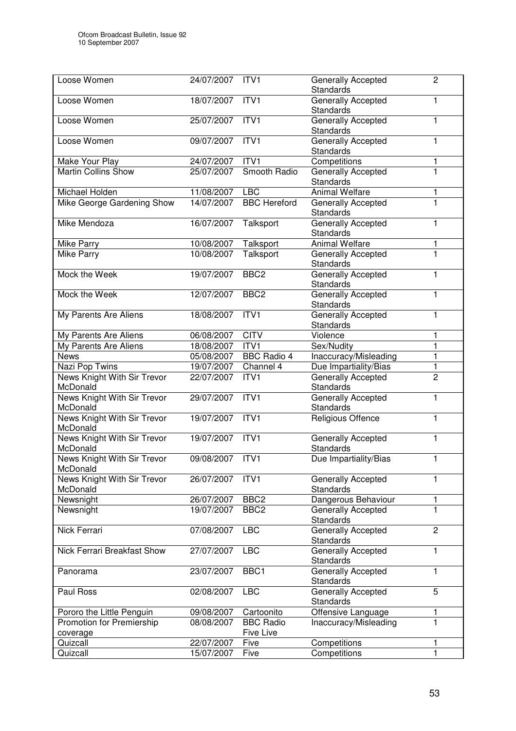| Loose Women | 24/07/2007 | ITV1 | Generally Accepted Standards | 2 |
|---|---|---|---|---|
| Loose Women | 18/07/2007 | ITV1 | Generally Accepted Standards | 1 |
| Loose Women | 25/07/2007 | ITV1 | Generally Accepted Standards | 1 |
| Loose Women | 09/07/2007 | ITV1 | Generally Accepted Standards | 1 |
| Make Your Play | 24/07/2007 | ITV1 | Competitions | 1 |
| Martin Collins Show | 25/07/2007 | Smooth Radio | Generally Accepted Standards | 1 |
| Michael Holden | 11/08/2007 | LBC | Animal Welfare | 1 |
| Mike George Gardening Show | 14/07/2007 | BBC Hereford | Generally Accepted Standards | 1 |
| Mike Mendoza | 16/07/2007 | Talksport | Generally Accepted Standards | 1 |
| Mike Parry | 10/08/2007 | Talksport | Animal Welfare | 1 |
| Mike Parry | 10/08/2007 | Talksport | Generally Accepted Standards | 1 |
| Mock the Week | 19/07/2007 | BBC2 | Generally Accepted Standards | 1 |
| Mock the Week | 12/07/2007 | BBC2 | Generally Accepted Standards | 1 |
| My Parents Are Aliens | 18/08/2007 | ITV1 | Generally Accepted Standards | 1 |
| My Parents Are Aliens | 06/08/2007 | CITV | Violence | 1 |
| My Parents Are Aliens | 18/08/2007 | ITV1 | Sex/Nudity | 1 |
| News | 05/08/2007 | BBC Radio 4 | Inaccuracy/Misleading | 1 |
| Nazi Pop Twins | 19/07/2007 | Channel 4 | Due Impartiality/Bias | 1 |
| News Knight With Sir Trevor McDonald | 22/07/2007 | ITV1 | Generally Accepted Standards | 2 |
| News Knight With Sir Trevor McDonald | 29/07/2007 | ITV1 | Generally Accepted Standards | 1 |
| News Knight With Sir Trevor McDonald | 19/07/2007 | ITV1 | Religious Offence | 1 |
| News Knight With Sir Trevor McDonald | 19/07/2007 | ITV1 | Generally Accepted Standards | 1 |
| News Knight With Sir Trevor McDonald | 09/08/2007 | ITV1 | Due Impartiality/Bias | 1 |
| News Knight With Sir Trevor McDonald | 26/07/2007 | ITV1 | Generally Accepted Standards | 1 |
| Newsnight | 26/07/2007 | BBC2 | Dangerous Behaviour | 1 |
| Newsnight | 19/07/2007 | BBC2 | Generally Accepted Standards | 1 |
| Nick Ferrari | 07/08/2007 | LBC | Generally Accepted Standards | 2 |
| Nick Ferrari Breakfast Show | 27/07/2007 | LBC | Generally Accepted Standards | 1 |
| Panorama | 23/07/2007 | BBC1 | Generally Accepted Standards | 1 |
| Paul Ross | 02/08/2007 | LBC | Generally Accepted Standards | 5 |
| Pororo the Little Penguin | 09/08/2007 | Cartoonito | Offensive Language | 1 |
| Promotion for Premiership coverage | 08/08/2007 | BBC Radio Five Live | Inaccuracy/Misleading | 1 |
| Quizcall | 22/07/2007 | Five | Competitions | 1 |
| Quizcall | 15/07/2007 | Five | Competitions | 1 |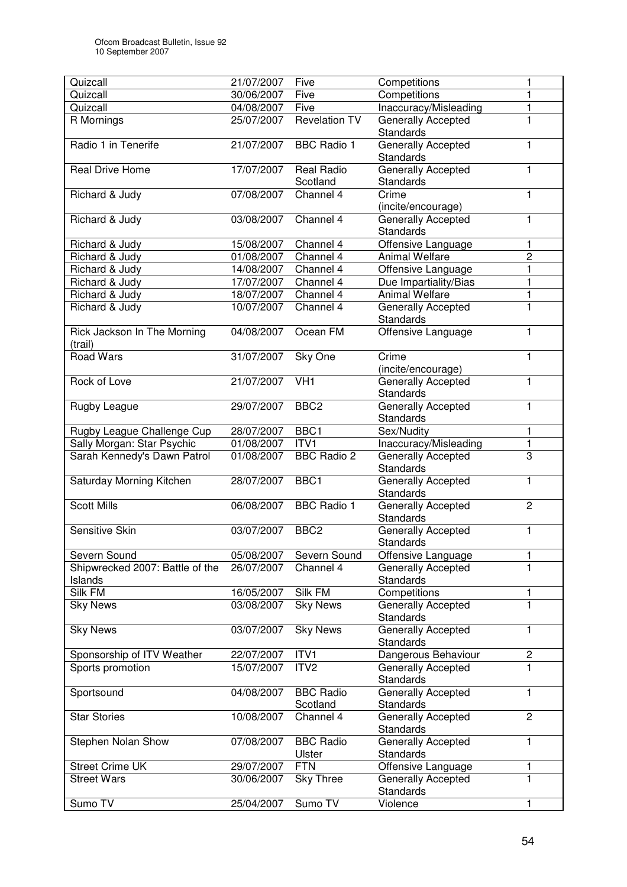| Quizcall | 21/07/2007 | Five | Competitions | 1 |
|---|---|---|---|---|
| Quizcall | 30/06/2007 | Five | Competitions | 1 |
| Quizcall | 04/08/2007 | Five | Inaccuracy/Misleading | 1 |
| R Mornings | 25/07/2007 | Revelation TV | Generally Accepted Standards | 1 |
| Radio 1 in Tenerife | 21/07/2007 | BBC Radio 1 | Generally Accepted Standards | 1 |
| Real Drive Home | 17/07/2007 | Real Radio Scotland | Generally Accepted Standards | 1 |
| Richard & Judy | 07/08/2007 | Channel 4 | Crime (incite/encourage) | 1 |
| Richard & Judy | 03/08/2007 | Channel 4 | Generally Accepted Standards | 1 |
| Richard & Judy | 15/08/2007 | Channel 4 | Offensive Language | 1 |
| Richard & Judy | 01/08/2007 | Channel 4 | Animal Welfare | 2 |
| Richard & Judy | 14/08/2007 | Channel 4 | Offensive Language | 1 |
| Richard & Judy | 17/07/2007 | Channel 4 | Due Impartiality/Bias | 1 |
| Richard & Judy | 18/07/2007 | Channel 4 | Animal Welfare | 1 |
| Richard & Judy | 10/07/2007 | Channel 4 | Generally Accepted Standards | 1 |
| Rick Jackson In The Morning (trail) | 04/08/2007 | Ocean FM | Offensive Language | 1 |
| Road Wars | 31/07/2007 | Sky One | Crime (incite/encourage) | 1 |
| Rock of Love | 21/07/2007 | VH1 | Generally Accepted Standards | 1 |
| Rugby League | 29/07/2007 | BBC2 | Generally Accepted Standards | 1 |
| Rugby League Challenge Cup | 28/07/2007 | BBC1 | Sex/Nudity | 1 |
| Sally Morgan: Star Psychic | 01/08/2007 | ITV1 | Inaccuracy/Misleading | 1 |
| Sarah Kennedy's Dawn Patrol | 01/08/2007 | BBC Radio 2 | Generally Accepted Standards | 3 |
| Saturday Morning Kitchen | 28/07/2007 | BBC1 | Generally Accepted Standards | 1 |
| Scott Mills | 06/08/2007 | BBC Radio 1 | Generally Accepted Standards | 2 |
| Sensitive Skin | 03/07/2007 | BBC2 | Generally Accepted Standards | 1 |
| Severn Sound | 05/08/2007 | Severn Sound | Offensive Language | 1 |
| Shipwrecked 2007: Battle of the Islands | 26/07/2007 | Channel 4 | Generally Accepted Standards | 1 |
| Silk FM | 16/05/2007 | Silk FM | Competitions | 1 |
| Sky News | 03/08/2007 | Sky News | Generally Accepted Standards | 1 |
| Sky News | 03/07/2007 | Sky News | Generally Accepted Standards | 1 |
| Sponsorship of ITV Weather | 22/07/2007 | ITV1 | Dangerous Behaviour | 2 |
| Sports promotion | 15/07/2007 | ITV2 | Generally Accepted Standards | 1 |
| Sportsound | 04/08/2007 | BBC Radio Scotland | Generally Accepted Standards | 1 |
| Star Stories | 10/08/2007 | Channel 4 | Generally Accepted Standards | 2 |
| Stephen Nolan Show | 07/08/2007 | BBC Radio Ulster | Generally Accepted Standards | 1 |
| Street Crime UK | 29/07/2007 | FTN | Offensive Language | 1 |
| Street Wars | 30/06/2007 | Sky Three | Generally Accepted Standards | 1 |
| Sumo TV | 25/04/2007 | Sumo TV | Violence | 1 |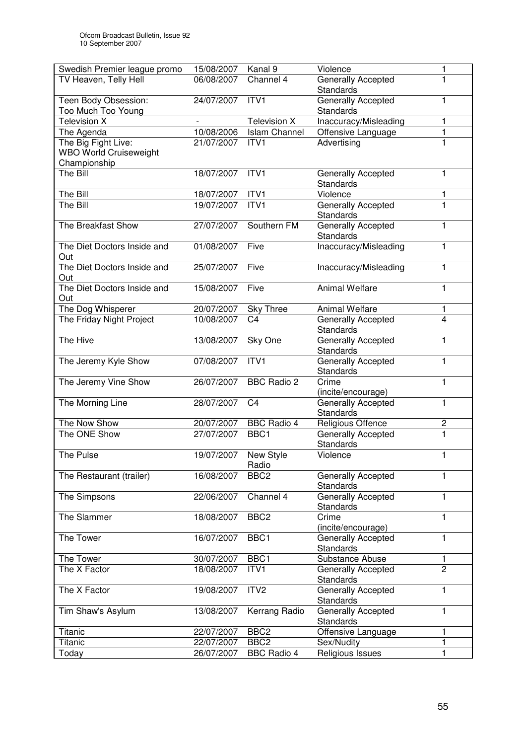| Swedish Premier league promo | 15/08/2007 | Kanal 9 | Violence | 1 |
|---|---|---|---|---|
| TV Heaven, Telly Hell | 06/08/2007 | Channel 4 | Generally Accepted Standards | 1 |
| Teen Body Obsession: Too Much Too Young | 24/07/2007 | ITV1 | Generally Accepted Standards | 1 |
| Television X | - | Television X | Inaccuracy/Misleading | 1 |
| The Agenda | 10/08/2006 | Islam Channel | Offensive Language | 1 |
| The Big Fight Live: WBO World Cruiseweight Championship | 21/07/2007 | ITV1 | Advertising | 1 |
| The Bill | 18/07/2007 | ITV1 | Generally Accepted Standards | 1 |
| The Bill | 18/07/2007 | ITV1 | Violence | 1 |
| The Bill | 19/07/2007 | ITV1 | Generally Accepted Standards | 1 |
| The Breakfast Show | 27/07/2007 | Southern FM | Generally Accepted Standards | 1 |
| The Diet Doctors Inside and Out | 01/08/2007 | Five | Inaccuracy/Misleading | 1 |
| The Diet Doctors Inside and Out | 25/07/2007 | Five | Inaccuracy/Misleading | 1 |
| The Diet Doctors Inside and Out | 15/08/2007 | Five | Animal Welfare | 1 |
| The Dog Whisperer | 20/07/2007 | Sky Three | Animal Welfare | 1 |
| The Friday Night Project | 10/08/2007 | C4 | Generally Accepted Standards | 4 |
| The Hive | 13/08/2007 | Sky One | Generally Accepted Standards | 1 |
| The Jeremy Kyle Show | 07/08/2007 | ITV1 | Generally Accepted Standards | 1 |
| The Jeremy Vine Show | 26/07/2007 | BBC Radio 2 | Crime (incite/encourage) | 1 |
| The Morning Line | 28/07/2007 | C4 | Generally Accepted Standards | 1 |
| The Now Show | 20/07/2007 | BBC Radio 4 | Religious Offence | 2 |
| The ONE Show | 27/07/2007 | BBC1 | Generally Accepted Standards | 1 |
| The Pulse | 19/07/2007 | New Style Radio | Violence | 1 |
| The Restaurant (trailer) | 16/08/2007 | BBC2 | Generally Accepted Standards | 1 |
| The Simpsons | 22/06/2007 | Channel 4 | Generally Accepted Standards | 1 |
| The Slammer | 18/08/2007 | BBC2 | Crime (incite/encourage) | 1 |
| The Tower | 16/07/2007 | BBC1 | Generally Accepted Standards | 1 |
| The Tower | 30/07/2007 | BBC1 | Substance Abuse | 1 |
| The X Factor | 18/08/2007 | ITV1 | Generally Accepted Standards | 2 |
| The X Factor | 19/08/2007 | ITV2 | Generally Accepted Standards | 1 |
| Tim Shaw's Asylum | 13/08/2007 | Kerrang Radio | Generally Accepted Standards | 1 |
| Titanic | 22/07/2007 | BBC2 | Offensive Language | 1 |
| Titanic | 22/07/2007 | BBC2 | Sex/Nudity | 1 |
| Today | 26/07/2007 | BBC Radio 4 | Religious Issues | 1 |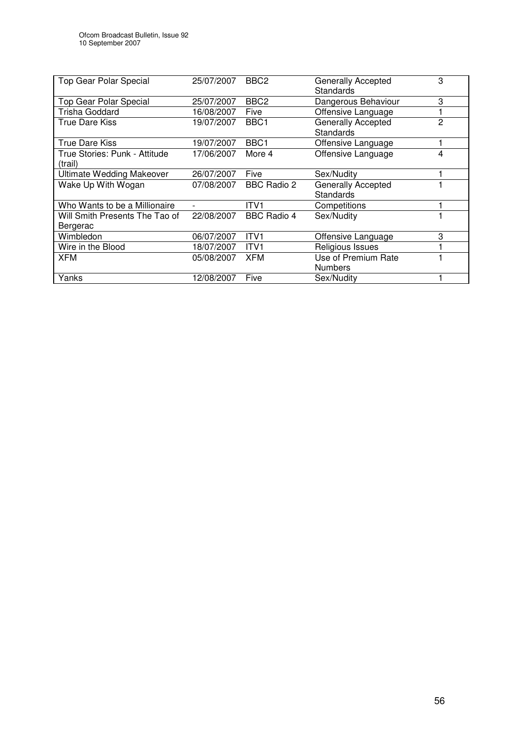| | | | | |
|---|---|---|---|---|
| Top Gear Polar Special | 25/07/2007 | BBC2 | Generally Accepted Standards | 3 |
| Top Gear Polar Special | 25/07/2007 | BBC2 | Dangerous Behaviour | 3 |
| Trisha Goddard | 16/08/2007 | Five | Offensive Language | 1 |
| True Dare Kiss | 19/07/2007 | BBC1 | Generally Accepted Standards | 2 |
| True Dare Kiss | 19/07/2007 | BBC1 | Offensive Language | 1 |
| True Stories: Punk - Attitude (trail) | 17/06/2007 | More 4 | Offensive Language | 4 |
| Ultimate Wedding Makeover | 26/07/2007 | Five | Sex/Nudity | 1 |
| Wake Up With Wogan | 07/08/2007 | BBC Radio 2 | Generally Accepted Standards | 1 |
| Who Wants to be a Millionaire | - | ITV1 | Competitions | 1 |
| Will Smith Presents The Tao of Bergerac | 22/08/2007 | BBC Radio 4 | Sex/Nudity | 1 |
| Wimbledon | 06/07/2007 | ITV1 | Offensive Language | 3 |
| Wire in the Blood | 18/07/2007 | ITV1 | Religious Issues | 1 |
| XFM | 05/08/2007 | XFM | Use of Premium Rate Numbers | 1 |
| Yanks | 12/08/2007 | Five | Sex/Nudity | 1 |